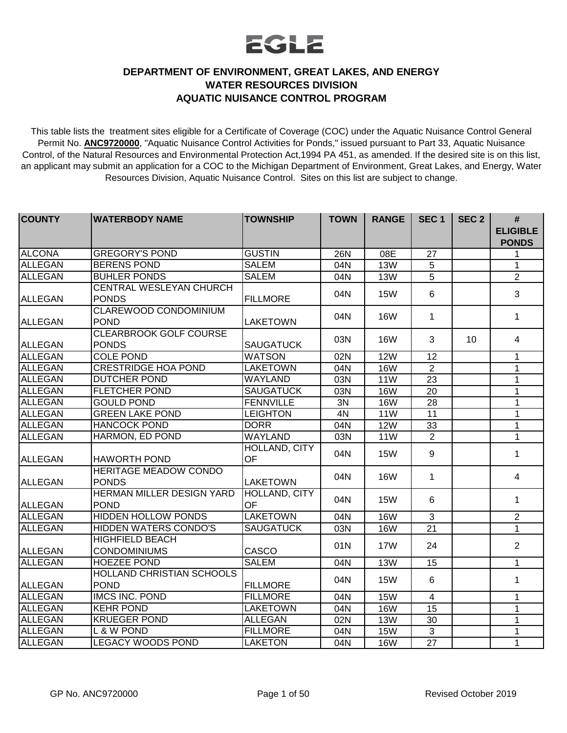EGLE

**DEPARTMENT OF ENVIRONMENT, GREAT LAKES, AND ENERGY**
**WATER RESOURCES DIVISION**
**AQUATIC NUISANCE CONTROL PROGRAM**

This table lists the treatment sites eligible for a Certificate of Coverage (COC) under the Aquatic Nuisance Control General Permit No. **ANC9720000**, "Aquatic Nuisance Control Activities for Ponds," issued pursuant to Part 33, Aquatic Nuisance Control, of the Natural Resources and Environmental Protection Act,1994 PA 451, as amended. If the desired site is on this list, an applicant may submit an application for a COC to the Michigan Department of Environment, Great Lakes, and Energy, Water Resources Division, Aquatic Nuisance Control. Sites on this list are subject to change.

| COUNTY | WATERBODY NAME | TOWNSHIP | TOWN | RANGE | SEC 1 | SEC 2 | # ELIGIBLE PONDS |
|---|---|---|---|---|---|---|---|
| ALCONA | GREGORY'S POND | GUSTIN | 26N | 08E | 27 | | 1 |
| ALLEGAN | BERENS POND | SALEM | 04N | 13W | 5 | | 1 |
| ALLEGAN | BUHLER PONDS | SALEM | 04N | 13W | 5 | | 2 |
| ALLEGAN | CENTRAL WESLEYAN CHURCH PONDS | FILLMORE | 04N | 15W | 6 | | 3 |
| ALLEGAN | CLAREWOOD CONDOMINIUM POND | LAKETOWN | 04N | 16W | 1 | | 1 |
| ALLEGAN | CLEARBROOK GOLF COURSE PONDS | SAUGATUCK | 03N | 16W | 3 | 10 | 4 |
| ALLEGAN | COLE POND | WATSON | 02N | 12W | 12 | | 1 |
| ALLEGAN | CRESTRIDGE HOA POND | LAKETOWN | 04N | 16W | 2 | | 1 |
| ALLEGAN | DUTCHER POND | WAYLAND | 03N | 11W | 23 | | 1 |
| ALLEGAN | FLETCHER POND | SAUGATUCK | 03N | 16W | 20 | | 1 |
| ALLEGAN | GOULD POND | FENNVILLE | 3N | 16W | 28 | | 1 |
| ALLEGAN | GREEN LAKE POND | LEIGHTON | 4N | 11W | 11 | | 1 |
| ALLEGAN | HANCOCK POND | DORR | 04N | 12W | 33 | | 1 |
| ALLEGAN | HARMON, ED POND | WAYLAND | 03N | 11W | 2 | | 1 |
| ALLEGAN | HAWORTH POND | HOLLAND, CITY OF | 04N | 15W | 9 | | 1 |
| ALLEGAN | HERITAGE MEADOW CONDO PONDS | LAKETOWN | 04N | 16W | 1 | | 4 |
| ALLEGAN | HERMAN MILLER DESIGN YARD POND | HOLLAND, CITY OF | 04N | 15W | 6 | | 1 |
| ALLEGAN | HIDDEN HOLLOW PONDS | LAKETOWN | 04N | 16W | 3 | | 2 |
| ALLEGAN | HIDDEN WATERS CONDO'S | SAUGATUCK | 03N | 16W | 21 | | 1 |
| ALLEGAN | HIGHFIELD BEACH CONDOMINIUMS | CASCO | 01N | 17W | 24 | | 2 |
| ALLEGAN | HOEZEE POND | SALEM | 04N | 13W | 15 | | 1 |
| ALLEGAN | HOLLAND CHRISTIAN SCHOOLS POND | FILLMORE | 04N | 15W | 6 | | 1 |
| ALLEGAN | IMCS INC. POND | FILLMORE | 04N | 15W | 4 | | 1 |
| ALLEGAN | KEHR POND | LAKETOWN | 04N | 16W | 15 | | 1 |
| ALLEGAN | KRUEGER POND | ALLEGAN | 02N | 13W | 30 | | 1 |
| ALLEGAN | L & W POND | FILLMORE | 04N | 15W | 3 | | 1 |
| ALLEGAN | LEGACY WOODS POND | LAKETON | 04N | 16W | 27 | | 1 |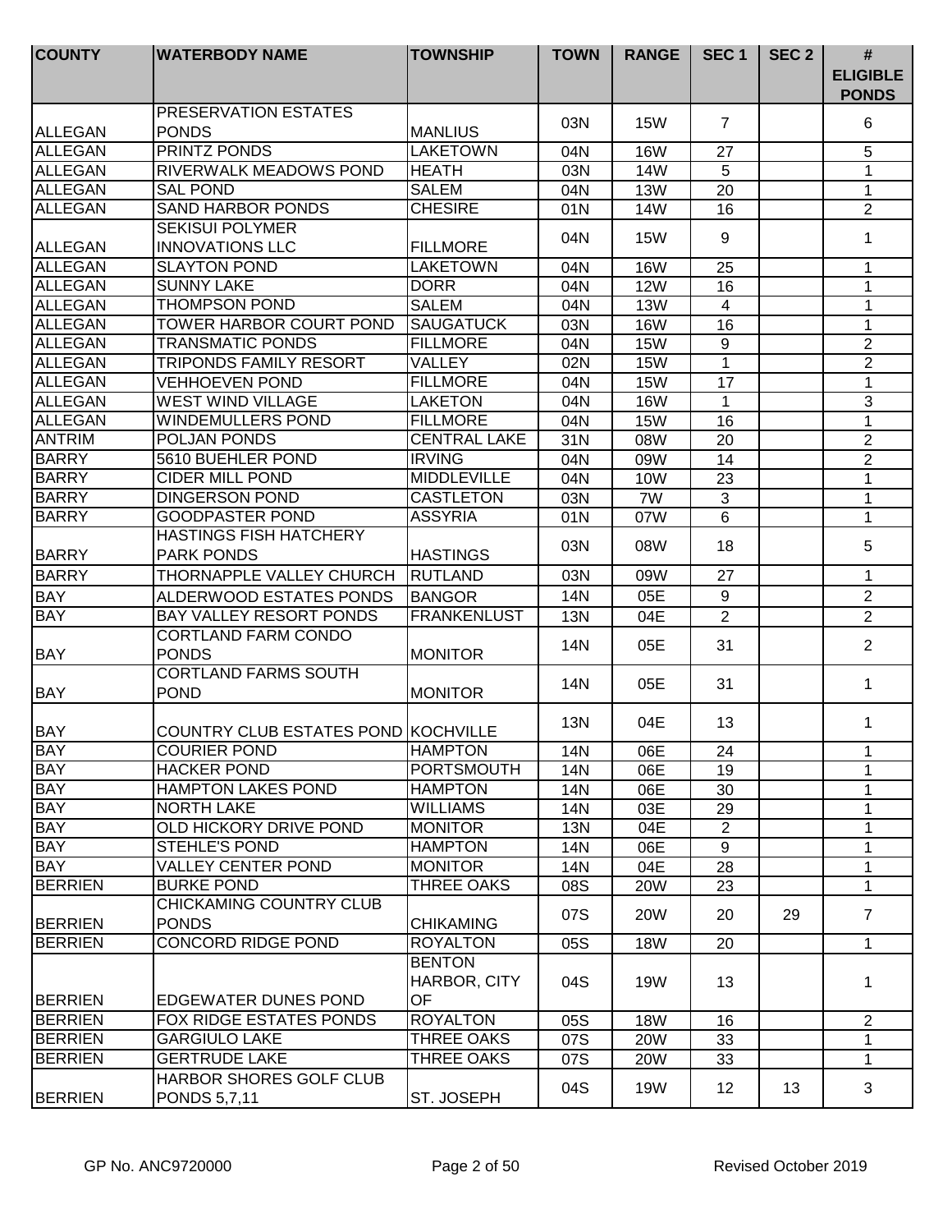| COUNTY | WATERBODY NAME | TOWNSHIP | TOWN | RANGE | SEC 1 | SEC 2 | # ELIGIBLE PONDS |
|---|---|---|---|---|---|---|---|
| ALLEGAN | PRESERVATION ESTATES PONDS | MANLIUS | 03N | 15W | 7 | | 6 |
| ALLEGAN | PRINTZ PONDS | LAKETOWN | 04N | 16W | 27 | | 5 |
| ALLEGAN | RIVERWALK MEADOWS POND | HEATH | 03N | 14W | 5 | | 1 |
| ALLEGAN | SAL POND | SALEM | 04N | 13W | 20 | | 1 |
| ALLEGAN | SAND HARBOR PONDS | CHESIRE | 01N | 14W | 16 | | 2 |
| ALLEGAN | SEKISUI POLYMER INNOVATIONS LLC | FILLMORE | 04N | 15W | 9 | | 1 |
| ALLEGAN | SLAYTON POND | LAKETOWN | 04N | 16W | 25 | | 1 |
| ALLEGAN | SUNNY LAKE | DORR | 04N | 12W | 16 | | 1 |
| ALLEGAN | THOMPSON POND | SALEM | 04N | 13W | 4 | | 1 |
| ALLEGAN | TOWER HARBOR COURT POND | SAUGATUCK | 03N | 16W | 16 | | 1 |
| ALLEGAN | TRANSMATIC PONDS | FILLMORE | 04N | 15W | 9 | | 2 |
| ALLEGAN | TRIPONDS FAMILY RESORT | VALLEY | 02N | 15W | 1 | | 2 |
| ALLEGAN | VEHHOEVEN POND | FILLMORE | 04N | 15W | 17 | | 1 |
| ALLEGAN | WEST WIND VILLAGE | LAKETON | 04N | 16W | 1 | | 3 |
| ALLEGAN | WINDEMULLERS POND | FILLMORE | 04N | 15W | 16 | | 1 |
| ANTRIM | POLJAN PONDS | CENTRAL LAKE | 31N | 08W | 20 | | 2 |
| BARRY | 5610 BUEHLER POND | IRVING | 04N | 09W | 14 | | 2 |
| BARRY | CIDER MILL POND | MIDDLEVILLE | 04N | 10W | 23 | | 1 |
| BARRY | DINGERSON POND | CASTLETON | 03N | 7W | 3 | | 1 |
| BARRY | GOODPASTER POND | ASSYRIA | 01N | 07W | 6 | | 1 |
| BARRY | HASTINGS FISH HATCHERY PARK PONDS | HASTINGS | 03N | 08W | 18 | | 5 |
| BARRY | THORNAPPLE VALLEY CHURCH | RUTLAND | 03N | 09W | 27 | | 1 |
| BAY | ALDERWOOD ESTATES PONDS | BANGOR | 14N | 05E | 9 | | 2 |
| BAY | BAY VALLEY RESORT PONDS | FRANKENLUST | 13N | 04E | 2 | | 2 |
| BAY | CORTLAND FARM CONDO PONDS | MONITOR | 14N | 05E | 31 | | 2 |
| BAY | CORTLAND FARMS SOUTH POND | MONITOR | 14N | 05E | 31 | | 1 |
| BAY | COUNTRY CLUB ESTATES POND | KOCHVILLE | 13N | 04E | 13 | | 1 |
| BAY | COURIER POND | HAMPTON | 14N | 06E | 24 | | 1 |
| BAY | HACKER POND | PORTSMOUTH | 14N | 06E | 19 | | 1 |
| BAY | HAMPTON LAKES POND | HAMPTON | 14N | 06E | 30 | | 1 |
| BAY | NORTH LAKE | WILLIAMS | 14N | 03E | 29 | | 1 |
| BAY | OLD HICKORY DRIVE POND | MONITOR | 13N | 04E | 2 | | 1 |
| BAY | STEHLE'S POND | HAMPTON | 14N | 06E | 9 | | 1 |
| BAY | VALLEY CENTER POND | MONITOR | 14N | 04E | 28 | | 1 |
| BERRIEN | BURKE POND | THREE OAKS | 08S | 20W | 23 | | 1 |
| BERRIEN | CHICKAMING COUNTRY CLUB PONDS | CHIKAMING | 07S | 20W | 20 | 29 | 7 |
| BERRIEN | CONCORD RIDGE POND | ROYALTON | 05S | 18W | 20 | | 1 |
| BERRIEN | EDGEWATER DUNES POND | BENTON HARBOR, CITY OF | 04S | 19W | 13 | | 1 |
| BERRIEN | FOX RIDGE ESTATES PONDS | ROYALTON | 05S | 18W | 16 | | 2 |
| BERRIEN | GARGIULO LAKE | THREE OAKS | 07S | 20W | 33 | | 1 |
| BERRIEN | GERTRUDE LAKE | THREE OAKS | 07S | 20W | 33 | | 1 |
| BERRIEN | HARBOR SHORES GOLF CLUB PONDS 5,7,11 | ST. JOSEPH | 04S | 19W | 12 | 13 | 3 |

GP No. ANC9720000 Revised October 2019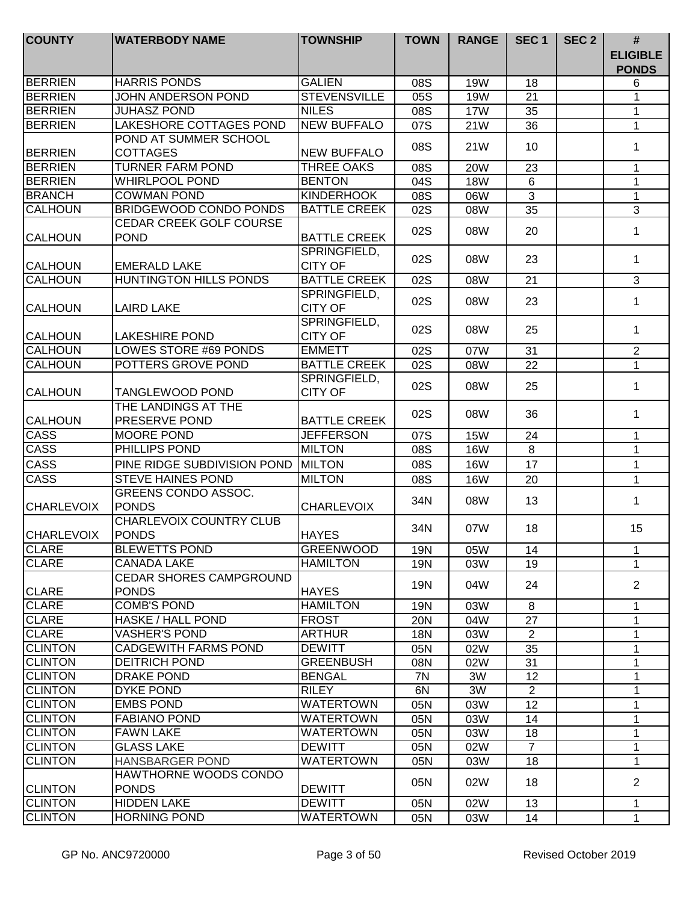| COUNTY | WATERBODY NAME | TOWNSHIP | TOWN | RANGE | SEC 1 | SEC 2 | # ELIGIBLE PONDS |
|---|---|---|---|---|---|---|---|
| BERRIEN | HARRIS PONDS | GALIEN | 08S | 19W | 18 | | 6 |
| BERRIEN | JOHN ANDERSON POND | STEVENSVILLE | 05S | 19W | 21 | | 1 |
| BERRIEN | JUHASZ POND | NILES | 08S | 17W | 35 | | 1 |
| BERRIEN | LAKESHORE COTTAGES POND | NEW BUFFALO | 07S | 21W | 36 | | 1 |
| BERRIEN | POND AT SUMMER SCHOOL COTTAGES | NEW BUFFALO | 08S | 21W | 10 | | 1 |
| BERRIEN | TURNER FARM POND | THREE OAKS | 08S | 20W | 23 | | 1 |
| BERRIEN | WHIRLPOOL POND | BENTON | 04S | 18W | 6 | | 1 |
| BRANCH | COWMAN POND | KINDERHOOK | 08S | 06W | 3 | | 1 |
| CALHOUN | BRIDGEWOOD CONDO PONDS | BATTLE CREEK | 02S | 08W | 35 | | 3 |
| CALHOUN | CEDAR CREEK GOLF COURSE POND | BATTLE CREEK | 02S | 08W | 20 | | 1 |
| CALHOUN | EMERALD LAKE | SPRINGFIELD, CITY OF | 02S | 08W | 23 | | 1 |
| CALHOUN | HUNTINGTON HILLS PONDS | BATTLE CREEK | 02S | 08W | 21 | | 3 |
| CALHOUN | LAIRD LAKE | SPRINGFIELD, CITY OF | 02S | 08W | 23 | | 1 |
| CALHOUN | LAKESHIRE POND | SPRINGFIELD, CITY OF | 02S | 08W | 25 | | 1 |
| CALHOUN | LOWES STORE #69 PONDS | EMMETT | 02S | 07W | 31 | | 2 |
| CALHOUN | POTTERS GROVE POND | BATTLE CREEK | 02S | 08W | 22 | | 1 |
| CALHOUN | TANGLEWOOD POND | SPRINGFIELD, CITY OF | 02S | 08W | 25 | | 1 |
| CALHOUN | THE LANDINGS AT THE PRESERVE POND | BATTLE CREEK | 02S | 08W | 36 | | 1 |
| CASS | MOORE POND | JEFFERSON | 07S | 15W | 24 | | 1 |
| CASS | PHILLIPS POND | MILTON | 08S | 16W | 8 | | 1 |
| CASS | PINE RIDGE SUBDIVISION POND | MILTON | 08S | 16W | 17 | | 1 |
| CASS | STEVE HAINES POND | MILTON | 08S | 16W | 20 | | 1 |
| CHARLEVOIX | GREENS CONDO ASSOC. PONDS | CHARLEVOIX | 34N | 08W | 13 | | 1 |
| CHARLEVOIX | CHARLEVOIX COUNTRY CLUB PONDS | HAYES | 34N | 07W | 18 | | 15 |
| CLARE | BLEWETTS POND | GREENWOOD | 19N | 05W | 14 | | 1 |
| CLARE | CANADA LAKE | HAMILTON | 19N | 03W | 19 | | 1 |
| CLARE | CEDAR SHORES CAMPGROUND PONDS | HAYES | 19N | 04W | 24 | | 2 |
| CLARE | COMB'S POND | HAMILTON | 19N | 03W | 8 | | 1 |
| CLARE | HASKE / HALL POND | FROST | 20N | 04W | 27 | | 1 |
| CLARE | VASHER'S POND | ARTHUR | 18N | 03W | 2 | | 1 |
| CLINTON | CADGEWITH FARMS POND | DEWITT | 05N | 02W | 35 | | 1 |
| CLINTON | DEITRICH POND | GREENBUSH | 08N | 02W | 31 | | 1 |
| CLINTON | DRAKE POND | BENGAL | 7N | 3W | 12 | | 1 |
| CLINTON | DYKE POND | RILEY | 6N | 3W | 2 | | 1 |
| CLINTON | EMBS POND | WATERTOWN | 05N | 03W | 12 | | 1 |
| CLINTON | FABIANO POND | WATERTOWN | 05N | 03W | 14 | | 1 |
| CLINTON | FAWN LAKE | WATERTOWN | 05N | 03W | 18 | | 1 |
| CLINTON | GLASS LAKE | DEWITT | 05N | 02W | 7 | | 1 |
| CLINTON | HANSBARGER POND | WATERTOWN | 05N | 03W | 18 | | 1 |
| CLINTON | HAWTHORNE WOODS CONDO PONDS | DEWITT | 05N | 02W | 18 | | 2 |
| CLINTON | HIDDEN LAKE | DEWITT | 05N | 02W | 13 | | 1 |
| CLINTON | HORNING POND | WATERTOWN | 05N | 03W | 14 | | 1 |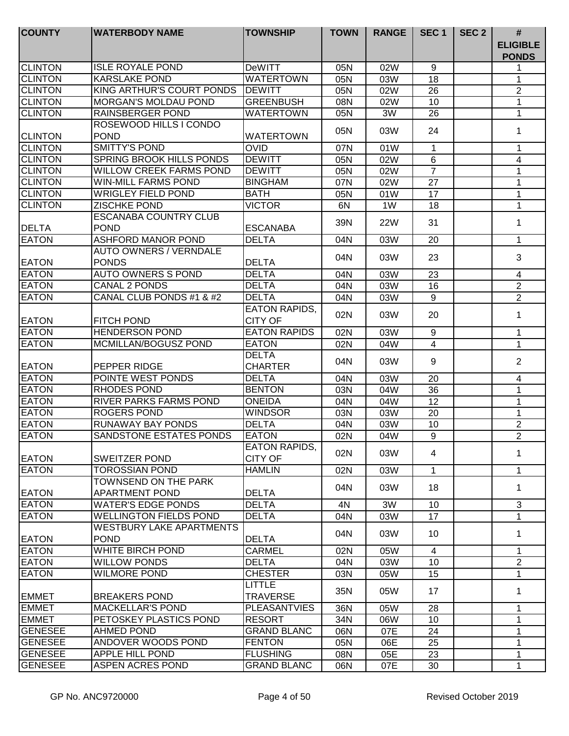| COUNTY | WATERBODY NAME | TOWNSHIP | TOWN | RANGE | SEC 1 | SEC 2 | # ELIGIBLE PONDS |
|---|---|---|---|---|---|---|---|
| CLINTON | ISLE ROYALE POND | DeWITT | 05N | 02W | 9 | | 1 |
| CLINTON | KARSLAKE POND | WATERTOWN | 05N | 03W | 18 | | 1 |
| CLINTON | KING ARTHUR'S COURT PONDS | DEWITT | 05N | 02W | 26 | | 2 |
| CLINTON | MORGAN'S MOLDAU POND | GREENBUSH | 08N | 02W | 10 | | 1 |
| CLINTON | RAINSBERGER POND | WATERTOWN | 05N | 3W | 26 | | 1 |
| CLINTON | ROSEWOOD HILLS I CONDO POND | WATERTOWN | 05N | 03W | 24 | | 1 |
| CLINTON | SMITTY'S POND | OVID | 07N | 01W | 1 | | 1 |
| CLINTON | SPRING BROOK HILLS PONDS | DEWITT | 05N | 02W | 6 | | 4 |
| CLINTON | WILLOW CREEK FARMS POND | DEWITT | 05N | 02W | 7 | | 1 |
| CLINTON | WIN-MILL FARMS POND | BINGHAM | 07N | 02W | 27 | | 1 |
| CLINTON | WRIGLEY FIELD POND | BATH | 05N | 01W | 17 | | 1 |
| CLINTON | ZISCHKE POND | VICTOR | 6N | 1W | 18 | | 1 |
| DELTA | ESCANABA COUNTRY CLUB POND | ESCANABA | 39N | 22W | 31 | | 1 |
| EATON | ASHFORD MANOR POND | DELTA | 04N | 03W | 20 | | 1 |
| EATON | AUTO OWNERS / VERNDALE PONDS | DELTA | 04N | 03W | 23 | | 3 |
| EATON | AUTO OWNERS S POND | DELTA | 04N | 03W | 23 | | 4 |
| EATON | CANAL 2 PONDS | DELTA | 04N | 03W | 16 | | 2 |
| EATON | CANAL CLUB PONDS #1 & #2 | DELTA | 04N | 03W | 9 | | 2 |
| EATON | FITCH POND | EATON RAPIDS, CITY OF | 02N | 03W | 20 | | 1 |
| EATON | HENDERSON POND | EATON RAPIDS | 02N | 03W | 9 | | 1 |
| EATON | MCMILLAN/BOGUSZ POND | EATON | 02N | 04W | 4 | | 1 |
| EATON | PEPPER RIDGE | DELTA CHARTER | 04N | 03W | 9 | | 2 |
| EATON | POINTE WEST PONDS | DELTA | 04N | 03W | 20 | | 4 |
| EATON | RHODES POND | BENTON | 03N | 04W | 36 | | 1 |
| EATON | RIVER PARKS FARMS POND | ONEIDA | 04N | 04W | 12 | | 1 |
| EATON | ROGERS POND | WINDSOR | 03N | 03W | 20 | | 1 |
| EATON | RUNAWAY BAY PONDS | DELTA | 04N | 03W | 10 | | 2 |
| EATON | SANDSTONE ESTATES PONDS | EATON | 02N | 04W | 9 | | 2 |
| EATON | SWEITZER POND | EATON RAPIDS, CITY OF | 02N | 03W | 4 | | 1 |
| EATON | TOROSSIAN POND | HAMLIN | 02N | 03W | 1 | | 1 |
| EATON | TOWNSEND ON THE PARK APARTMENT POND | DELTA | 04N | 03W | 18 | | 1 |
| EATON | WATER'S EDGE PONDS | DELTA | 4N | 3W | 10 | | 3 |
| EATON | WELLINGTON FIELDS POND | DELTA | 04N | 03W | 17 | | 1 |
| EATON | WESTBURY LAKE APARTMENTS POND | DELTA | 04N | 03W | 10 | | 1 |
| EATON | WHITE BIRCH POND | CARMEL | 02N | 05W | 4 | | 1 |
| EATON | WILLOW PONDS | DELTA | 04N | 03W | 10 | | 2 |
| EATON | WILMORE POND | CHESTER | 03N | 05W | 15 | | 1 |
| EMMET | BREAKERS POND | LITTLE TRAVERSE | 35N | 05W | 17 | | 1 |
| EMMET | MACKELLAR'S POND | PLEASANTVIES | 36N | 05W | 28 | | 1 |
| EMMET | PETOSKEY PLASTICS POND | RESORT | 34N | 06W | 10 | | 1 |
| GENESEE | AHMED POND | GRAND BLANC | 06N | 07E | 24 | | 1 |
| GENESEE | ANDOVER WOODS POND | FENTON | 05N | 06E | 25 | | 1 |
| GENESEE | APPLE HILL POND | FLUSHING | 08N | 05E | 23 | | 1 |
| GENESEE | ASPEN ACRES POND | GRAND BLANC | 06N | 07E | 30 | | 1 |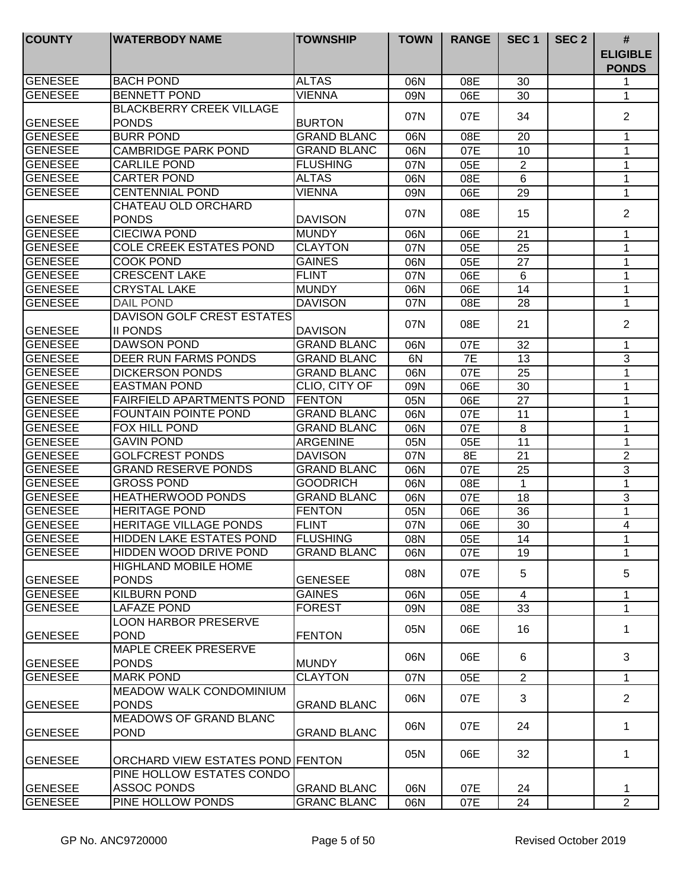| COUNTY | WATERBODY NAME | TOWNSHIP | TOWN | RANGE | SEC 1 | SEC 2 | # ELIGIBLE PONDS |
|---|---|---|---|---|---|---|---|
| GENESEE | BACH POND | ALTAS | 06N | 08E | 30 | | 1 |
| GENESEE | BENNETT POND | VIENNA | 09N | 06E | 30 | | 1 |
| GENESEE | BLACKBERRY CREEK VILLAGE PONDS | BURTON | 07N | 07E | 34 | | 2 |
| GENESEE | BURR POND | GRAND BLANC | 06N | 08E | 20 | | 1 |
| GENESEE | CAMBRIDGE PARK POND | GRAND BLANC | 06N | 07E | 10 | | 1 |
| GENESEE | CARLILE POND | FLUSHING | 07N | 05E | 2 | | 1 |
| GENESEE | CARTER POND | ALTAS | 06N | 08E | 6 | | 1 |
| GENESEE | CENTENNIAL POND | VIENNA | 09N | 06E | 29 | | 1 |
| GENESEE | CHATEAU OLD ORCHARD PONDS | DAVISON | 07N | 08E | 15 | | 2 |
| GENESEE | CIECIWA POND | MUNDY | 06N | 06E | 21 | | 1 |
| GENESEE | COLE CREEK ESTATES POND | CLAYTON | 07N | 05E | 25 | | 1 |
| GENESEE | COOK POND | GAINES | 06N | 05E | 27 | | 1 |
| GENESEE | CRESCENT LAKE | FLINT | 07N | 06E | 6 | | 1 |
| GENESEE | CRYSTAL LAKE | MUNDY | 06N | 06E | 14 | | 1 |
| GENESEE | DAIL POND | DAVISON | 07N | 08E | 28 | | 1 |
| GENESEE | DAVISON GOLF CREST ESTATES II PONDS | DAVISON | 07N | 08E | 21 | | 2 |
| GENESEE | DAWSON POND | GRAND BLANC | 06N | 07E | 32 | | 1 |
| GENESEE | DEER RUN FARMS PONDS | GRAND BLANC | 6N | 7E | 13 | | 3 |
| GENESEE | DICKERSON PONDS | GRAND BLANC | 06N | 07E | 25 | | 1 |
| GENESEE | EASTMAN POND | CLIO, CITY OF | 09N | 06E | 30 | | 1 |
| GENESEE | FAIRFIELD APARTMENTS POND | FENTON | 05N | 06E | 27 | | 1 |
| GENESEE | FOUNTAIN POINTE POND | GRAND BLANC | 06N | 07E | 11 | | 1 |
| GENESEE | FOX HILL POND | GRAND BLANC | 06N | 07E | 8 | | 1 |
| GENESEE | GAVIN POND | ARGENINE | 05N | 05E | 11 | | 1 |
| GENESEE | GOLFCREST PONDS | DAVISON | 07N | 8E | 21 | | 2 |
| GENESEE | GRAND RESERVE PONDS | GRAND BLANC | 06N | 07E | 25 | | 3 |
| GENESEE | GROSS POND | GOODRICH | 06N | 08E | 1 | | 1 |
| GENESEE | HEATHERWOOD PONDS | GRAND BLANC | 06N | 07E | 18 | | 3 |
| GENESEE | HERITAGE POND | FENTON | 05N | 06E | 36 | | 1 |
| GENESEE | HERITAGE VILLAGE PONDS | FLINT | 07N | 06E | 30 | | 4 |
| GENESEE | HIDDEN LAKE ESTATES POND | FLUSHING | 08N | 05E | 14 | | 1 |
| GENESEE | HIDDEN WOOD DRIVE POND | GRAND BLANC | 06N | 07E | 19 | | 1 |
| GENESEE | HIGHLAND MOBILE HOME PONDS | GENESEE | 08N | 07E | 5 | | 5 |
| GENESEE | KILBURN POND | GAINES | 06N | 05E | 4 | | 1 |
| GENESEE | LAFAZE POND | FOREST | 09N | 08E | 33 | | 1 |
| GENESEE | LOON HARBOR PRESERVE POND | FENTON | 05N | 06E | 16 | | 1 |
| GENESEE | MAPLE CREEK PRESERVE PONDS | MUNDY | 06N | 06E | 6 | | 3 |
| GENESEE | MARK POND | CLAYTON | 07N | 05E | 2 | | 1 |
| GENESEE | MEADOW WALK CONDOMINIUM PONDS | GRAND BLANC | 06N | 07E | 3 | | 2 |
| GENESEE | MEADOWS OF GRAND BLANC POND | GRAND BLANC | 06N | 07E | 24 | | 1 |
| GENESEE | ORCHARD VIEW ESTATES POND | FENTON | 05N | 06E | 32 | | 1 |
| GENESEE | PINE HOLLOW ESTATES CONDO ASSOC PONDS | GRAND BLANC | 06N | 07E | 24 | | 1 |
| GENESEE | PINE HOLLOW PONDS | GRANC BLANC | 06N | 07E | 24 | | 2 |

GP No. ANC9720000 Revised October 2019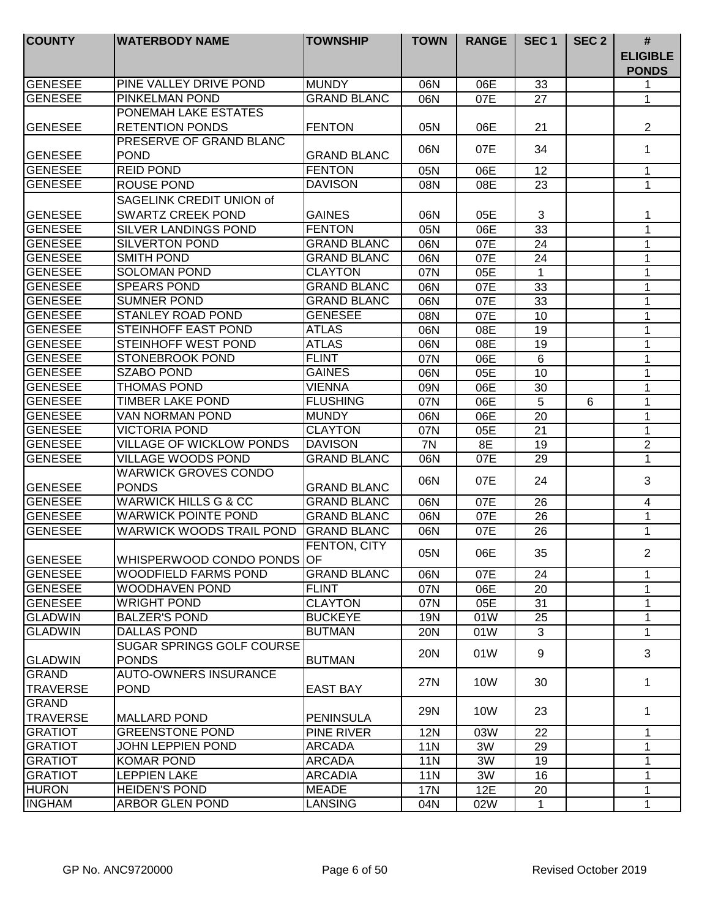| COUNTY | WATERBODY NAME | TOWNSHIP | TOWN | RANGE | SEC 1 | SEC 2 | # ELIGIBLE PONDS |
|---|---|---|---|---|---|---|---|
| GENESEE | PINE VALLEY DRIVE POND | MUNDY | 06N | 06E | 33 | | 1 |
| GENESEE | PINKELMAN POND | GRAND BLANC | 06N | 07E | 27 | | 1 |
| GENESEE | PONEMAH LAKE ESTATES RETENTION PONDS | FENTON | 05N | 06E | 21 | | 2 |
| GENESEE | PRESERVE OF GRAND BLANC POND | GRAND BLANC | 06N | 07E | 34 | | 1 |
| GENESEE | REID POND | FENTON | 05N | 06E | 12 | | 1 |
| GENESEE | ROUSE POND | DAVISON | 08N | 08E | 23 | | 1 |
| GENESEE | SAGELINK CREDIT UNION of SWARTZ CREEK POND | GAINES | 06N | 05E | 3 | | 1 |
| GENESEE | SILVER LANDINGS POND | FENTON | 05N | 06E | 33 | | 1 |
| GENESEE | SILVERTON POND | GRAND BLANC | 06N | 07E | 24 | | 1 |
| GENESEE | SMITH POND | GRAND BLANC | 06N | 07E | 24 | | 1 |
| GENESEE | SOLOMAN POND | CLAYTON | 07N | 05E | 1 | | 1 |
| GENESEE | SPEARS POND | GRAND BLANC | 06N | 07E | 33 | | 1 |
| GENESEE | SUMNER POND | GRAND BLANC | 06N | 07E | 33 | | 1 |
| GENESEE | STANLEY ROAD POND | GENESEE | 08N | 07E | 10 | | 1 |
| GENESEE | STEINHOFF EAST POND | ATLAS | 06N | 08E | 19 | | 1 |
| GENESEE | STEINHOFF WEST POND | ATLAS | 06N | 08E | 19 | | 1 |
| GENESEE | STONEBROOK POND | FLINT | 07N | 06E | 6 | | 1 |
| GENESEE | SZABO POND | GAINES | 06N | 05E | 10 | | 1 |
| GENESEE | THOMAS POND | VIENNA | 09N | 06E | 30 | | 1 |
| GENESEE | TIMBER LAKE POND | FLUSHING | 07N | 06E | 5 | 6 | 1 |
| GENESEE | VAN NORMAN POND | MUNDY | 06N | 06E | 20 | | 1 |
| GENESEE | VICTORIA POND | CLAYTON | 07N | 05E | 21 | | 1 |
| GENESEE | VILLAGE OF WICKLOW PONDS | DAVISON | 7N | 8E | 19 | | 2 |
| GENESEE | VILLAGE WOODS POND | GRAND BLANC | 06N | 07E | 29 | | 1 |
| GENESEE | WARWICK GROVES CONDO PONDS | GRAND BLANC | 06N | 07E | 24 | | 3 |
| GENESEE | WARWICK HILLS G & CC | GRAND BLANC | 06N | 07E | 26 | | 4 |
| GENESEE | WARWICK POINTE POND | GRAND BLANC | 06N | 07E | 26 | | 1 |
| GENESEE | WARWICK WOODS TRAIL POND | GRAND BLANC | 06N | 07E | 26 | | 1 |
| GENESEE | WHISPERWOOD CONDO PONDS | FENTON, CITY OF | 05N | 06E | 35 | | 2 |
| GENESEE | WOODFIELD FARMS POND | GRAND BLANC | 06N | 07E | 24 | | 1 |
| GENESEE | WOODHAVEN POND | FLINT | 07N | 06E | 20 | | 1 |
| GENESEE | WRIGHT POND | CLAYTON | 07N | 05E | 31 | | 1 |
| GLADWIN | BALZER'S POND | BUCKEYE | 19N | 01W | 25 | | 1 |
| GLADWIN | DALLAS POND | BUTMAN | 20N | 01W | 3 | | 1 |
| GLADWIN | SUGAR SPRINGS GOLF COURSE PONDS | BUTMAN | 20N | 01W | 9 | | 3 |
| GRAND TRAVERSE | AUTO-OWNERS INSURANCE POND | EAST BAY | 27N | 10W | 30 | | 1 |
| GRAND TRAVERSE | MALLARD POND | PENINSULA | 29N | 10W | 23 | | 1 |
| GRATIOT | GREENSTONE POND | PINE RIVER | 12N | 03W | 22 | | 1 |
| GRATIOT | JOHN LEPPIEN POND | ARCADA | 11N | 3W | 29 | | 1 |
| GRATIOT | KOMAR POND | ARCADA | 11N | 3W | 19 | | 1 |
| GRATIOT | LEPPIEN LAKE | ARCADIA | 11N | 3W | 16 | | 1 |
| HURON | HEIDEN'S POND | MEADE | 17N | 12E | 20 | | 1 |
| INGHAM | ARBOR GLEN POND | LANSING | 04N | 02W | 1 | | 1 |

GP No. ANC9720000 Revised October 2019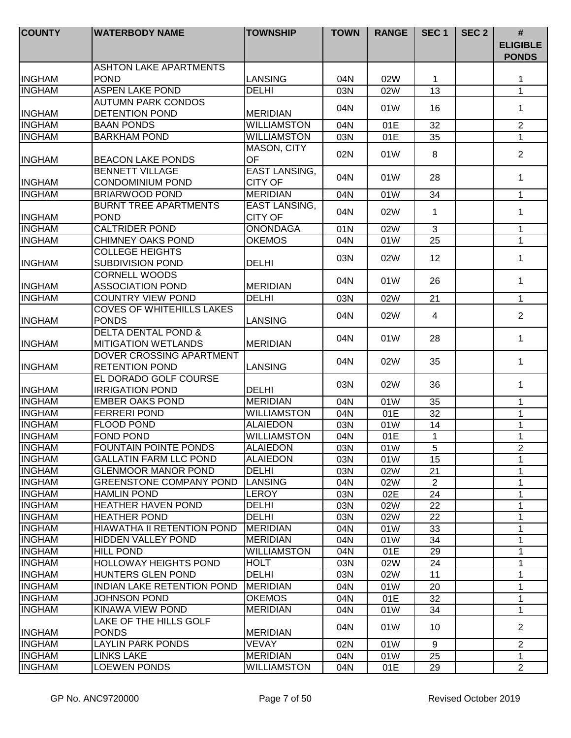| COUNTY | WATERBODY NAME | TOWNSHIP | TOWN | RANGE | SEC 1 | SEC 2 | # ELIGIBLE PONDS |
|---|---|---|---|---|---|---|---|
| INGHAM | ASHTON LAKE APARTMENTS POND | LANSING | 04N | 02W | 1 | | 1 |
| INGHAM | ASPEN LAKE POND | DELHI | 03N | 02W | 13 | | 1 |
| INGHAM | AUTUMN PARK CONDOS DETENTION POND | MERIDIAN | 04N | 01W | 16 | | 1 |
| INGHAM | BAAN PONDS | WILLIAMSTON | 04N | 01E | 32 | | 2 |
| INGHAM | BARKHAM POND | WILLIAMSTON | 03N | 01E | 35 | | 1 |
| INGHAM | BEACON LAKE PONDS | MASON, CITY OF | 02N | 01W | 8 | | 2 |
| INGHAM | BENNETT VILLAGE CONDOMINIUM POND | EAST LANSING, CITY OF | 04N | 01W | 28 | | 1 |
| INGHAM | BRIARWOOD POND | MERIDIAN | 04N | 01W | 34 | | 1 |
| INGHAM | BURNT TREE APARTMENTS POND | EAST LANSING, CITY OF | 04N | 02W | 1 | | 1 |
| INGHAM | CALTRIDER POND | ONONDAGA | 01N | 02W | 3 | | 1 |
| INGHAM | CHIMNEY OAKS POND | OKEMOS | 04N | 01W | 25 | | 1 |
| INGHAM | COLLEGE HEIGHTS SUBDIVISION POND | DELHI | 03N | 02W | 12 | | 1 |
| INGHAM | CORNELL WOODS ASSOCIATION POND | MERIDIAN | 04N | 01W | 26 | | 1 |
| INGHAM | COUNTRY VIEW POND | DELHI | 03N | 02W | 21 | | 1 |
| INGHAM | COVES OF WHITEHILLS LAKES PONDS | LANSING | 04N | 02W | 4 | | 2 |
| INGHAM | DELTA DENTAL POND & MITIGATION WETLANDS | MERIDIAN | 04N | 01W | 28 | | 1 |
| INGHAM | DOVER CROSSING APARTMENT RETENTION POND | LANSING | 04N | 02W | 35 | | 1 |
| INGHAM | EL DORADO GOLF COURSE IRRIGATION POND | DELHI | 03N | 02W | 36 | | 1 |
| INGHAM | EMBER OAKS POND | MERIDIAN | 04N | 01W | 35 | | 1 |
| INGHAM | FERRERI POND | WILLIAMSTON | 04N | 01E | 32 | | 1 |
| INGHAM | FLOOD POND | ALAIEDON | 03N | 01W | 14 | | 1 |
| INGHAM | FOND POND | WILLIAMSTON | 04N | 01E | 1 | | 1 |
| INGHAM | FOUNTAIN POINTE PONDS | ALAIEDON | 03N | 01W | 5 | | 2 |
| INGHAM | GALLATIN FARM LLC POND | ALAIEDON | 03N | 01W | 15 | | 1 |
| INGHAM | GLENMOOR MANOR POND | DELHI | 03N | 02W | 21 | | 1 |
| INGHAM | GREENSTONE COMPANY POND | LANSING | 04N | 02W | 2 | | 1 |
| INGHAM | HAMLIN POND | LEROY | 03N | 02E | 24 | | 1 |
| INGHAM | HEATHER HAVEN POND | DELHI | 03N | 02W | 22 | | 1 |
| INGHAM | HEATHER POND | DELHI | 03N | 02W | 22 | | 1 |
| INGHAM | HIAWATHA II RETENTION POND | MERIDIAN | 04N | 01W | 33 | | 1 |
| INGHAM | HIDDEN VALLEY POND | MERIDIAN | 04N | 01W | 34 | | 1 |
| INGHAM | HILL POND | WILLIAMSTON | 04N | 01E | 29 | | 1 |
| INGHAM | HOLLOWAY HEIGHTS POND | HOLT | 03N | 02W | 24 | | 1 |
| INGHAM | HUNTERS GLEN POND | DELHI | 03N | 02W | 11 | | 1 |
| INGHAM | INDIAN LAKE RETENTION POND | MERIDIAN | 04N | 01W | 20 | | 1 |
| INGHAM | JOHNSON POND | OKEMOS | 04N | 01E | 32 | | 1 |
| INGHAM | KINAWA VIEW POND | MERIDIAN | 04N | 01W | 34 | | 1 |
| INGHAM | LAKE OF THE HILLS GOLF PONDS | MERIDIAN | 04N | 01W | 10 | | 2 |
| INGHAM | LAYLIN PARK PONDS | VEVAY | 02N | 01W | 9 | | 2 |
| INGHAM | LINKS LAKE | MERIDIAN | 04N | 01W | 25 | | 1 |
| INGHAM | LOEWEN PONDS | WILLIAMSTON | 04N | 01E | 29 | | 2 |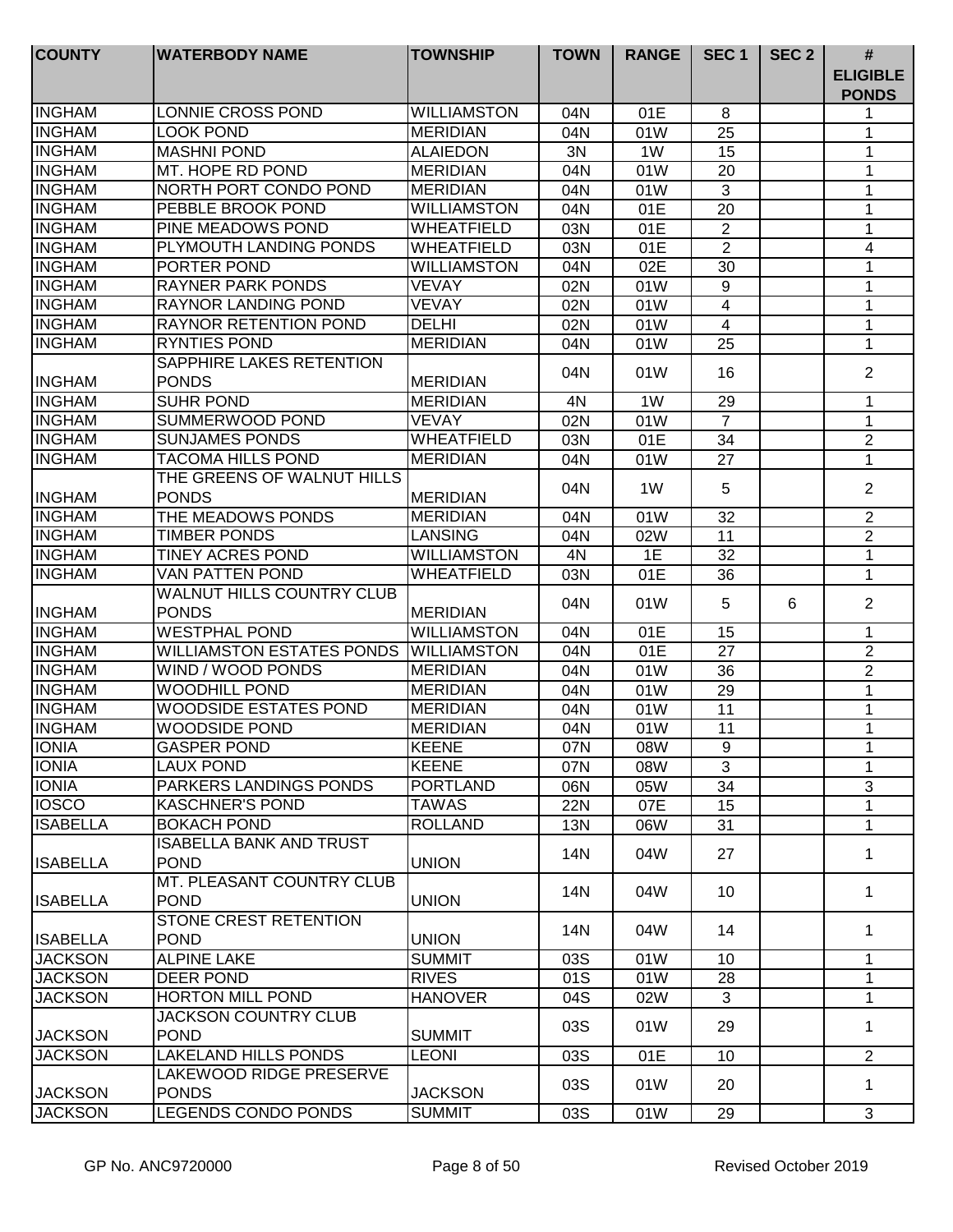| COUNTY | WATERBODY NAME | TOWNSHIP | TOWN | RANGE | SEC 1 | SEC 2 | # ELIGIBLE PONDS |
|---|---|---|---|---|---|---|---|
| INGHAM | LONNIE CROSS POND | WILLIAMSTON | 04N | 01E | 8 | | 1 |
| INGHAM | LOOK POND | MERIDIAN | 04N | 01W | 25 | | 1 |
| INGHAM | MASHNI POND | ALAIEDON | 3N | 1W | 15 | | 1 |
| INGHAM | MT. HOPE RD POND | MERIDIAN | 04N | 01W | 20 | | 1 |
| INGHAM | NORTH PORT CONDO POND | MERIDIAN | 04N | 01W | 3 | | 1 |
| INGHAM | PEBBLE BROOK POND | WILLIAMSTON | 04N | 01E | 20 | | 1 |
| INGHAM | PINE MEADOWS POND | WHEATFIELD | 03N | 01E | 2 | | 1 |
| INGHAM | PLYMOUTH LANDING PONDS | WHEATFIELD | 03N | 01E | 2 | | 4 |
| INGHAM | PORTER POND | WILLIAMSTON | 04N | 02E | 30 | | 1 |
| INGHAM | RAYNER PARK PONDS | VEVAY | 02N | 01W | 9 | | 1 |
| INGHAM | RAYNOR LANDING POND | VEVAY | 02N | 01W | 4 | | 1 |
| INGHAM | RAYNOR RETENTION POND | DELHI | 02N | 01W | 4 | | 1 |
| INGHAM | RYNTIES POND | MERIDIAN | 04N | 01W | 25 | | 1 |
| INGHAM | SAPPHIRE LAKES RETENTION PONDS | MERIDIAN | 04N | 01W | 16 | | 2 |
| INGHAM | SUHR POND | MERIDIAN | 4N | 1W | 29 | | 1 |
| INGHAM | SUMMERWOOD POND | VEVAY | 02N | 01W | 7 | | 1 |
| INGHAM | SUNJAMES PONDS | WHEATFIELD | 03N | 01E | 34 | | 2 |
| INGHAM | TACOMA HILLS POND | MERIDIAN | 04N | 01W | 27 | | 1 |
| INGHAM | THE GREENS OF WALNUT HILLS PONDS | MERIDIAN | 04N | 1W | 5 | | 2 |
| INGHAM | THE MEADOWS PONDS | MERIDIAN | 04N | 01W | 32 | | 2 |
| INGHAM | TIMBER PONDS | LANSING | 04N | 02W | 11 | | 2 |
| INGHAM | TINEY ACRES POND | WILLIAMSTON | 4N | 1E | 32 | | 1 |
| INGHAM | VAN PATTEN POND | WHEATFIELD | 03N | 01E | 36 | | 1 |
| INGHAM | WALNUT HILLS COUNTRY CLUB PONDS | MERIDIAN | 04N | 01W | 5 | 6 | 2 |
| INGHAM | WESTPHAL POND | WILLIAMSTON | 04N | 01E | 15 | | 1 |
| INGHAM | WILLIAMSTON ESTATES PONDS | WILLIAMSTON | 04N | 01E | 27 | | 2 |
| INGHAM | WIND / WOOD PONDS | MERIDIAN | 04N | 01W | 36 | | 2 |
| INGHAM | WOODHILL POND | MERIDIAN | 04N | 01W | 29 | | 1 |
| INGHAM | WOODSIDE ESTATES POND | MERIDIAN | 04N | 01W | 11 | | 1 |
| INGHAM | WOODSIDE POND | MERIDIAN | 04N | 01W | 11 | | 1 |
| IONIA | GASPER POND | KEENE | 07N | 08W | 9 | | 1 |
| IONIA | LAUX POND | KEENE | 07N | 08W | 3 | | 1 |
| IONIA | PARKERS LANDINGS PONDS | PORTLAND | 06N | 05W | 34 | | 3 |
| IOSCO | KASCHNER'S POND | TAWAS | 22N | 07E | 15 | | 1 |
| ISABELLA | BOKACH POND | ROLLAND | 13N | 06W | 31 | | 1 |
| ISABELLA | ISABELLA BANK AND TRUST POND | UNION | 14N | 04W | 27 | | 1 |
| ISABELLA | MT. PLEASANT COUNTRY CLUB POND | UNION | 14N | 04W | 10 | | 1 |
| ISABELLA | STONE CREST RETENTION POND | UNION | 14N | 04W | 14 | | 1 |
| JACKSON | ALPINE LAKE | SUMMIT | 03S | 01W | 10 | | 1 |
| JACKSON | DEER POND | RIVES | 01S | 01W | 28 | | 1 |
| JACKSON | HORTON MILL POND | HANOVER | 04S | 02W | 3 | | 1 |
| JACKSON | JACKSON COUNTRY CLUB POND | SUMMIT | 03S | 01W | 29 | | 1 |
| JACKSON | LAKELAND HILLS PONDS | LEONI | 03S | 01E | 10 | | 2 |
| JACKSON | LAKEWOOD RIDGE PRESERVE PONDS | JACKSON | 03S | 01W | 20 | | 1 |
| JACKSON | LEGENDS CONDO PONDS | SUMMIT | 03S | 01W | 29 | | 3 |

GP No. ANC9720000 — Revised October 2019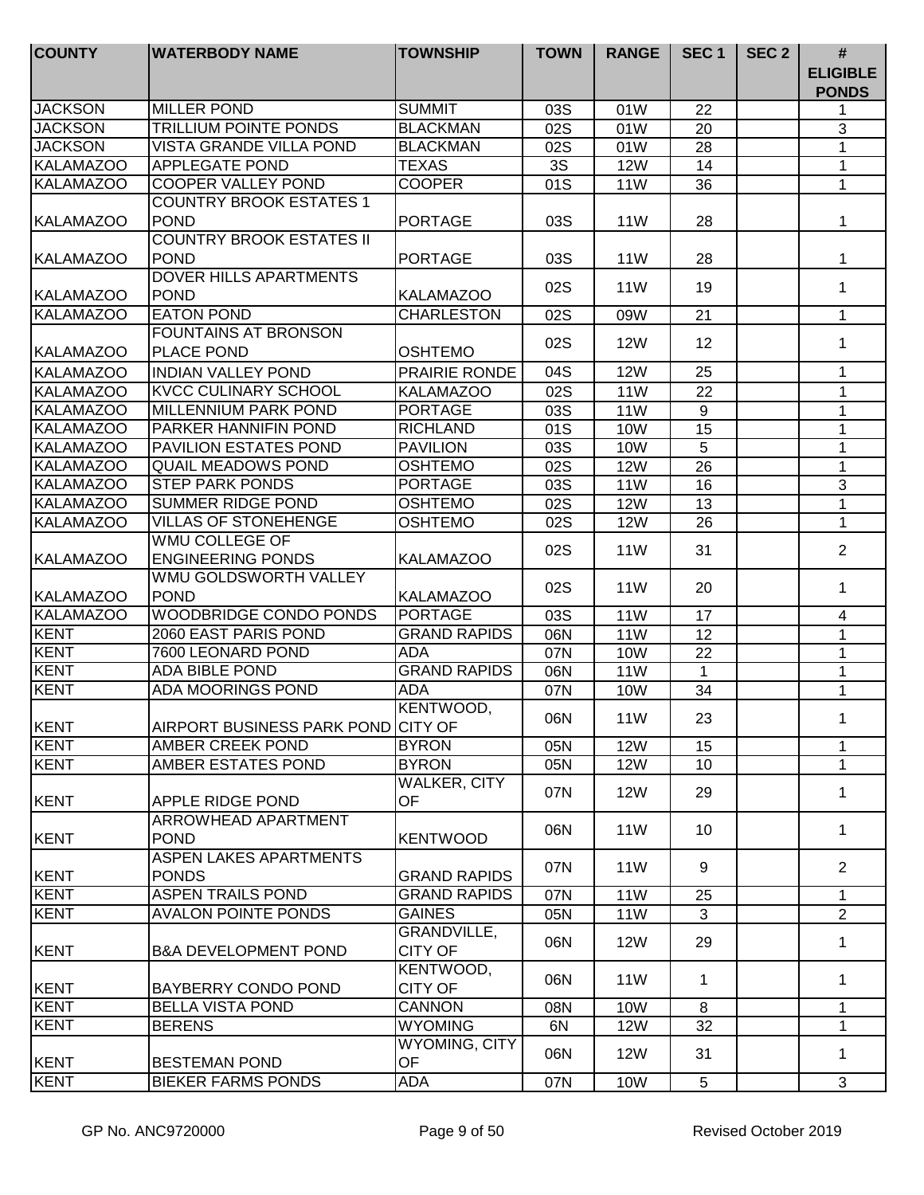| COUNTY | WATERBODY NAME | TOWNSHIP | TOWN | RANGE | SEC 1 | SEC 2 | # ELIGIBLE PONDS |
|---|---|---|---|---|---|---|---|
| JACKSON | MILLER POND | SUMMIT | 03S | 01W | 22 | | 1 |
| JACKSON | TRILLIUM POINTE PONDS | BLACKMAN | 02S | 01W | 20 | | 3 |
| JACKSON | VISTA GRANDE VILLA POND | BLACKMAN | 02S | 01W | 28 | | 1 |
| KALAMAZOO | APPLEGATE POND | TEXAS | 3S | 12W | 14 | | 1 |
| KALAMAZOO | COOPER VALLEY POND | COOPER | 01S | 11W | 36 | | 1 |
| KALAMAZOO | COUNTRY BROOK ESTATES 1 POND | PORTAGE | 03S | 11W | 28 | | 1 |
| KALAMAZOO | COUNTRY BROOK ESTATES II POND | PORTAGE | 03S | 11W | 28 | | 1 |
| KALAMAZOO | DOVER HILLS APARTMENTS POND | KALAMAZOO | 02S | 11W | 19 | | 1 |
| KALAMAZOO | EATON POND | CHARLESTON | 02S | 09W | 21 | | 1 |
| KALAMAZOO | FOUNTAINS AT BRONSON PLACE POND | OSHTEMO | 02S | 12W | 12 | | 1 |
| KALAMAZOO | INDIAN VALLEY POND | PRAIRIE RONDE | 04S | 12W | 25 | | 1 |
| KALAMAZOO | KVCC CULINARY SCHOOL | KALAMAZOO | 02S | 11W | 22 | | 1 |
| KALAMAZOO | MILLENNIUM PARK POND | PORTAGE | 03S | 11W | 9 | | 1 |
| KALAMAZOO | PARKER HANNIFIN POND | RICHLAND | 01S | 10W | 15 | | 1 |
| KALAMAZOO | PAVILION ESTATES POND | PAVILION | 03S | 10W | 5 | | 1 |
| KALAMAZOO | QUAIL MEADOWS POND | OSHTEMO | 02S | 12W | 26 | | 1 |
| KALAMAZOO | STEP PARK PONDS | PORTAGE | 03S | 11W | 16 | | 3 |
| KALAMAZOO | SUMMER RIDGE POND | OSHTEMO | 02S | 12W | 13 | | 1 |
| KALAMAZOO | VILLAS OF STONEHENGE | OSHTEMO | 02S | 12W | 26 | | 1 |
| KALAMAZOO | WMU COLLEGE OF ENGINEERING PONDS | KALAMAZOO | 02S | 11W | 31 | | 2 |
| KALAMAZOO | WMU GOLDSWORTH VALLEY POND | KALAMAZOO | 02S | 11W | 20 | | 1 |
| KALAMAZOO | WOODBRIDGE CONDO PONDS | PORTAGE | 03S | 11W | 17 | | 4 |
| KENT | 2060 EAST PARIS POND | GRAND RAPIDS | 06N | 11W | 12 | | 1 |
| KENT | 7600 LEONARD POND | ADA | 07N | 10W | 22 | | 1 |
| KENT | ADA BIBLE POND | GRAND RAPIDS | 06N | 11W | 1 | | 1 |
| KENT | ADA MOORINGS POND | ADA | 07N | 10W | 34 | | 1 |
| KENT | AIRPORT BUSINESS PARK POND | KENTWOOD, CITY OF | 06N | 11W | 23 | | 1 |
| KENT | AMBER CREEK POND | BYRON | 05N | 12W | 15 | | 1 |
| KENT | AMBER ESTATES POND | BYRON | 05N | 12W | 10 | | 1 |
| KENT | APPLE RIDGE POND | WALKER, CITY OF | 07N | 12W | 29 | | 1 |
| KENT | ARROWHEAD APARTMENT POND | KENTWOOD | 06N | 11W | 10 | | 1 |
| KENT | ASPEN LAKES APARTMENTS PONDS | GRAND RAPIDS | 07N | 11W | 9 | | 2 |
| KENT | ASPEN TRAILS POND | GRAND RAPIDS | 07N | 11W | 25 | | 1 |
| KENT | AVALON POINTE PONDS | GAINES | 05N | 11W | 3 | | 2 |
| KENT | B&A DEVELOPMENT POND | GRANDVILLE, CITY OF | 06N | 12W | 29 | | 1 |
| KENT | BAYBERRY CONDO POND | KENTWOOD, CITY OF | 06N | 11W | 1 | | 1 |
| KENT | BELLA VISTA POND | CANNON | 08N | 10W | 8 | | 1 |
| KENT | BERENS | WYOMING | 6N | 12W | 32 | | 1 |
| KENT | BESTEMAN POND | WYOMING, CITY OF | 06N | 12W | 31 | | 1 |
| KENT | BIEKER FARMS PONDS | ADA | 07N | 10W | 5 | | 3 |

GP No. ANC9720000 Revised October 2019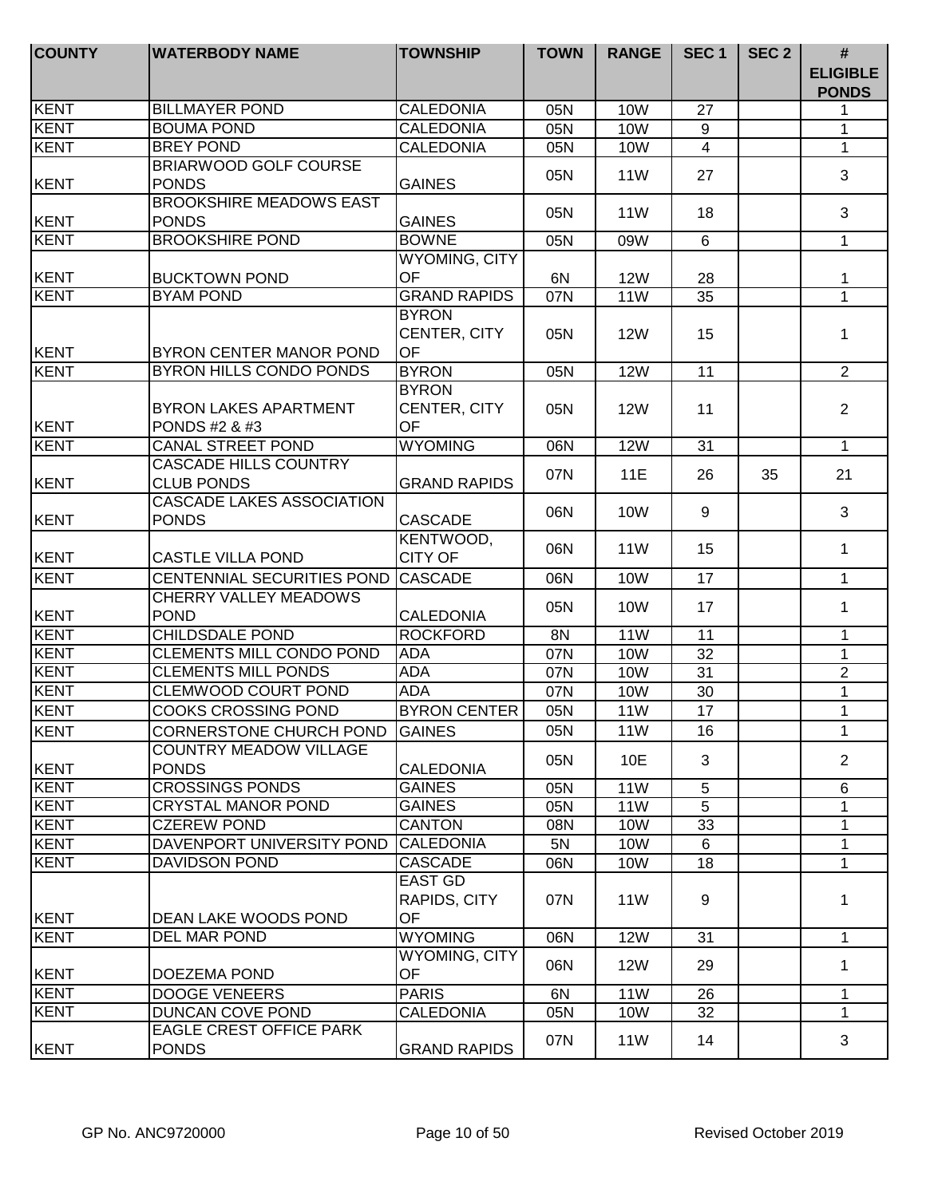| COUNTY | WATERBODY NAME | TOWNSHIP | TOWN | RANGE | SEC 1 | SEC 2 | # ELIGIBLE PONDS |
|---|---|---|---|---|---|---|---|
| KENT | BILLMAYER POND | CALEDONIA | 05N | 10W | 27 | | 1 |
| KENT | BOUMA POND | CALEDONIA | 05N | 10W | 9 | | 1 |
| KENT | BREY POND | CALEDONIA | 05N | 10W | 4 | | 1 |
| KENT | BRIARWOOD GOLF COURSE PONDS | GAINES | 05N | 11W | 27 | | 3 |
| KENT | BROOKSHIRE MEADOWS EAST PONDS | GAINES | 05N | 11W | 18 | | 3 |
| KENT | BROOKSHIRE POND | BOWNE | 05N | 09W | 6 | | 1 |
| KENT | BUCKTOWN POND | WYOMING, CITY OF | 6N | 12W | 28 | | 1 |
| KENT | BYAM POND | GRAND RAPIDS | 07N | 11W | 35 | | 1 |
| KENT | BYRON CENTER MANOR POND | BYRON CENTER, CITY OF | 05N | 12W | 15 | | 1 |
| KENT | BYRON HILLS CONDO PONDS | BYRON | 05N | 12W | 11 | | 2 |
| KENT | BYRON LAKES APARTMENT PONDS #2 & #3 | BYRON CENTER, CITY OF | 05N | 12W | 11 | | 2 |
| KENT | CANAL STREET POND | WYOMING | 06N | 12W | 31 | | 1 |
| KENT | CASCADE HILLS COUNTRY CLUB PONDS | GRAND RAPIDS | 07N | 11E | 26 | 35 | 21 |
| KENT | CASCADE LAKES ASSOCIATION PONDS | CASCADE | 06N | 10W | 9 | | 3 |
| KENT | CASTLE VILLA POND | KENTWOOD, CITY OF | 06N | 11W | 15 | | 1 |
| KENT | CENTENNIAL SECURITIES POND | CASCADE | 06N | 10W | 17 | | 1 |
| KENT | CHERRY VALLEY MEADOWS POND | CALEDONIA | 05N | 10W | 17 | | 1 |
| KENT | CHILDSDALE POND | ROCKFORD | 8N | 11W | 11 | | 1 |
| KENT | CLEMENTS MILL CONDO POND | ADA | 07N | 10W | 32 | | 1 |
| KENT | CLEMENTS MILL PONDS | ADA | 07N | 10W | 31 | | 2 |
| KENT | CLEMWOOD COURT POND | ADA | 07N | 10W | 30 | | 1 |
| KENT | COOKS CROSSING POND | BYRON CENTER | 05N | 11W | 17 | | 1 |
| KENT | CORNERSTONE CHURCH POND | GAINES | 05N | 11W | 16 | | 1 |
| KENT | COUNTRY MEADOW VILLAGE PONDS | CALEDONIA | 05N | 10E | 3 | | 2 |
| KENT | CROSSINGS PONDS | GAINES | 05N | 11W | 5 | | 6 |
| KENT | CRYSTAL MANOR POND | GAINES | 05N | 11W | 5 | | 1 |
| KENT | CZEREW POND | CANTON | 08N | 10W | 33 | | 1 |
| KENT | DAVENPORT UNIVERSITY POND | CALEDONIA | 5N | 10W | 6 | | 1 |
| KENT | DAVIDSON POND | CASCADE | 06N | 10W | 18 | | 1 |
| KENT | DEAN LAKE WOODS POND | EAST GD RAPIDS, CITY OF | 07N | 11W | 9 | | 1 |
| KENT | DEL MAR POND | WYOMING | 06N | 12W | 31 | | 1 |
| KENT | DOEZEMA POND | WYOMING, CITY OF | 06N | 12W | 29 | | 1 |
| KENT | DOOGE VENEERS | PARIS | 6N | 11W | 26 | | 1 |
| KENT | DUNCAN COVE POND | CALEDONIA | 05N | 10W | 32 | | 1 |
| KENT | EAGLE CREST OFFICE PARK PONDS | GRAND RAPIDS | 07N | 11W | 14 | | 3 |

GP No. ANC9720000 Revised October 2019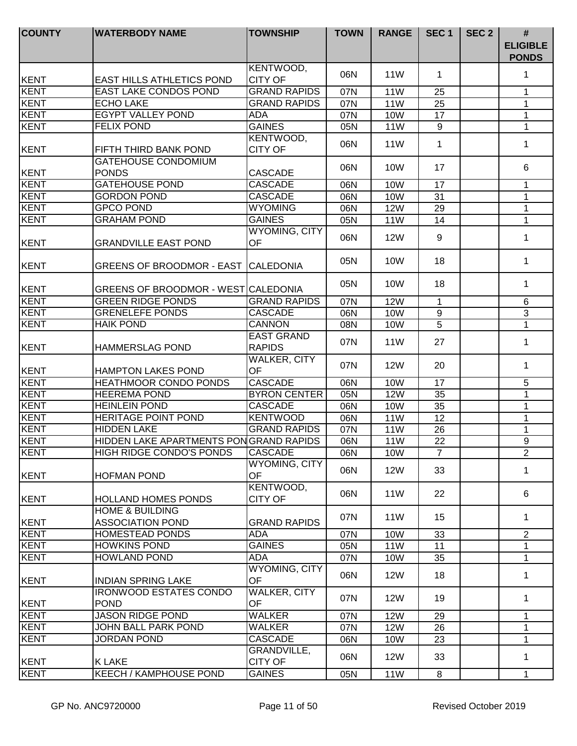| COUNTY | WATERBODY NAME | TOWNSHIP | TOWN | RANGE | SEC 1 | SEC 2 | # ELIGIBLE PONDS |
|---|---|---|---|---|---|---|---|
| KENT | EAST HILLS ATHLETICS POND | KENTWOOD, CITY OF | 06N | 11W | 1 | | 1 |
| KENT | EAST LAKE CONDOS POND | GRAND RAPIDS | 07N | 11W | 25 | | 1 |
| KENT | ECHO LAKE | GRAND RAPIDS | 07N | 11W | 25 | | 1 |
| KENT | EGYPT VALLEY POND | ADA | 07N | 10W | 17 | | 1 |
| KENT | FELIX POND | GAINES | 05N | 11W | 9 | | 1 |
| KENT | FIFTH THIRD BANK POND | KENTWOOD, CITY OF | 06N | 11W | 1 | | 1 |
| KENT | GATEHOUSE CONDOMIUM PONDS | CASCADE | 06N | 10W | 17 | | 6 |
| KENT | GATEHOUSE POND | CASCADE | 06N | 10W | 17 | | 1 |
| KENT | GORDON POND | CASCADE | 06N | 10W | 31 | | 1 |
| KENT | GPCO POND | WYOMING | 06N | 12W | 29 | | 1 |
| KENT | GRAHAM POND | GAINES | 05N | 11W | 14 | | 1 |
| KENT | GRANDVILLE EAST POND | WYOMING, CITY OF | 06N | 12W | 9 | | 1 |
| KENT | GREENS OF BROODMOR - EAST | CALEDONIA | 05N | 10W | 18 | | 1 |
| KENT | GREENS OF BROODMOR - WEST | CALEDONIA | 05N | 10W | 18 | | 1 |
| KENT | GREEN RIDGE PONDS | GRAND RAPIDS | 07N | 12W | 1 | | 6 |
| KENT | GRENELEFE PONDS | CASCADE | 06N | 10W | 9 | | 3 |
| KENT | HAIK POND | CANNON | 08N | 10W | 5 | | 1 |
| KENT | HAMMERSLAG POND | EAST GRAND RAPIDS | 07N | 11W | 27 | | 1 |
| KENT | HAMPTON LAKES POND | WALKER, CITY OF | 07N | 12W | 20 | | 1 |
| KENT | HEATHMOOR CONDO PONDS | CASCADE | 06N | 10W | 17 | | 5 |
| KENT | HEEREMA POND | BYRON CENTER | 05N | 12W | 35 | | 1 |
| KENT | HEINLEIN POND | CASCADE | 06N | 10W | 35 | | 1 |
| KENT | HERITAGE POINT POND | KENTWOOD | 06N | 11W | 12 | | 1 |
| KENT | HIDDEN LAKE | GRAND RAPIDS | 07N | 11W | 26 | | 1 |
| KENT | HIDDEN LAKE APARTMENTS PON | GRAND RAPIDS | 06N | 11W | 22 | | 9 |
| KENT | HIGH RIDGE CONDO'S PONDS | CASCADE | 06N | 10W | 7 | | 2 |
| KENT | HOFMAN POND | WYOMING, CITY OF | 06N | 12W | 33 | | 1 |
| KENT | HOLLAND HOMES PONDS | KENTWOOD, CITY OF | 06N | 11W | 22 | | 6 |
| KENT | HOME & BUILDING ASSOCIATION POND | GRAND RAPIDS | 07N | 11W | 15 | | 1 |
| KENT | HOMESTEAD PONDS | ADA | 07N | 10W | 33 | | 2 |
| KENT | HOWKINS POND | GAINES | 05N | 11W | 11 | | 1 |
| KENT | HOWLAND POND | ADA | 07N | 10W | 35 | | 1 |
| KENT | INDIAN SPRING LAKE | WYOMING, CITY OF | 06N | 12W | 18 | | 1 |
| KENT | IRONWOOD ESTATES CONDO POND | WALKER, CITY OF | 07N | 12W | 19 | | 1 |
| KENT | JASON RIDGE POND | WALKER | 07N | 12W | 29 | | 1 |
| KENT | JOHN BALL PARK POND | WALKER | 07N | 12W | 26 | | 1 |
| KENT | JORDAN POND | CASCADE | 06N | 10W | 23 | | 1 |
| KENT | K LAKE | GRANDVILLE, CITY OF | 06N | 12W | 33 | | 1 |
| KENT | KEECH / KAMPHOUSE POND | GAINES | 05N | 11W | 8 | | 1 |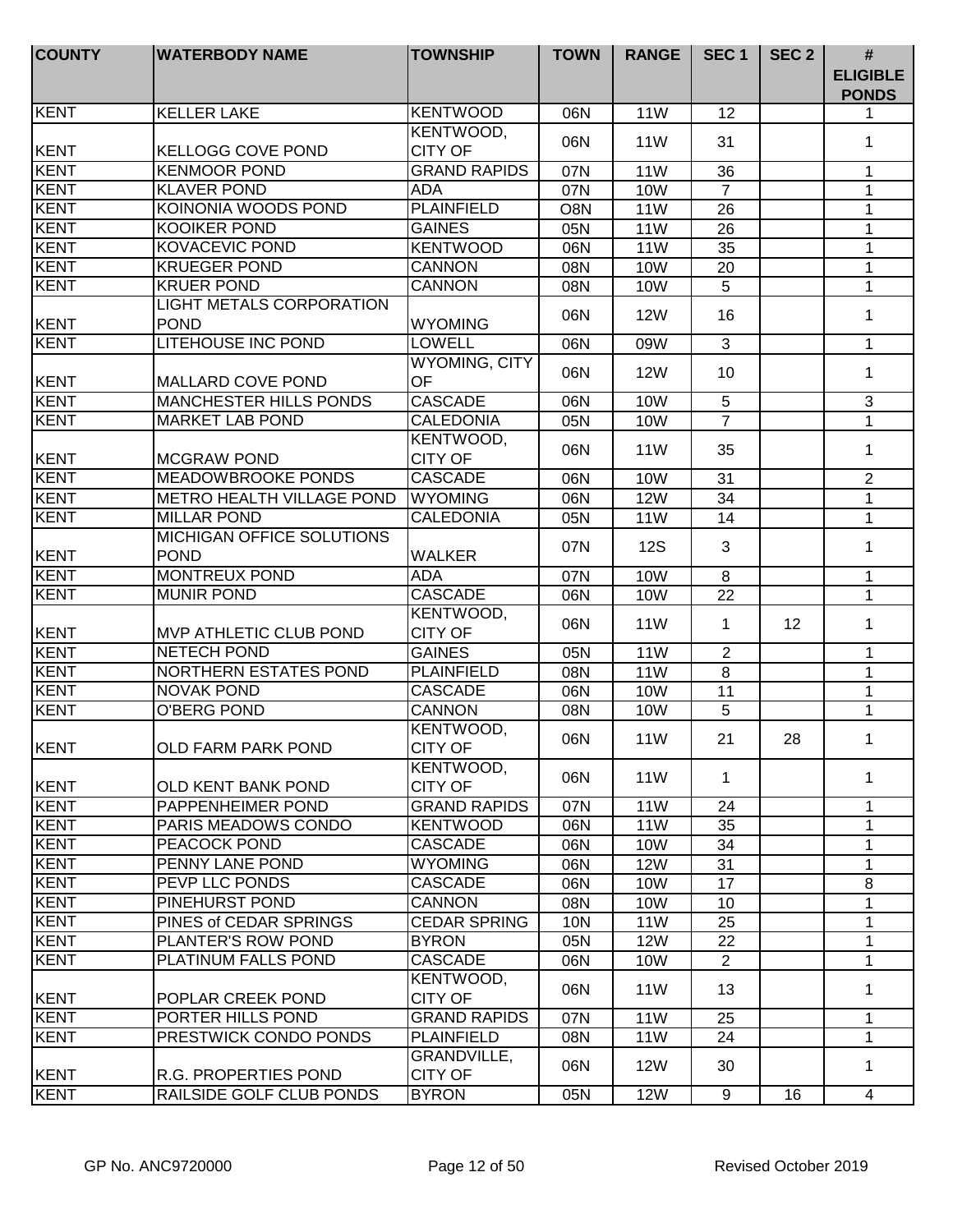| COUNTY | WATERBODY NAME | TOWNSHIP | TOWN | RANGE | SEC 1 | SEC 2 | # ELIGIBLE PONDS |
|---|---|---|---|---|---|---|---|
| KENT | KELLER LAKE | KENTWOOD | 06N | 11W | 12 | | 1 |
| KENT | KELLOGG COVE POND | KENTWOOD, CITY OF | 06N | 11W | 31 | | 1 |
| KENT | KENMOOR POND | GRAND RAPIDS | 07N | 11W | 36 | | 1 |
| KENT | KLAVER POND | ADA | 07N | 10W | 7 | | 1 |
| KENT | KOINONIA WOODS POND | PLAINFIELD | O8N | 11W | 26 | | 1 |
| KENT | KOOIKER POND | GAINES | 05N | 11W | 26 | | 1 |
| KENT | KOVACEVIC POND | KENTWOOD | 06N | 11W | 35 | | 1 |
| KENT | KRUEGER POND | CANNON | 08N | 10W | 20 | | 1 |
| KENT | KRUER POND | CANNON | 08N | 10W | 5 | | 1 |
| KENT | LIGHT METALS CORPORATION POND | WYOMING | 06N | 12W | 16 | | 1 |
| KENT | LITEHOUSE INC POND | LOWELL | 06N | 09W | 3 | | 1 |
| KENT | MALLARD COVE POND | WYOMING, CITY OF | 06N | 12W | 10 | | 1 |
| KENT | MANCHESTER HILLS PONDS | CASCADE | 06N | 10W | 5 | | 3 |
| KENT | MARKET LAB POND | CALEDONIA | 05N | 10W | 7 | | 1 |
| KENT | MCGRAW POND | KENTWOOD, CITY OF | 06N | 11W | 35 | | 1 |
| KENT | MEADOWBROOKE PONDS | CASCADE | 06N | 10W | 31 | | 2 |
| KENT | METRO HEALTH VILLAGE POND | WYOMING | 06N | 12W | 34 | | 1 |
| KENT | MILLAR POND | CALEDONIA | 05N | 11W | 14 | | 1 |
| KENT | MICHIGAN OFFICE SOLUTIONS POND | WALKER | 07N | 12S | 3 | | 1 |
| KENT | MONTREUX POND | ADA | 07N | 10W | 8 | | 1 |
| KENT | MUNIR POND | CASCADE | 06N | 10W | 22 | | 1 |
| KENT | MVP ATHLETIC CLUB POND | KENTWOOD, CITY OF | 06N | 11W | 1 | 12 | 1 |
| KENT | NETECH POND | GAINES | 05N | 11W | 2 | | 1 |
| KENT | NORTHERN ESTATES POND | PLAINFIELD | 08N | 11W | 8 | | 1 |
| KENT | NOVAK POND | CASCADE | 06N | 10W | 11 | | 1 |
| KENT | O'BERG POND | CANNON | 08N | 10W | 5 | | 1 |
| KENT | OLD FARM PARK POND | KENTWOOD, CITY OF | 06N | 11W | 21 | 28 | 1 |
| KENT | OLD KENT BANK POND | KENTWOOD, CITY OF | 06N | 11W | 1 | | 1 |
| KENT | PAPPENHEIMER POND | GRAND RAPIDS | 07N | 11W | 24 | | 1 |
| KENT | PARIS MEADOWS CONDO | KENTWOOD | 06N | 11W | 35 | | 1 |
| KENT | PEACOCK POND | CASCADE | 06N | 10W | 34 | | 1 |
| KENT | PENNY LANE POND | WYOMING | 06N | 12W | 31 | | 1 |
| KENT | PEVP LLC PONDS | CASCADE | 06N | 10W | 17 | | 8 |
| KENT | PINEHURST POND | CANNON | 08N | 10W | 10 | | 1 |
| KENT | PINES of CEDAR SPRINGS | CEDAR SPRING | 10N | 11W | 25 | | 1 |
| KENT | PLANTER'S ROW POND | BYRON | 05N | 12W | 22 | | 1 |
| KENT | PLATINUM FALLS POND | CASCADE | 06N | 10W | 2 | | 1 |
| KENT | POPLAR CREEK POND | KENTWOOD, CITY OF | 06N | 11W | 13 | | 1 |
| KENT | PORTER HILLS POND | GRAND RAPIDS | 07N | 11W | 25 | | 1 |
| KENT | PRESTWICK CONDO PONDS | PLAINFIELD | 08N | 11W | 24 | | 1 |
| KENT | R.G. PROPERTIES POND | GRANDVILLE, CITY OF | 06N | 12W | 30 | | 1 |
| KENT | RAILSIDE GOLF CLUB PONDS | BYRON | 05N | 12W | 9 | 16 | 4 |

GP No. ANC9720000 Revised October 2019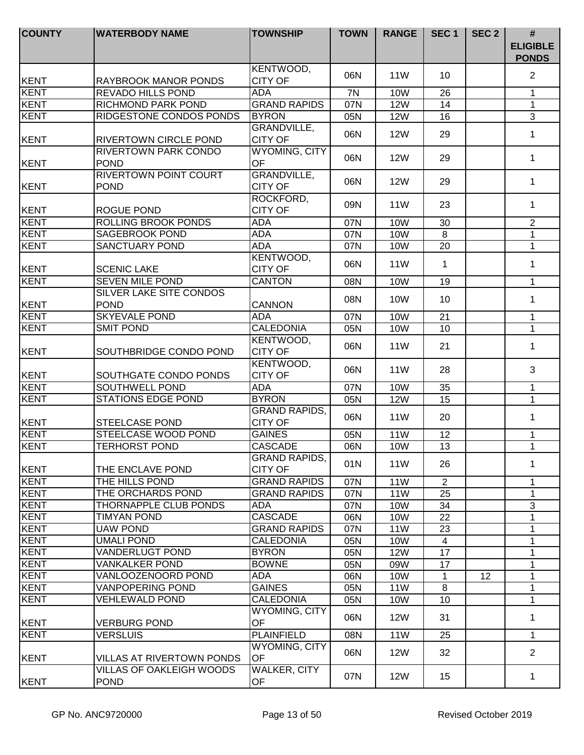| COUNTY | WATERBODY NAME | TOWNSHIP | TOWN | RANGE | SEC 1 | SEC 2 | # ELIGIBLE PONDS |
|---|---|---|---|---|---|---|---|
| KENT | RAYBROOK MANOR PONDS | KENTWOOD, CITY OF | 06N | 11W | 10 | | 2 |
| KENT | REVADO HILLS POND | ADA | 7N | 10W | 26 | | 1 |
| KENT | RICHMOND PARK POND | GRAND RAPIDS | 07N | 12W | 14 | | 1 |
| KENT | RIDGESTONE CONDOS PONDS | BYRON | 05N | 12W | 16 | | 3 |
| KENT | RIVERTOWN CIRCLE POND | GRANDVILLE, CITY OF | 06N | 12W | 29 | | 1 |
| KENT | RIVERTOWN PARK CONDO POND | WYOMING, CITY OF | 06N | 12W | 29 | | 1 |
| KENT | RIVERTOWN POINT COURT POND | GRANDVILLE, CITY OF | 06N | 12W | 29 | | 1 |
| KENT | ROGUE POND | ROCKFORD, CITY OF | 09N | 11W | 23 | | 1 |
| KENT | ROLLING BROOK PONDS | ADA | 07N | 10W | 30 | | 2 |
| KENT | SAGEBROOK POND | ADA | 07N | 10W | 8 | | 1 |
| KENT | SANCTUARY POND | ADA | 07N | 10W | 20 | | 1 |
| KENT | SCENIC LAKE | KENTWOOD, CITY OF | 06N | 11W | 1 | | 1 |
| KENT | SEVEN MILE POND | CANTON | 08N | 10W | 19 | | 1 |
| KENT | SILVER LAKE SITE CONDOS POND | CANNON | 08N | 10W | 10 | | 1 |
| KENT | SKYEVALE POND | ADA | 07N | 10W | 21 | | 1 |
| KENT | SMIT POND | CALEDONIA | 05N | 10W | 10 | | 1 |
| KENT | SOUTHBRIDGE CONDO POND | KENTWOOD, CITY OF | 06N | 11W | 21 | | 1 |
| KENT | SOUTHGATE CONDO PONDS | KENTWOOD, CITY OF | 06N | 11W | 28 | | 3 |
| KENT | SOUTHWELL POND | ADA | 07N | 10W | 35 | | 1 |
| KENT | STATIONS EDGE POND | BYRON | 05N | 12W | 15 | | 1 |
| KENT | STEELCASE POND | GRAND RAPIDS, CITY OF | 06N | 11W | 20 | | 1 |
| KENT | STEELCASE WOOD POND | GAINES | 05N | 11W | 12 | | 1 |
| KENT | TERHORST POND | CASCADE | 06N | 10W | 13 | | 1 |
| KENT | THE ENCLAVE POND | GRAND RAPIDS, CITY OF | 01N | 11W | 26 | | 1 |
| KENT | THE HILLS POND | GRAND RAPIDS | 07N | 11W | 2 | | 1 |
| KENT | THE ORCHARDS POND | GRAND RAPIDS | 07N | 11W | 25 | | 1 |
| KENT | THORNAPPLE CLUB PONDS | ADA | 07N | 10W | 34 | | 3 |
| KENT | TIMYAN POND | CASCADE | 06N | 10W | 22 | | 1 |
| KENT | UAW POND | GRAND RAPIDS | 07N | 11W | 23 | | 1 |
| KENT | UMALI POND | CALEDONIA | 05N | 10W | 4 | | 1 |
| KENT | VANDERLUGT POND | BYRON | 05N | 12W | 17 | | 1 |
| KENT | VANKALKER POND | BOWNE | 05N | 09W | 17 | | 1 |
| KENT | VANLOOZENOORD POND | ADA | 06N | 10W | 1 | 12 | 1 |
| KENT | VANPOPERING POND | GAINES | 05N | 11W | 8 | | 1 |
| KENT | VEHLEWALD POND | CALEDONIA | 05N | 10W | 10 | | 1 |
| KENT | VERBURG POND | WYOMING, CITY OF | 06N | 12W | 31 | | 1 |
| KENT | VERSLUIS | PLAINFIELD | 08N | 11W | 25 | | 1 |
| KENT | VILLAS AT RIVERTOWN PONDS | WYOMING, CITY OF | 06N | 12W | 32 | | 2 |
| KENT | VILLAS OF OAKLEIGH WOODS POND | WALKER, CITY OF | 07N | 12W | 15 | | 1 |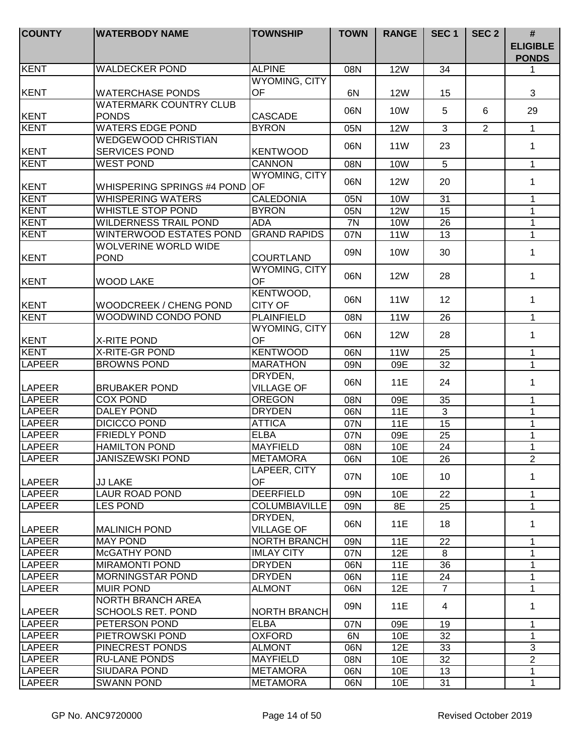| COUNTY | WATERBODY NAME | TOWNSHIP | TOWN | RANGE | SEC 1 | SEC 2 | # ELIGIBLE PONDS |
|---|---|---|---|---|---|---|---|
| KENT | WALDECKER POND | ALPINE | 08N | 12W | 34 | | 1 |
| KENT | WATERCHASE PONDS | WYOMING, CITY OF | 6N | 12W | 15 | | 3 |
| KENT | WATERMARK COUNTRY CLUB PONDS | CASCADE | 06N | 10W | 5 | 6 | 29 |
| KENT | WATERS EDGE POND | BYRON | 05N | 12W | 3 | 2 | 1 |
| KENT | WEDGEWOOD CHRISTIAN SERVICES POND | KENTWOOD | 06N | 11W | 23 | | 1 |
| KENT | WEST POND | CANNON | 08N | 10W | 5 | | 1 |
| KENT | WHISPERING SPRINGS #4 POND | WYOMING, CITY OF | 06N | 12W | 20 | | 1 |
| KENT | WHISPERING WATERS | CALEDONIA | 05N | 10W | 31 | | 1 |
| KENT | WHISTLE STOP POND | BYRON | 05N | 12W | 15 | | 1 |
| KENT | WILDERNESS TRAIL POND | ADA | 7N | 10W | 26 | | 1 |
| KENT | WINTERWOOD ESTATES POND | GRAND RAPIDS | 07N | 11W | 13 | | 1 |
| KENT | WOLVERINE WORLD WIDE POND | COURTLAND | 09N | 10W | 30 | | 1 |
| KENT | WOOD LAKE | WYOMING, CITY OF | 06N | 12W | 28 | | 1 |
| KENT | WOODCREEK / CHENG POND | KENTWOOD, CITY OF | 06N | 11W | 12 | | 1 |
| KENT | WOODWIND CONDO POND | PLAINFIELD | 08N | 11W | 26 | | 1 |
| KENT | X-RITE POND | WYOMING, CITY OF | 06N | 12W | 28 | | 1 |
| KENT | X-RITE-GR POND | KENTWOOD | 06N | 11W | 25 | | 1 |
| LAPEER | BROWNS POND | MARATHON | 09N | 09E | 32 | | 1 |
| LAPEER | BRUBAKER POND | DRYDEN, VILLAGE OF | 06N | 11E | 24 | | 1 |
| LAPEER | COX POND | OREGON | 08N | 09E | 35 | | 1 |
| LAPEER | DALEY POND | DRYDEN | 06N | 11E | 3 | | 1 |
| LAPEER | DICICCO POND | ATTICA | 07N | 11E | 15 | | 1 |
| LAPEER | FRIEDLY POND | ELBA | 07N | 09E | 25 | | 1 |
| LAPEER | HAMILTON POND | MAYFIELD | 08N | 10E | 24 | | 1 |
| LAPEER | JANISZEWSKI POND | METAMORA | 06N | 10E | 26 | | 2 |
| LAPEER | JJ LAKE | LAPEER, CITY OF | 07N | 10E | 10 | | 1 |
| LAPEER | LAUR ROAD POND | DEERFIELD | 09N | 10E | 22 | | 1 |
| LAPEER | LES POND | COLUMBIAVILLE | 09N | 8E | 25 | | 1 |
| LAPEER | MALINICH POND | DRYDEN, VILLAGE OF | 06N | 11E | 18 | | 1 |
| LAPEER | MAY POND | NORTH BRANCH | 09N | 11E | 22 | | 1 |
| LAPEER | McGATHY POND | IMLAY CITY | 07N | 12E | 8 | | 1 |
| LAPEER | MIRAMONTI POND | DRYDEN | 06N | 11E | 36 | | 1 |
| LAPEER | MORNINGSTAR POND | DRYDEN | 06N | 11E | 24 | | 1 |
| LAPEER | MUIR POND | ALMONT | 06N | 12E | 7 | | 1 |
| LAPEER | NORTH BRANCH AREA SCHOOLS RET. POND | NORTH BRANCH | 09N | 11E | 4 | | 1 |
| LAPEER | PETERSON POND | ELBA | 07N | 09E | 19 | | 1 |
| LAPEER | PIETROWSKI POND | OXFORD | 6N | 10E | 32 | | 1 |
| LAPEER | PINECREST PONDS | ALMONT | 06N | 12E | 33 | | 3 |
| LAPEER | RU-LANE PONDS | MAYFIELD | 08N | 10E | 32 | | 2 |
| LAPEER | SIUDARA POND | METAMORA | 06N | 10E | 13 | | 1 |
| LAPEER | SWANN POND | METAMORA | 06N | 10E | 31 | | 1 |

GP No. ANC9720000 Revised October 2019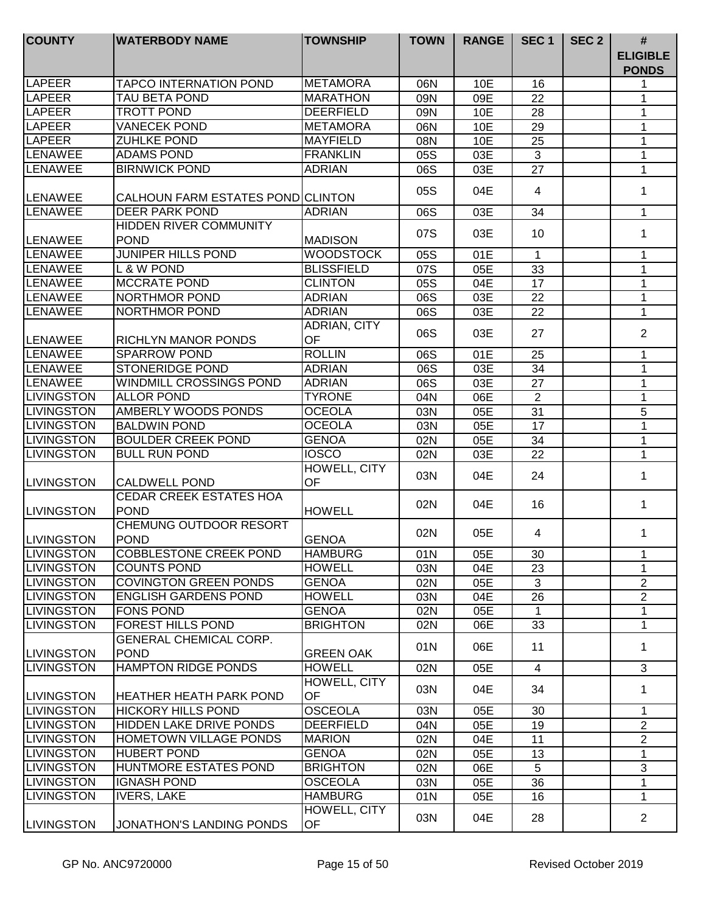| COUNTY | WATERBODY NAME | TOWNSHIP | TOWN | RANGE | SEC 1 | SEC 2 | # ELIGIBLE PONDS |
|---|---|---|---|---|---|---|---|
| LAPEER | TAPCO INTERNATION POND | METAMORA | 06N | 10E | 16 | | 1 |
| LAPEER | TAU BETA POND | MARATHON | 09N | 09E | 22 | | 1 |
| LAPEER | TROTT POND | DEERFIELD | 09N | 10E | 28 | | 1 |
| LAPEER | VANECEK POND | METAMORA | 06N | 10E | 29 | | 1 |
| LAPEER | ZUHLKE POND | MAYFIELD | 08N | 10E | 25 | | 1 |
| LENAWEE | ADAMS POND | FRANKLIN | 05S | 03E | 3 | | 1 |
| LENAWEE | BIRNWICK POND | ADRIAN | 06S | 03E | 27 | | 1 |
| LENAWEE | CALHOUN FARM ESTATES POND | CLINTON | 05S | 04E | 4 | | 1 |
| LENAWEE | DEER PARK POND | ADRIAN | 06S | 03E | 34 | | 1 |
| LENAWEE | HIDDEN RIVER COMMUNITY POND | MADISON | 07S | 03E | 10 | | 1 |
| LENAWEE | JUNIPER HILLS POND | WOODSTOCK | 05S | 01E | 1 | | 1 |
| LENAWEE | L & W POND | BLISSFIELD | 07S | 05E | 33 | | 1 |
| LENAWEE | MCCRATE POND | CLINTON | 05S | 04E | 17 | | 1 |
| LENAWEE | NORTHMOR POND | ADRIAN | 06S | 03E | 22 | | 1 |
| LENAWEE | NORTHMOR POND | ADRIAN | 06S | 03E | 22 | | 1 |
| LENAWEE | RICHLYN MANOR PONDS | ADRIAN, CITY OF | 06S | 03E | 27 | | 2 |
| LENAWEE | SPARROW POND | ROLLIN | 06S | 01E | 25 | | 1 |
| LENAWEE | STONERIDGE POND | ADRIAN | 06S | 03E | 34 | | 1 |
| LENAWEE | WINDMILL CROSSINGS POND | ADRIAN | 06S | 03E | 27 | | 1 |
| LIVINGSTON | ALLOR POND | TYRONE | 04N | 06E | 2 | | 1 |
| LIVINGSTON | AMBERLY WOODS PONDS | OCEOLA | 03N | 05E | 31 | | 5 |
| LIVINGSTON | BALDWIN POND | OCEOLA | 03N | 05E | 17 | | 1 |
| LIVINGSTON | BOULDER CREEK POND | GENOA | 02N | 05E | 34 | | 1 |
| LIVINGSTON | BULL RUN POND | IOSCO | 02N | 03E | 22 | | 1 |
| LIVINGSTON | CALDWELL POND | HOWELL, CITY OF | 03N | 04E | 24 | | 1 |
| LIVINGSTON | CEDAR CREEK ESTATES HOA POND | HOWELL | 02N | 04E | 16 | | 1 |
| LIVINGSTON | CHEMUNG OUTDOOR RESORT POND | GENOA | 02N | 05E | 4 | | 1 |
| LIVINGSTON | COBBLESTONE CREEK POND | HAMBURG | 01N | 05E | 30 | | 1 |
| LIVINGSTON | COUNTS POND | HOWELL | 03N | 04E | 23 | | 1 |
| LIVINGSTON | COVINGTON GREEN PONDS | GENOA | 02N | 05E | 3 | | 2 |
| LIVINGSTON | ENGLISH GARDENS POND | HOWELL | 03N | 04E | 26 | | 2 |
| LIVINGSTON | FONS POND | GENOA | 02N | 05E | 1 | | 1 |
| LIVINGSTON | FOREST HILLS POND | BRIGHTON | 02N | 06E | 33 | | 1 |
| LIVINGSTON | GENERAL CHEMICAL CORP. POND | GREEN OAK | 01N | 06E | 11 | | 1 |
| LIVINGSTON | HAMPTON RIDGE PONDS | HOWELL | 02N | 05E | 4 | | 3 |
| LIVINGSTON | HEATHER HEATH PARK POND | HOWELL, CITY OF | 03N | 04E | 34 | | 1 |
| LIVINGSTON | HICKORY HILLS POND | OSCEOLA | 03N | 05E | 30 | | 1 |
| LIVINGSTON | HIDDEN LAKE DRIVE PONDS | DEERFIELD | 04N | 05E | 19 | | 2 |
| LIVINGSTON | HOMETOWN VILLAGE PONDS | MARION | 02N | 04E | 11 | | 2 |
| LIVINGSTON | HUBERT POND | GENOA | 02N | 05E | 13 | | 1 |
| LIVINGSTON | HUNTMORE ESTATES POND | BRIGHTON | 02N | 06E | 5 | | 3 |
| LIVINGSTON | IGNASH POND | OSCEOLA | 03N | 05E | 36 | | 1 |
| LIVINGSTON | IVERS, LAKE | HAMBURG | 01N | 05E | 16 | | 1 |
| LIVINGSTON | JONATHON'S LANDING PONDS | HOWELL, CITY OF | 03N | 04E | 28 | | 2 |

GP No. ANC9720000 Revised October 2019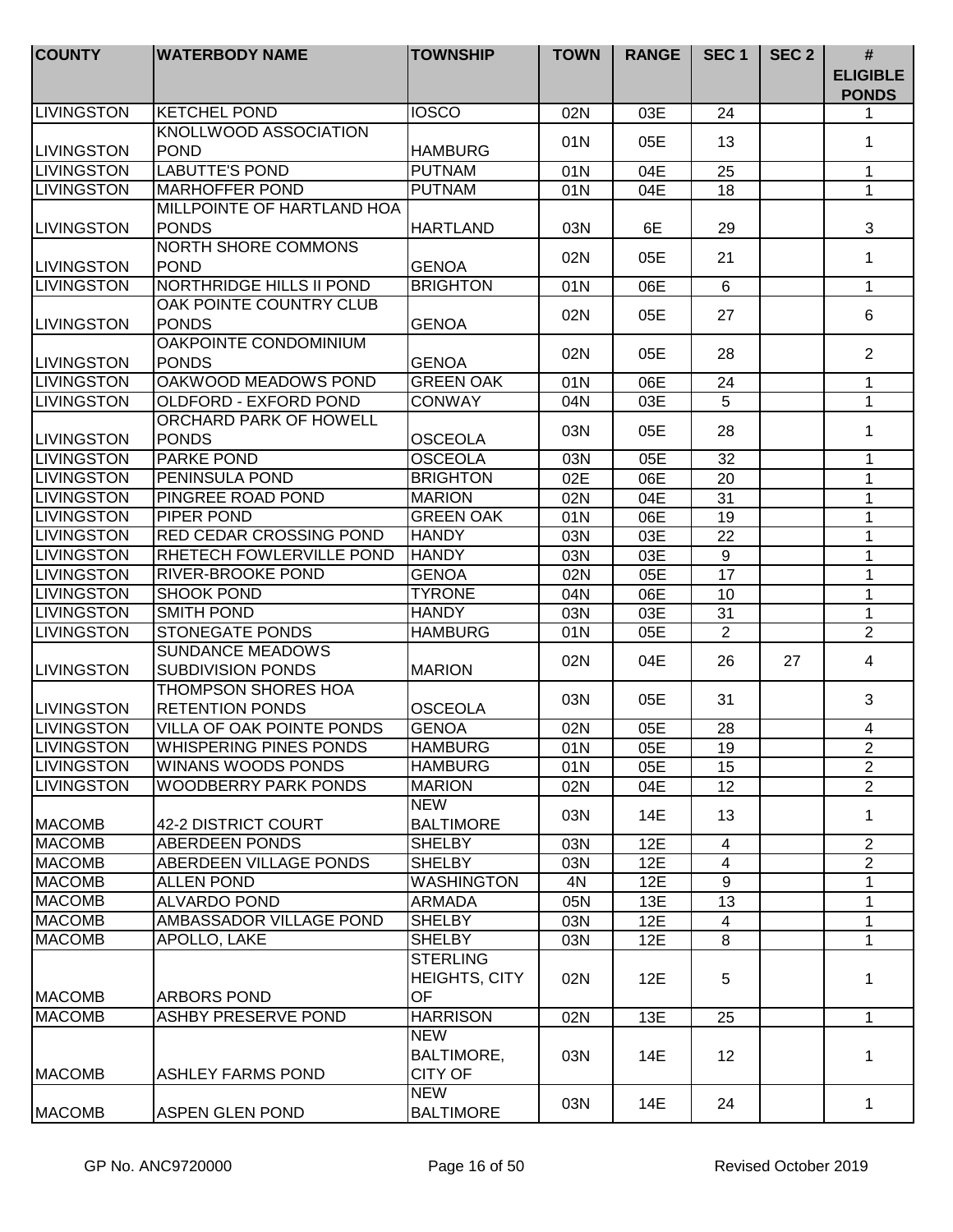| COUNTY | WATERBODY NAME | TOWNSHIP | TOWN | RANGE | SEC 1 | SEC 2 | # ELIGIBLE PONDS |
|---|---|---|---|---|---|---|---|
| LIVINGSTON | KETCHEL POND | IOSCO | 02N | 03E | 24 | | 1 |
| LIVINGSTON | KNOLLWOOD ASSOCIATION POND | HAMBURG | 01N | 05E | 13 | | 1 |
| LIVINGSTON | LABUTTE'S POND | PUTNAM | 01N | 04E | 25 | | 1 |
| LIVINGSTON | MARHOFFER POND | PUTNAM | 01N | 04E | 18 | | 1 |
| LIVINGSTON | MILLPOINTE OF HARTLAND HOA PONDS | HARTLAND | 03N | 6E | 29 | | 3 |
| LIVINGSTON | NORTH SHORE COMMONS POND | GENOA | 02N | 05E | 21 | | 1 |
| LIVINGSTON | NORTHRIDGE HILLS II POND | BRIGHTON | 01N | 06E | 6 | | 1 |
| LIVINGSTON | OAK POINTE COUNTRY CLUB PONDS | GENOA | 02N | 05E | 27 | | 6 |
| LIVINGSTON | OAKPOINTE CONDOMINIUM PONDS | GENOA | 02N | 05E | 28 | | 2 |
| LIVINGSTON | OAKWOOD MEADOWS POND | GREEN OAK | 01N | 06E | 24 | | 1 |
| LIVINGSTON | OLDFORD - EXFORD POND | CONWAY | 04N | 03E | 5 | | 1 |
| LIVINGSTON | ORCHARD PARK OF HOWELL PONDS | OSCEOLA | 03N | 05E | 28 | | 1 |
| LIVINGSTON | PARKE POND | OSCEOLA | 03N | 05E | 32 | | 1 |
| LIVINGSTON | PENINSULA POND | BRIGHTON | 02E | 06E | 20 | | 1 |
| LIVINGSTON | PINGREE ROAD POND | MARION | 02N | 04E | 31 | | 1 |
| LIVINGSTON | PIPER POND | GREEN OAK | 01N | 06E | 19 | | 1 |
| LIVINGSTON | RED CEDAR CROSSING POND | HANDY | 03N | 03E | 22 | | 1 |
| LIVINGSTON | RHETECH FOWLERVILLE POND | HANDY | 03N | 03E | 9 | | 1 |
| LIVINGSTON | RIVER-BROOKE POND | GENOA | 02N | 05E | 17 | | 1 |
| LIVINGSTON | SHOOK POND | TYRONE | 04N | 06E | 10 | | 1 |
| LIVINGSTON | SMITH POND | HANDY | 03N | 03E | 31 | | 1 |
| LIVINGSTON | STONEGATE PONDS | HAMBURG | 01N | 05E | 2 | | 2 |
| LIVINGSTON | SUNDANCE MEADOWS SUBDIVISION PONDS | MARION | 02N | 04E | 26 | 27 | 4 |
| LIVINGSTON | THOMPSON SHORES HOA RETENTION PONDS | OSCEOLA | 03N | 05E | 31 | | 3 |
| LIVINGSTON | VILLA OF OAK POINTE PONDS | GENOA | 02N | 05E | 28 | | 4 |
| LIVINGSTON | WHISPERING PINES PONDS | HAMBURG | 01N | 05E | 19 | | 2 |
| LIVINGSTON | WINANS WOODS PONDS | HAMBURG | 01N | 05E | 15 | | 2 |
| LIVINGSTON | WOODBERRY PARK PONDS | MARION | 02N | 04E | 12 | | 2 |
| MACOMB | 42-2 DISTRICT COURT | NEW BALTIMORE | 03N | 14E | 13 | | 1 |
| MACOMB | ABERDEEN PONDS | SHELBY | 03N | 12E | 4 | | 2 |
| MACOMB | ABERDEEN VILLAGE PONDS | SHELBY | 03N | 12E | 4 | | 2 |
| MACOMB | ALLEN POND | WASHINGTON | 4N | 12E | 9 | | 1 |
| MACOMB | ALVARDO POND | ARMADA | 05N | 13E | 13 | | 1 |
| MACOMB | AMBASSADOR VILLAGE POND | SHELBY | 03N | 12E | 4 | | 1 |
| MACOMB | APOLLO, LAKE | SHELBY | 03N | 12E | 8 | | 1 |
| MACOMB | ARBORS POND | STERLING HEIGHTS, CITY OF | 02N | 12E | 5 | | 1 |
| MACOMB | ASHBY PRESERVE POND | HARRISON | 02N | 13E | 25 | | 1 |
| MACOMB | ASHLEY FARMS POND | NEW BALTIMORE, CITY OF | 03N | 14E | 12 | | 1 |
| MACOMB | ASPEN GLEN POND | NEW BALTIMORE | 03N | 14E | 24 | | 1 |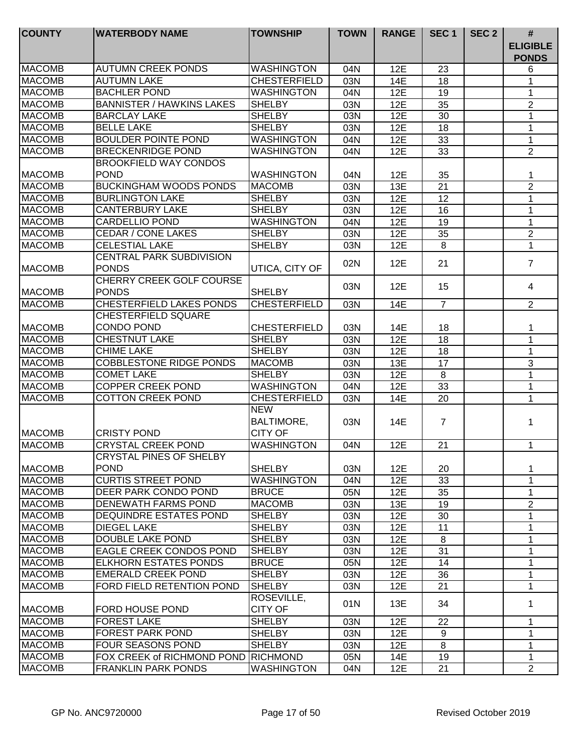| COUNTY | WATERBODY NAME | TOWNSHIP | TOWN | RANGE | SEC 1 | SEC 2 | # ELIGIBLE PONDS |
|---|---|---|---|---|---|---|---|
| MACOMB | AUTUMN CREEK PONDS | WASHINGTON | 04N | 12E | 23 | | 6 |
| MACOMB | AUTUMN LAKE | CHESTERFIELD | 03N | 14E | 18 | | 1 |
| MACOMB | BACHLER POND | WASHINGTON | 04N | 12E | 19 | | 1 |
| MACOMB | BANNISTER / HAWKINS LAKES | SHELBY | 03N | 12E | 35 | | 2 |
| MACOMB | BARCLAY LAKE | SHELBY | 03N | 12E | 30 | | 1 |
| MACOMB | BELLE LAKE | SHELBY | 03N | 12E | 18 | | 1 |
| MACOMB | BOULDER POINTE POND | WASHINGTON | 04N | 12E | 33 | | 1 |
| MACOMB | BRECKENRIDGE POND | WASHINGTON | 04N | 12E | 33 | | 2 |
| MACOMB | BROOKFIELD WAY CONDOS POND | WASHINGTON | 04N | 12E | 35 | | 1 |
| MACOMB | BUCKINGHAM WOODS PONDS | MACOMB | 03N | 13E | 21 | | 2 |
| MACOMB | BURLINGTON LAKE | SHELBY | 03N | 12E | 12 | | 1 |
| MACOMB | CANTERBURY LAKE | SHELBY | 03N | 12E | 16 | | 1 |
| MACOMB | CARDELLIO POND | WASHINGTON | 04N | 12E | 19 | | 1 |
| MACOMB | CEDAR / CONE LAKES | SHELBY | 03N | 12E | 35 | | 2 |
| MACOMB | CELESTIAL LAKE | SHELBY | 03N | 12E | 8 | | 1 |
| MACOMB | CENTRAL PARK SUBDIVISION PONDS | UTICA, CITY OF | 02N | 12E | 21 | | 7 |
| MACOMB | CHERRY CREEK GOLF COURSE PONDS | SHELBY | 03N | 12E | 15 | | 4 |
| MACOMB | CHESTERFIELD LAKES PONDS | CHESTERFIELD | 03N | 14E | 7 | | 2 |
| MACOMB | CHESTERFIELD SQUARE CONDO POND | CHESTERFIELD | 03N | 14E | 18 | | 1 |
| MACOMB | CHESTNUT LAKE | SHELBY | 03N | 12E | 18 | | 1 |
| MACOMB | CHIME LAKE | SHELBY | 03N | 12E | 18 | | 1 |
| MACOMB | COBBLESTONE RIDGE PONDS | MACOMB | 03N | 13E | 17 | | 3 |
| MACOMB | COMET LAKE | SHELBY | 03N | 12E | 8 | | 1 |
| MACOMB | COPPER CREEK POND | WASHINGTON | 04N | 12E | 33 | | 1 |
| MACOMB | COTTON CREEK POND | CHESTERFIELD | 03N | 14E | 20 | | 1 |
| MACOMB | CRISTY POND | NEW BALTIMORE, CITY OF | 03N | 14E | 7 | | 1 |
| MACOMB | CRYSTAL CREEK POND | WASHINGTON | 04N | 12E | 21 | | 1 |
| MACOMB | CRYSTAL PINES OF SHELBY POND | SHELBY | 03N | 12E | 20 | | 1 |
| MACOMB | CURTIS STREET POND | WASHINGTON | 04N | 12E | 33 | | 1 |
| MACOMB | DEER PARK CONDO POND | BRUCE | 05N | 12E | 35 | | 1 |
| MACOMB | DENEWATH FARMS POND | MACOMB | 03N | 13E | 19 | | 2 |
| MACOMB | DEQUINDRE ESTATES POND | SHELBY | 03N | 12E | 30 | | 1 |
| MACOMB | DIEGEL LAKE | SHELBY | 03N | 12E | 11 | | 1 |
| MACOMB | DOUBLE LAKE POND | SHELBY | 03N | 12E | 8 | | 1 |
| MACOMB | EAGLE CREEK CONDOS POND | SHELBY | 03N | 12E | 31 | | 1 |
| MACOMB | ELKHORN ESTATES PONDS | BRUCE | 05N | 12E | 14 | | 1 |
| MACOMB | EMERALD CREEK POND | SHELBY | 03N | 12E | 36 | | 1 |
| MACOMB | FORD FIELD RETENTION POND | SHELBY | 03N | 12E | 21 | | 1 |
| MACOMB | FORD HOUSE POND | ROSEVILLE, CITY OF | 01N | 13E | 34 | | 1 |
| MACOMB | FOREST LAKE | SHELBY | 03N | 12E | 22 | | 1 |
| MACOMB | FOREST PARK POND | SHELBY | 03N | 12E | 9 | | 1 |
| MACOMB | FOUR SEASONS POND | SHELBY | 03N | 12E | 8 | | 1 |
| MACOMB | FOX CREEK of RICHMOND POND | RICHMOND | 05N | 14E | 19 | | 1 |
| MACOMB | FRANKLIN PARK PONDS | WASHINGTON | 04N | 12E | 21 | | 2 |

GP No. ANC9720000 Revised October 2019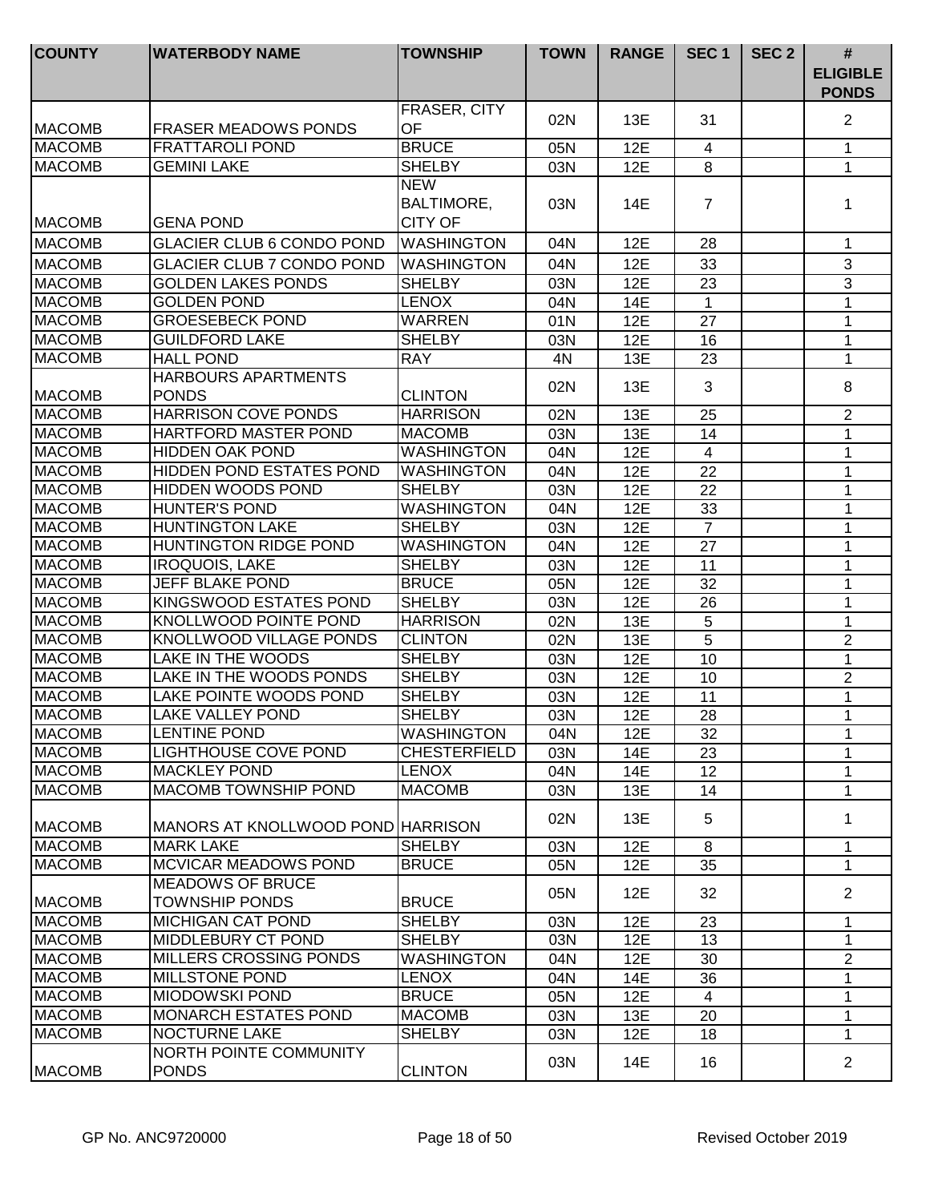| COUNTY | WATERBODY NAME | TOWNSHIP | TOWN | RANGE | SEC 1 | SEC 2 | # ELIGIBLE PONDS |
|---|---|---|---|---|---|---|---|
| MACOMB | FRASER MEADOWS PONDS | FRASER, CITY OF | 02N | 13E | 31 | | 2 |
| MACOMB | FRATTAROLI POND | BRUCE | 05N | 12E | 4 | | 1 |
| MACOMB | GEMINI LAKE | SHELBY | 03N | 12E | 8 | | 1 |
| MACOMB | GENA POND | NEW BALTIMORE, CITY OF | 03N | 14E | 7 | | 1 |
| MACOMB | GLACIER CLUB 6 CONDO POND | WASHINGTON | 04N | 12E | 28 | | 1 |
| MACOMB | GLACIER CLUB 7 CONDO POND | WASHINGTON | 04N | 12E | 33 | | 3 |
| MACOMB | GOLDEN LAKES PONDS | SHELBY | 03N | 12E | 23 | | 3 |
| MACOMB | GOLDEN POND | LENOX | 04N | 14E | 1 | | 1 |
| MACOMB | GROESEBECK POND | WARREN | 01N | 12E | 27 | | 1 |
| MACOMB | GUILDFORD LAKE | SHELBY | 03N | 12E | 16 | | 1 |
| MACOMB | HALL POND | RAY | 4N | 13E | 23 | | 1 |
| MACOMB | HARBOURS APARTMENTS PONDS | CLINTON | 02N | 13E | 3 | | 8 |
| MACOMB | HARRISON COVE PONDS | HARRISON | 02N | 13E | 25 | | 2 |
| MACOMB | HARTFORD MASTER POND | MACOMB | 03N | 13E | 14 | | 1 |
| MACOMB | HIDDEN OAK POND | WASHINGTON | 04N | 12E | 4 | | 1 |
| MACOMB | HIDDEN POND ESTATES POND | WASHINGTON | 04N | 12E | 22 | | 1 |
| MACOMB | HIDDEN WOODS POND | SHELBY | 03N | 12E | 22 | | 1 |
| MACOMB | HUNTER'S POND | WASHINGTON | 04N | 12E | 33 | | 1 |
| MACOMB | HUNTINGTON LAKE | SHELBY | 03N | 12E | 7 | | 1 |
| MACOMB | HUNTINGTON RIDGE POND | WASHINGTON | 04N | 12E | 27 | | 1 |
| MACOMB | IROQUOIS, LAKE | SHELBY | 03N | 12E | 11 | | 1 |
| MACOMB | JEFF BLAKE POND | BRUCE | 05N | 12E | 32 | | 1 |
| MACOMB | KINGSWOOD ESTATES POND | SHELBY | 03N | 12E | 26 | | 1 |
| MACOMB | KNOLLWOOD POINTE POND | HARRISON | 02N | 13E | 5 | | 1 |
| MACOMB | KNOLLWOOD VILLAGE PONDS | CLINTON | 02N | 13E | 5 | | 2 |
| MACOMB | LAKE IN THE WOODS | SHELBY | 03N | 12E | 10 | | 1 |
| MACOMB | LAKE IN THE WOODS PONDS | SHELBY | 03N | 12E | 10 | | 2 |
| MACOMB | LAKE POINTE WOODS POND | SHELBY | 03N | 12E | 11 | | 1 |
| MACOMB | LAKE VALLEY POND | SHELBY | 03N | 12E | 28 | | 1 |
| MACOMB | LENTINE POND | WASHINGTON | 04N | 12E | 32 | | 1 |
| MACOMB | LIGHTHOUSE COVE POND | CHESTERFIELD | 03N | 14E | 23 | | 1 |
| MACOMB | MACKLEY POND | LENOX | 04N | 14E | 12 | | 1 |
| MACOMB | MACOMB TOWNSHIP POND | MACOMB | 03N | 13E | 14 | | 1 |
| MACOMB | MANORS AT KNOLLWOOD POND | HARRISON | 02N | 13E | 5 | | 1 |
| MACOMB | MARK LAKE | SHELBY | 03N | 12E | 8 | | 1 |
| MACOMB | MCVICAR MEADOWS POND | BRUCE | 05N | 12E | 35 | | 1 |
| MACOMB | MEADOWS OF BRUCE TOWNSHIP PONDS | BRUCE | 05N | 12E | 32 | | 2 |
| MACOMB | MICHIGAN CAT POND | SHELBY | 03N | 12E | 23 | | 1 |
| MACOMB | MIDDLEBURY CT POND | SHELBY | 03N | 12E | 13 | | 1 |
| MACOMB | MILLERS CROSSING PONDS | WASHINGTON | 04N | 12E | 30 | | 2 |
| MACOMB | MILLSTONE POND | LENOX | 04N | 14E | 36 | | 1 |
| MACOMB | MIODOWSKI POND | BRUCE | 05N | 12E | 4 | | 1 |
| MACOMB | MONARCH ESTATES POND | MACOMB | 03N | 13E | 20 | | 1 |
| MACOMB | NOCTURNE LAKE | SHELBY | 03N | 12E | 18 | | 1 |
| MACOMB | NORTH POINTE COMMUNITY PONDS | CLINTON | 03N | 14E | 16 | | 2 |

GP No. ANC9720000 Revised October 2019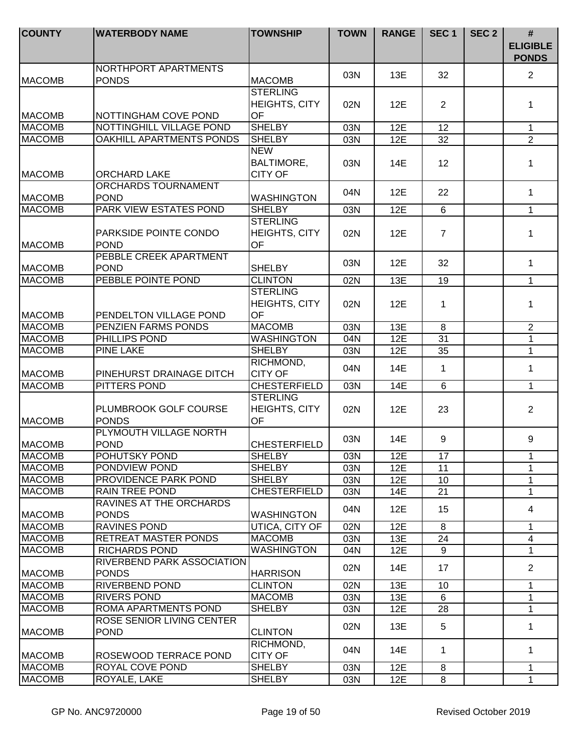| COUNTY | WATERBODY NAME | TOWNSHIP | TOWN | RANGE | SEC 1 | SEC 2 | # ELIGIBLE PONDS |
|---|---|---|---|---|---|---|---|
| MACOMB | NORTHPORT APARTMENTS PONDS | MACOMB | 03N | 13E | 32 | | 2 |
| MACOMB | NOTTINGHAM COVE POND | STERLING HEIGHTS, CITY OF | 02N | 12E | 2 | | 1 |
| MACOMB | NOTTINGHILL VILLAGE POND | SHELBY | 03N | 12E | 12 | | 1 |
| MACOMB | OAKHILL APARTMENTS PONDS | SHELBY | 03N | 12E | 32 | | 2 |
| MACOMB | ORCHARD LAKE | NEW BALTIMORE, CITY OF | 03N | 14E | 12 | | 1 |
| MACOMB | ORCHARDS TOURNAMENT POND | WASHINGTON | 04N | 12E | 22 | | 1 |
| MACOMB | PARK VIEW ESTATES POND | SHELBY | 03N | 12E | 6 | | 1 |
| MACOMB | PARKSIDE POINTE CONDO POND | STERLING HEIGHTS, CITY OF | 02N | 12E | 7 | | 1 |
| MACOMB | PEBBLE CREEK APARTMENT POND | SHELBY | 03N | 12E | 32 | | 1 |
| MACOMB | PEBBLE POINTE POND | CLINTON | 02N | 13E | 19 | | 1 |
| MACOMB | PENDELTON VILLAGE POND | STERLING HEIGHTS, CITY OF | 02N | 12E | 1 | | 1 |
| MACOMB | PENZIEN FARMS PONDS | MACOMB | 03N | 13E | 8 | | 2 |
| MACOMB | PHILLIPS POND | WASHINGTON | 04N | 12E | 31 | | 1 |
| MACOMB | PINE LAKE | SHELBY | 03N | 12E | 35 | | 1 |
| MACOMB | PINEHURST DRAINAGE DITCH | RICHMOND, CITY OF | 04N | 14E | 1 | | 1 |
| MACOMB | PITTERS POND | CHESTERFIELD | 03N | 14E | 6 | | 1 |
| MACOMB | PLUMBROOK GOLF COURSE PONDS | STERLING HEIGHTS, CITY OF | 02N | 12E | 23 | | 2 |
| MACOMB | PLYMOUTH VILLAGE NORTH POND | CHESTERFIELD | 03N | 14E | 9 | | 9 |
| MACOMB | POHUTSKY POND | SHELBY | 03N | 12E | 17 | | 1 |
| MACOMB | PONDVIEW POND | SHELBY | 03N | 12E | 11 | | 1 |
| MACOMB | PROVIDENCE PARK POND | SHELBY | 03N | 12E | 10 | | 1 |
| MACOMB | RAIN TREE POND | CHESTERFIELD | 03N | 14E | 21 | | 1 |
| MACOMB | RAVINES AT THE ORCHARDS PONDS | WASHINGTON | 04N | 12E | 15 | | 4 |
| MACOMB | RAVINES POND | UTICA, CITY OF | 02N | 12E | 8 | | 1 |
| MACOMB | RETREAT MASTER PONDS | MACOMB | 03N | 13E | 24 | | 4 |
| MACOMB | RICHARDS POND | WASHINGTON | 04N | 12E | 9 | | 1 |
| MACOMB | RIVERBEND PARK ASSOCIATION PONDS | HARRISON | 02N | 14E | 17 | | 2 |
| MACOMB | RIVERBEND POND | CLINTON | 02N | 13E | 10 | | 1 |
| MACOMB | RIVERS POND | MACOMB | 03N | 13E | 6 | | 1 |
| MACOMB | ROMA APARTMENTS POND | SHELBY | 03N | 12E | 28 | | 1 |
| MACOMB | ROSE SENIOR LIVING CENTER POND | CLINTON | 02N | 13E | 5 | | 1 |
| MACOMB | ROSEWOOD TERRACE POND | RICHMOND, CITY OF | 04N | 14E | 1 | | 1 |
| MACOMB | ROYAL COVE POND | SHELBY | 03N | 12E | 8 | | 1 |
| MACOMB | ROYALE, LAKE | SHELBY | 03N | 12E | 8 | | 1 |

GP No. ANC9720000 Revised October 2019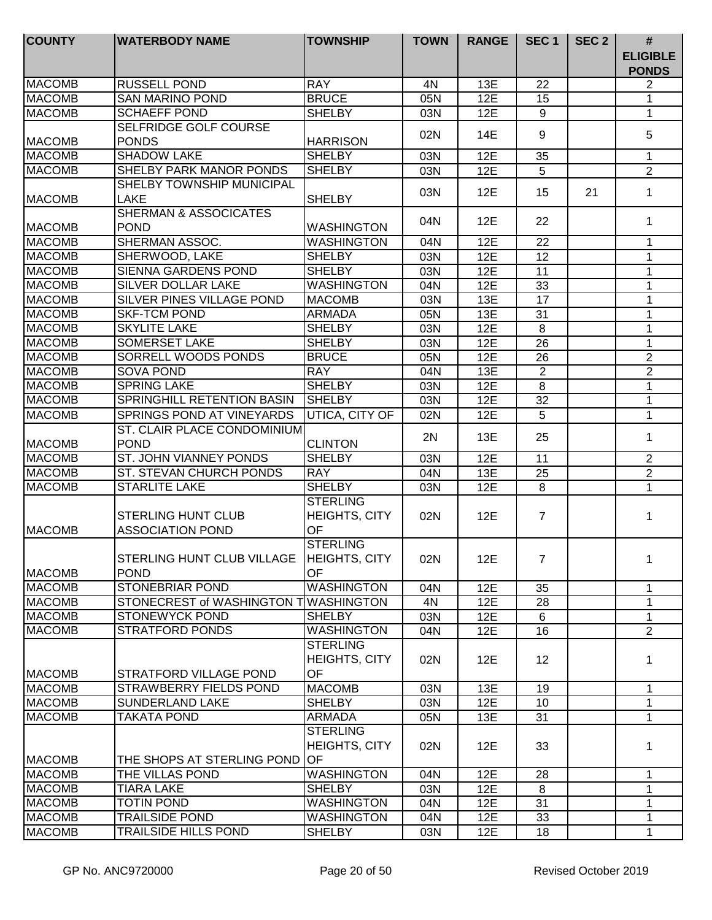| COUNTY | WATERBODY NAME | TOWNSHIP | TOWN | RANGE | SEC 1 | SEC 2 | # ELIGIBLE PONDS |
|---|---|---|---|---|---|---|---|
| MACOMB | RUSSELL POND | RAY | 4N | 13E | 22 | | 2 |
| MACOMB | SAN MARINO POND | BRUCE | 05N | 12E | 15 | | 1 |
| MACOMB | SCHAEFF POND | SHELBY | 03N | 12E | 9 | | 1 |
| MACOMB | SELFRIDGE GOLF COURSE PONDS | HARRISON | 02N | 14E | 9 | | 5 |
| MACOMB | SHADOW LAKE | SHELBY | 03N | 12E | 35 | | 1 |
| MACOMB | SHELBY PARK MANOR PONDS | SHELBY | 03N | 12E | 5 | | 2 |
| MACOMB | SHELBY TOWNSHIP MUNICIPAL LAKE | SHELBY | 03N | 12E | 15 | 21 | 1 |
| MACOMB | SHERMAN & ASSOCICATES POND | WASHINGTON | 04N | 12E | 22 | | 1 |
| MACOMB | SHERMAN ASSOC. | WASHINGTON | 04N | 12E | 22 | | 1 |
| MACOMB | SHERWOOD, LAKE | SHELBY | 03N | 12E | 12 | | 1 |
| MACOMB | SIENNA GARDENS POND | SHELBY | 03N | 12E | 11 | | 1 |
| MACOMB | SILVER DOLLAR LAKE | WASHINGTON | 04N | 12E | 33 | | 1 |
| MACOMB | SILVER PINES VILLAGE POND | MACOMB | 03N | 13E | 17 | | 1 |
| MACOMB | SKF-TCM POND | ARMADA | 05N | 13E | 31 | | 1 |
| MACOMB | SKYLITE LAKE | SHELBY | 03N | 12E | 8 | | 1 |
| MACOMB | SOMERSET LAKE | SHELBY | 03N | 12E | 26 | | 1 |
| MACOMB | SORRELL WOODS PONDS | BRUCE | 05N | 12E | 26 | | 2 |
| MACOMB | SOVA POND | RAY | 04N | 13E | 2 | | 2 |
| MACOMB | SPRING LAKE | SHELBY | 03N | 12E | 8 | | 1 |
| MACOMB | SPRINGHILL RETENTION BASIN | SHELBY | 03N | 12E | 32 | | 1 |
| MACOMB | SPRINGS POND AT VINEYARDS | UTICA, CITY OF | 02N | 12E | 5 | | 1 |
| MACOMB | ST. CLAIR PLACE CONDOMINIUM POND | CLINTON | 2N | 13E | 25 | | 1 |
| MACOMB | ST. JOHN VIANNEY PONDS | SHELBY | 03N | 12E | 11 | | 2 |
| MACOMB | ST. STEVAN CHURCH PONDS | RAY | 04N | 13E | 25 | | 2 |
| MACOMB | STARLITE LAKE | SHELBY | 03N | 12E | 8 | | 1 |
| MACOMB | STERLING HUNT CLUB ASSOCIATION POND | STERLING HEIGHTS, CITY OF | 02N | 12E | 7 | | 1 |
| MACOMB | STERLING HUNT CLUB VILLAGE POND | STERLING HEIGHTS, CITY OF | 02N | 12E | 7 | | 1 |
| MACOMB | STONEBRIAR POND | WASHINGTON | 04N | 12E | 35 | | 1 |
| MACOMB | STONECREST of WASHINGTON T | WASHINGTON | 4N | 12E | 28 | | 1 |
| MACOMB | STONEWYCK POND | SHELBY | 03N | 12E | 6 | | 1 |
| MACOMB | STRATFORD PONDS | WASHINGTON | 04N | 12E | 16 | | 2 |
| MACOMB | STRATFORD VILLAGE POND | STERLING HEIGHTS, CITY OF | 02N | 12E | 12 | | 1 |
| MACOMB | STRAWBERRY FIELDS POND | MACOMB | 03N | 13E | 19 | | 1 |
| MACOMB | SUNDERLAND LAKE | SHELBY | 03N | 12E | 10 | | 1 |
| MACOMB | TAKATA POND | ARMADA | 05N | 13E | 31 | | 1 |
| MACOMB | THE SHOPS AT STERLING POND | STERLING HEIGHTS, CITY OF | 02N | 12E | 33 | | 1 |
| MACOMB | THE VILLAS POND | WASHINGTON | 04N | 12E | 28 | | 1 |
| MACOMB | TIARA LAKE | SHELBY | 03N | 12E | 8 | | 1 |
| MACOMB | TOTIN POND | WASHINGTON | 04N | 12E | 31 | | 1 |
| MACOMB | TRAILSIDE POND | WASHINGTON | 04N | 12E | 33 | | 1 |
| MACOMB | TRAILSIDE HILLS POND | SHELBY | 03N | 12E | 18 | | 1 |

GP No. ANC9720000 Revised October 2019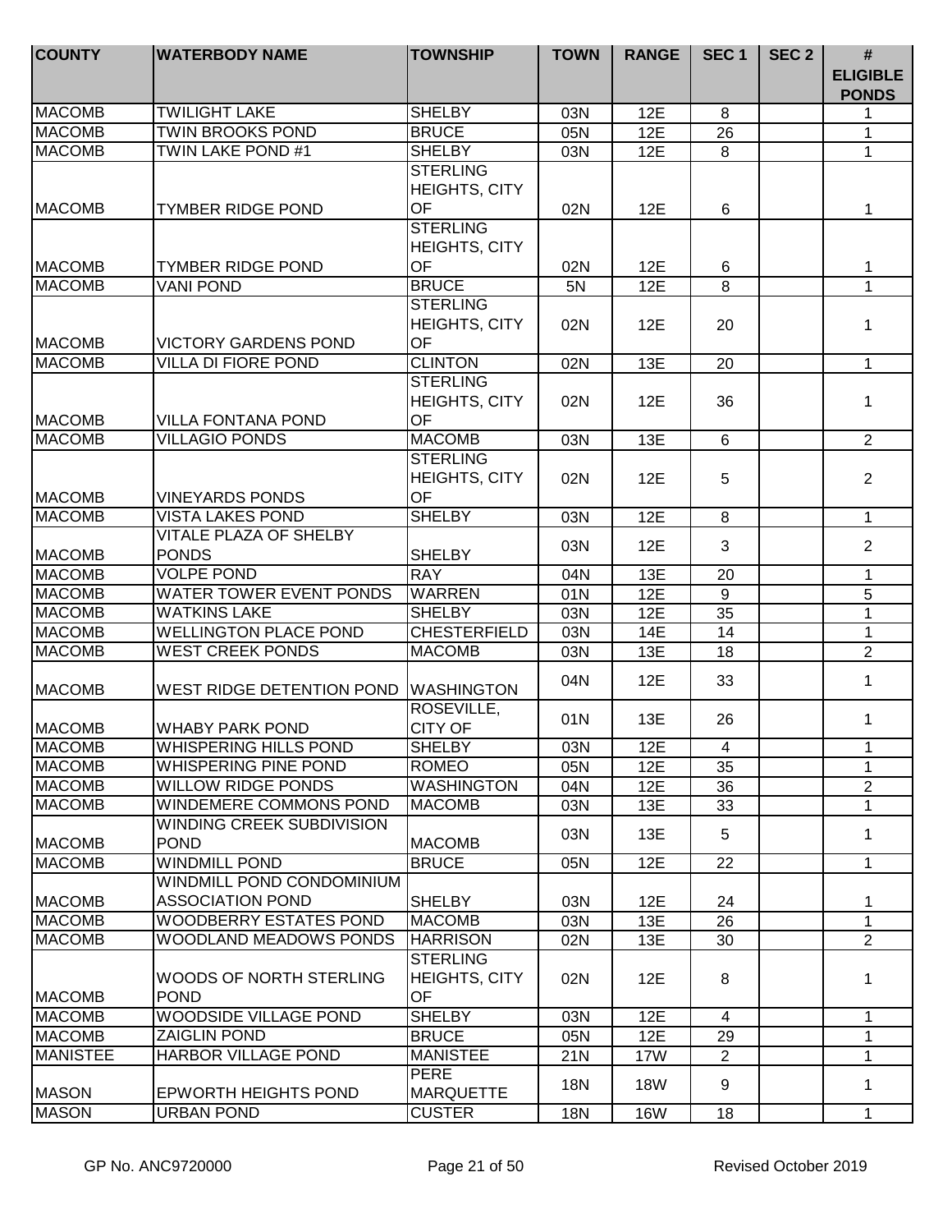| COUNTY | WATERBODY NAME | TOWNSHIP | TOWN | RANGE | SEC 1 | SEC 2 | # ELIGIBLE PONDS |
|---|---|---|---|---|---|---|---|
| MACOMB | TWILIGHT LAKE | SHELBY | 03N | 12E | 8 | | 1 |
| MACOMB | TWIN BROOKS POND | BRUCE | 05N | 12E | 26 | | 1 |
| MACOMB | TWIN LAKE POND #1 | SHELBY | 03N | 12E | 8 | | 1 |
| MACOMB | TYMBER RIDGE POND | STERLING HEIGHTS, CITY OF | 02N | 12E | 6 | | 1 |
| MACOMB | TYMBER RIDGE POND | STERLING HEIGHTS, CITY OF | 02N | 12E | 6 | | 1 |
| MACOMB | VANI POND | BRUCE | 5N | 12E | 8 | | 1 |
| MACOMB | VICTORY GARDENS POND | STERLING HEIGHTS, CITY OF | 02N | 12E | 20 | | 1 |
| MACOMB | VILLA DI FIORE POND | CLINTON | 02N | 13E | 20 | | 1 |
| MACOMB | VILLA FONTANA POND | STERLING HEIGHTS, CITY OF | 02N | 12E | 36 | | 1 |
| MACOMB | VILLAGIO PONDS | MACOMB | 03N | 13E | 6 | | 2 |
| MACOMB | VINEYARDS PONDS | STERLING HEIGHTS, CITY OF | 02N | 12E | 5 | | 2 |
| MACOMB | VISTA LAKES POND | SHELBY | 03N | 12E | 8 | | 1 |
| MACOMB | VITALE PLAZA OF SHELBY PONDS | SHELBY | 03N | 12E | 3 | | 2 |
| MACOMB | VOLPE POND | RAY | 04N | 13E | 20 | | 1 |
| MACOMB | WATER TOWER EVENT PONDS | WARREN | 01N | 12E | 9 | | 5 |
| MACOMB | WATKINS LAKE | SHELBY | 03N | 12E | 35 | | 1 |
| MACOMB | WELLINGTON PLACE POND | CHESTERFIELD | 03N | 14E | 14 | | 1 |
| MACOMB | WEST CREEK PONDS | MACOMB | 03N | 13E | 18 | | 2 |
| MACOMB | WEST RIDGE DETENTION POND | WASHINGTON | 04N | 12E | 33 | | 1 |
| MACOMB | WHABY PARK POND | ROSEVILLE, CITY OF | 01N | 13E | 26 | | 1 |
| MACOMB | WHISPERING HILLS POND | SHELBY | 03N | 12E | 4 | | 1 |
| MACOMB | WHISPERING PINE POND | ROMEO | 05N | 12E | 35 | | 1 |
| MACOMB | WILLOW RIDGE PONDS | WASHINGTON | 04N | 12E | 36 | | 2 |
| MACOMB | WINDEMERE COMMONS POND | MACOMB | 03N | 13E | 33 | | 1 |
| MACOMB | WINDING CREEK SUBDIVISION POND | MACOMB | 03N | 13E | 5 | | 1 |
| MACOMB | WINDMILL POND | BRUCE | 05N | 12E | 22 | | 1 |
| MACOMB | WINDMILL POND CONDOMINIUM ASSOCIATION POND | SHELBY | 03N | 12E | 24 | | 1 |
| MACOMB | WOODBERRY ESTATES POND | MACOMB | 03N | 13E | 26 | | 1 |
| MACOMB | WOODLAND MEADOWS PONDS | HARRISON | 02N | 13E | 30 | | 2 |
| MACOMB | WOODS OF NORTH STERLING POND | STERLING HEIGHTS, CITY OF | 02N | 12E | 8 | | 1 |
| MACOMB | WOODSIDE VILLAGE POND | SHELBY | 03N | 12E | 4 | | 1 |
| MACOMB | ZAIGLIN POND | BRUCE | 05N | 12E | 29 | | 1 |
| MANISTEE | HARBOR VILLAGE POND | MANISTEE | 21N | 17W | 2 | | 1 |
| MASON | EPWORTH HEIGHTS POND | PERE MARQUETTE | 18N | 18W | 9 | | 1 |
| MASON | URBAN POND | CUSTER | 18N | 16W | 18 | | 1 |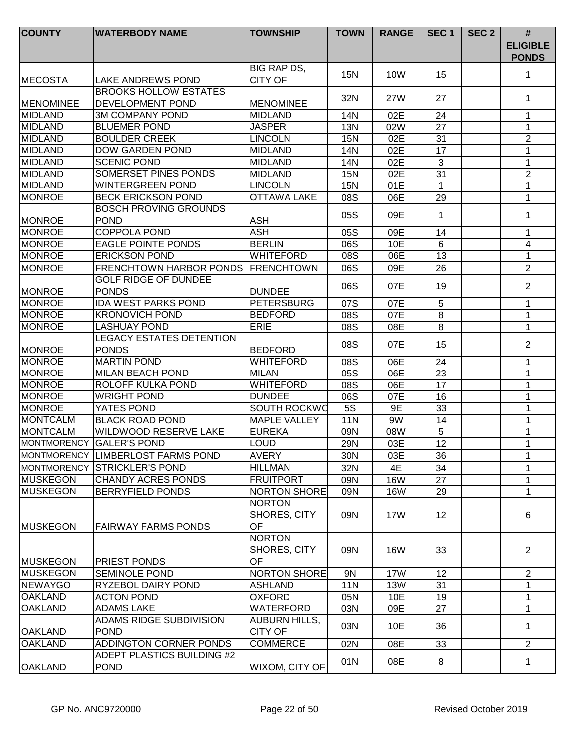| COUNTY | WATERBODY NAME | TOWNSHIP | TOWN | RANGE | SEC 1 | SEC 2 | # ELIGIBLE PONDS |
|---|---|---|---|---|---|---|---|
| MECOSTA | LAKE ANDREWS POND | BIG RAPIDS, CITY OF | 15N | 10W | 15 | | 1 |
| MENOMINEE | BROOKS HOLLOW ESTATES DEVELOPMENT POND | MENOMINEE | 32N | 27W | 27 | | 1 |
| MIDLAND | 3M COMPANY POND | MIDLAND | 14N | 02E | 24 | | 1 |
| MIDLAND | BLUEMER POND | JASPER | 13N | 02W | 27 | | 1 |
| MIDLAND | BOULDER CREEK | LINCOLN | 15N | 02E | 31 | | 2 |
| MIDLAND | DOW GARDEN POND | MIDLAND | 14N | 02E | 17 | | 1 |
| MIDLAND | SCENIC POND | MIDLAND | 14N | 02E | 3 | | 1 |
| MIDLAND | SOMERSET PINES PONDS | MIDLAND | 15N | 02E | 31 | | 2 |
| MIDLAND | WINTERGREEN POND | LINCOLN | 15N | 01E | 1 | | 1 |
| MONROE | BECK ERICKSON POND | OTTAWA LAKE | 08S | 06E | 29 | | 1 |
| MONROE | BOSCH PROVING GROUNDS POND | ASH | 05S | 09E | 1 | | 1 |
| MONROE | COPPOLA POND | ASH | 05S | 09E | 14 | | 1 |
| MONROE | EAGLE POINTE PONDS | BERLIN | 06S | 10E | 6 | | 4 |
| MONROE | ERICKSON POND | WHITEFORD | 08S | 06E | 13 | | 1 |
| MONROE | FRENCHTOWN HARBOR PONDS | FRENCHTOWN | 06S | 09E | 26 | | 2 |
| MONROE | GOLF RIDGE OF DUNDEE PONDS | DUNDEE | 06S | 07E | 19 | | 2 |
| MONROE | IDA WEST PARKS POND | PETERSBURG | 07S | 07E | 5 | | 1 |
| MONROE | KRONOVICH POND | BEDFORD | 08S | 07E | 8 | | 1 |
| MONROE | LASHUAY POND | ERIE | 08S | 08E | 8 | | 1 |
| MONROE | LEGACY ESTATES DETENTION PONDS | BEDFORD | 08S | 07E | 15 | | 2 |
| MONROE | MARTIN POND | WHITEFORD | 08S | 06E | 24 | | 1 |
| MONROE | MILAN BEACH POND | MILAN | 05S | 06E | 23 | | 1 |
| MONROE | ROLOFF KULKA POND | WHITEFORD | 08S | 06E | 17 | | 1 |
| MONROE | WRIGHT POND | DUNDEE | 06S | 07E | 16 | | 1 |
| MONROE | YATES POND | SOUTH ROCKWO | 5S | 9E | 33 | | 1 |
| MONTCALM | BLACK ROAD POND | MAPLE VALLEY | 11N | 9W | 14 | | 1 |
| MONTCALM | WILDWOOD RESERVE LAKE | EUREKA | 09N | 08W | 5 | | 1 |
| MONTMORENCY | GALER'S POND | LOUD | 29N | 03E | 12 | | 1 |
| MONTMORENCY | LIMBERLOST FARMS POND | AVERY | 30N | 03E | 36 | | 1 |
| MONTMORENCY | STRICKLER'S POND | HILLMAN | 32N | 4E | 34 | | 1 |
| MUSKEGON | CHANDY ACRES PONDS | FRUITPORT | 09N | 16W | 27 | | 1 |
| MUSKEGON | BERRYFIELD PONDS | NORTON SHORE | 09N | 16W | 29 | | 1 |
| MUSKEGON | FAIRWAY FARMS PONDS | NORTON SHORES, CITY OF | 09N | 17W | 12 | | 6 |
| MUSKEGON | PRIEST PONDS | NORTON SHORES, CITY OF | 09N | 16W | 33 | | 2 |
| MUSKEGON | SEMINOLE POND | NORTON SHORE | 9N | 17W | 12 | | 2 |
| NEWAYGO | RYZEBOL DAIRY POND | ASHLAND | 11N | 13W | 31 | | 1 |
| OAKLAND | ACTON POND | OXFORD | 05N | 10E | 19 | | 1 |
| OAKLAND | ADAMS LAKE | WATERFORD | 03N | 09E | 27 | | 1 |
| OAKLAND | ADAMS RIDGE SUBDIVISION POND | AUBURN HILLS, CITY OF | 03N | 10E | 36 | | 1 |
| OAKLAND | ADDINGTON CORNER PONDS | COMMERCE | 02N | 08E | 33 | | 2 |
| OAKLAND | ADEPT PLASTICS BUILDING #2 POND | WIXOM, CITY OF | 01N | 08E | 8 | | 1 |

GP No. ANC9720000 | Revised October 2019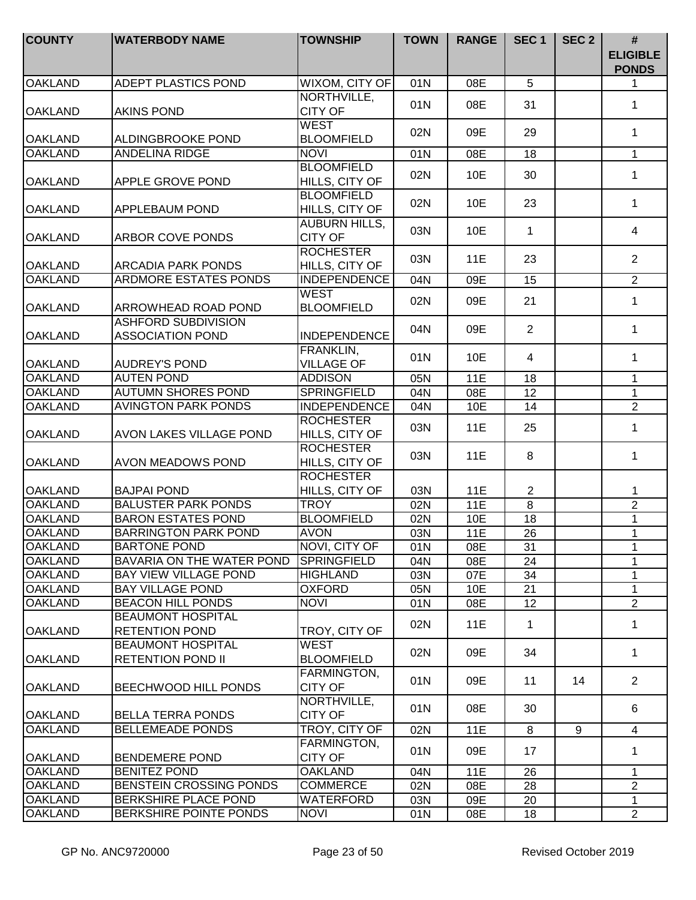| COUNTY | WATERBODY NAME | TOWNSHIP | TOWN | RANGE | SEC 1 | SEC 2 | # ELIGIBLE PONDS |
|---|---|---|---|---|---|---|---|
| OAKLAND | ADEPT PLASTICS POND | WIXOM, CITY OF | 01N | 08E | 5 | | 1 |
| OAKLAND | AKINS POND | NORTHVILLE, CITY OF | 01N | 08E | 31 | | 1 |
| OAKLAND | ALDINGBROOKE POND | WEST BLOOMFIELD | 02N | 09E | 29 | | 1 |
| OAKLAND | ANDELINA RIDGE | NOVI | 01N | 08E | 18 | | 1 |
| OAKLAND | APPLE GROVE POND | BLOOMFIELD HILLS, CITY OF | 02N | 10E | 30 | | 1 |
| OAKLAND | APPLEBAUM POND | BLOOMFIELD HILLS, CITY OF | 02N | 10E | 23 | | 1 |
| OAKLAND | ARBOR COVE PONDS | AUBURN HILLS, CITY OF | 03N | 10E | 1 | | 4 |
| OAKLAND | ARCADIA PARK PONDS | ROCHESTER HILLS, CITY OF | 03N | 11E | 23 | | 2 |
| OAKLAND | ARDMORE ESTATES PONDS | INDEPENDENCE | 04N | 09E | 15 | | 2 |
| OAKLAND | ARROWHEAD ROAD POND | WEST BLOOMFIELD | 02N | 09E | 21 | | 1 |
| OAKLAND | ASHFORD SUBDIVISION ASSOCIATION POND | INDEPENDENCE | 04N | 09E | 2 | | 1 |
| OAKLAND | AUDREY'S POND | FRANKLIN, VILLAGE OF | 01N | 10E | 4 | | 1 |
| OAKLAND | AUTEN POND | ADDISON | 05N | 11E | 18 | | 1 |
| OAKLAND | AUTUMN SHORES POND | SPRINGFIELD | 04N | 08E | 12 | | 1 |
| OAKLAND | AVINGTON PARK PONDS | INDEPENDENCE | 04N | 10E | 14 | | 2 |
| OAKLAND | AVON LAKES VILLAGE POND | ROCHESTER HILLS, CITY OF | 03N | 11E | 25 | | 1 |
| OAKLAND | AVON MEADOWS POND | ROCHESTER HILLS, CITY OF | 03N | 11E | 8 | | 1 |
| OAKLAND | BAJPAI POND | ROCHESTER HILLS, CITY OF | 03N | 11E | 2 | | 1 |
| OAKLAND | BALUSTER PARK PONDS | TROY | 02N | 11E | 8 | | 2 |
| OAKLAND | BARON ESTATES POND | BLOOMFIELD | 02N | 10E | 18 | | 1 |
| OAKLAND | BARRINGTON PARK POND | AVON | 03N | 11E | 26 | | 1 |
| OAKLAND | BARTONE POND | NOVI, CITY OF | 01N | 08E | 31 | | 1 |
| OAKLAND | BAVARIA ON THE WATER POND | SPRINGFIELD | 04N | 08E | 24 | | 1 |
| OAKLAND | BAY VIEW VILLAGE POND | HIGHLAND | 03N | 07E | 34 | | 1 |
| OAKLAND | BAY VILLAGE POND | OXFORD | 05N | 10E | 21 | | 1 |
| OAKLAND | BEACON HILL PONDS | NOVI | 01N | 08E | 12 | | 2 |
| OAKLAND | BEAUMONT HOSPITAL RETENTION POND | TROY, CITY OF | 02N | 11E | 1 | | 1 |
| OAKLAND | BEAUMONT HOSPITAL RETENTION POND II | WEST BLOOMFIELD | 02N | 09E | 34 | | 1 |
| OAKLAND | BEECHWOOD HILL PONDS | FARMINGTON, CITY OF | 01N | 09E | 11 | 14 | 2 |
| OAKLAND | BELLA TERRA PONDS | NORTHVILLE, CITY OF | 01N | 08E | 30 | | 6 |
| OAKLAND | BELLEMEADE PONDS | TROY, CITY OF | 02N | 11E | 8 | 9 | 4 |
| OAKLAND | BENDEMERE POND | FARMINGTON, CITY OF | 01N | 09E | 17 | | 1 |
| OAKLAND | BENITEZ POND | OAKLAND | 04N | 11E | 26 | | 1 |
| OAKLAND | BENSTEIN CROSSING PONDS | COMMERCE | 02N | 08E | 28 | | 2 |
| OAKLAND | BERKSHIRE PLACE POND | WATERFORD | 03N | 09E | 20 | | 1 |
| OAKLAND | BERKSHIRE POINTE PONDS | NOVI | 01N | 08E | 18 | | 2 |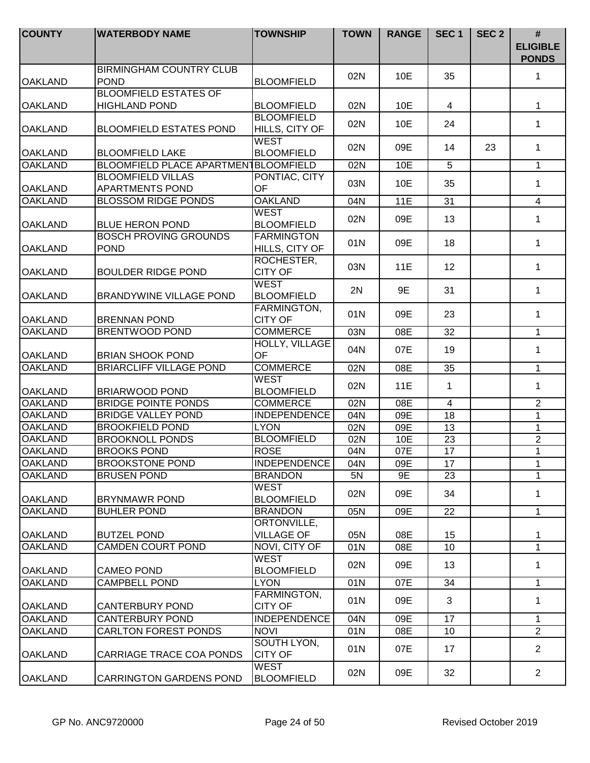| COUNTY | WATERBODY NAME | TOWNSHIP | TOWN | RANGE | SEC 1 | SEC 2 | # ELIGIBLE PONDS |
|---|---|---|---|---|---|---|---|
| OAKLAND | BIRMINGHAM COUNTRY CLUB POND | BLOOMFIELD | 02N | 10E | 35 | | 1 |
| OAKLAND | BLOOMFIELD ESTATES OF HIGHLAND POND | BLOOMFIELD | 02N | 10E | 4 | | 1 |
| OAKLAND | BLOOMFIELD ESTATES POND | BLOOMFIELD HILLS, CITY OF | 02N | 10E | 24 | | 1 |
| OAKLAND | BLOOMFIELD LAKE | WEST BLOOMFIELD | 02N | 09E | 14 | 23 | 1 |
| OAKLAND | BLOOMFIELD PLACE APARTMENT | BLOOMFIELD | 02N | 10E | 5 | | 1 |
| OAKLAND | BLOOMFIELD VILLAS APARTMENTS POND | PONTIAC, CITY OF | 03N | 10E | 35 | | 1 |
| OAKLAND | BLOSSOM RIDGE PONDS | OAKLAND | 04N | 11E | 31 | | 4 |
| OAKLAND | BLUE HERON POND | WEST BLOOMFIELD | 02N | 09E | 13 | | 1 |
| OAKLAND | BOSCH PROVING GROUNDS POND | FARMINGTON HILLS, CITY OF | 01N | 09E | 18 | | 1 |
| OAKLAND | BOULDER RIDGE POND | ROCHESTER, CITY OF | 03N | 11E | 12 | | 1 |
| OAKLAND | BRANDYWINE VILLAGE POND | WEST BLOOMFIELD | 2N | 9E | 31 | | 1 |
| OAKLAND | BRENNAN POND | FARMINGTON, CITY OF | 01N | 09E | 23 | | 1 |
| OAKLAND | BRENTWOOD POND | COMMERCE | 03N | 08E | 32 | | 1 |
| OAKLAND | BRIAN SHOOK POND | HOLLY, VILLAGE OF | 04N | 07E | 19 | | 1 |
| OAKLAND | BRIARCLIFF VILLAGE POND | COMMERCE | 02N | 08E | 35 | | 1 |
| OAKLAND | BRIARWOOD POND | WEST BLOOMFIELD | 02N | 11E | 1 | | 1 |
| OAKLAND | BRIDGE POINTE PONDS | COMMERCE | 02N | 08E | 4 | | 2 |
| OAKLAND | BRIDGE VALLEY POND | INDEPENDENCE | 04N | 09E | 18 | | 1 |
| OAKLAND | BROOKFIELD POND | LYON | 02N | 09E | 13 | | 1 |
| OAKLAND | BROOKNOLL PONDS | BLOOMFIELD | 02N | 10E | 23 | | 2 |
| OAKLAND | BROOKS POND | ROSE | 04N | 07E | 17 | | 1 |
| OAKLAND | BROOKSTONE POND | INDEPENDENCE | 04N | 09E | 17 | | 1 |
| OAKLAND | BRUSEN POND | BRANDON | 5N | 9E | 23 | | 1 |
| OAKLAND | BRYNMAWR POND | WEST BLOOMFIELD | 02N | 09E | 34 | | 1 |
| OAKLAND | BUHLER POND | BRANDON | 05N | 09E | 22 | | 1 |
| OAKLAND | BUTZEL POND | ORTONVILLE, VILLAGE OF | 05N | 08E | 15 | | 1 |
| OAKLAND | CAMDEN COURT POND | NOVI, CITY OF | 01N | 08E | 10 | | 1 |
| OAKLAND | CAMEO POND | WEST BLOOMFIELD | 02N | 09E | 13 | | 1 |
| OAKLAND | CAMPBELL POND | LYON | 01N | 07E | 34 | | 1 |
| OAKLAND | CANTERBURY POND | FARMINGTON, CITY OF | 01N | 09E | 3 | | 1 |
| OAKLAND | CANTERBURY POND | INDEPENDENCE | 04N | 09E | 17 | | 1 |
| OAKLAND | CARLTON FOREST PONDS | NOVI | 01N | 08E | 10 | | 2 |
| OAKLAND | CARRIAGE TRACE COA PONDS | SOUTH LYON, CITY OF | 01N | 07E | 17 | | 2 |
| OAKLAND | CARRINGTON GARDENS POND | WEST BLOOMFIELD | 02N | 09E | 32 | | 2 |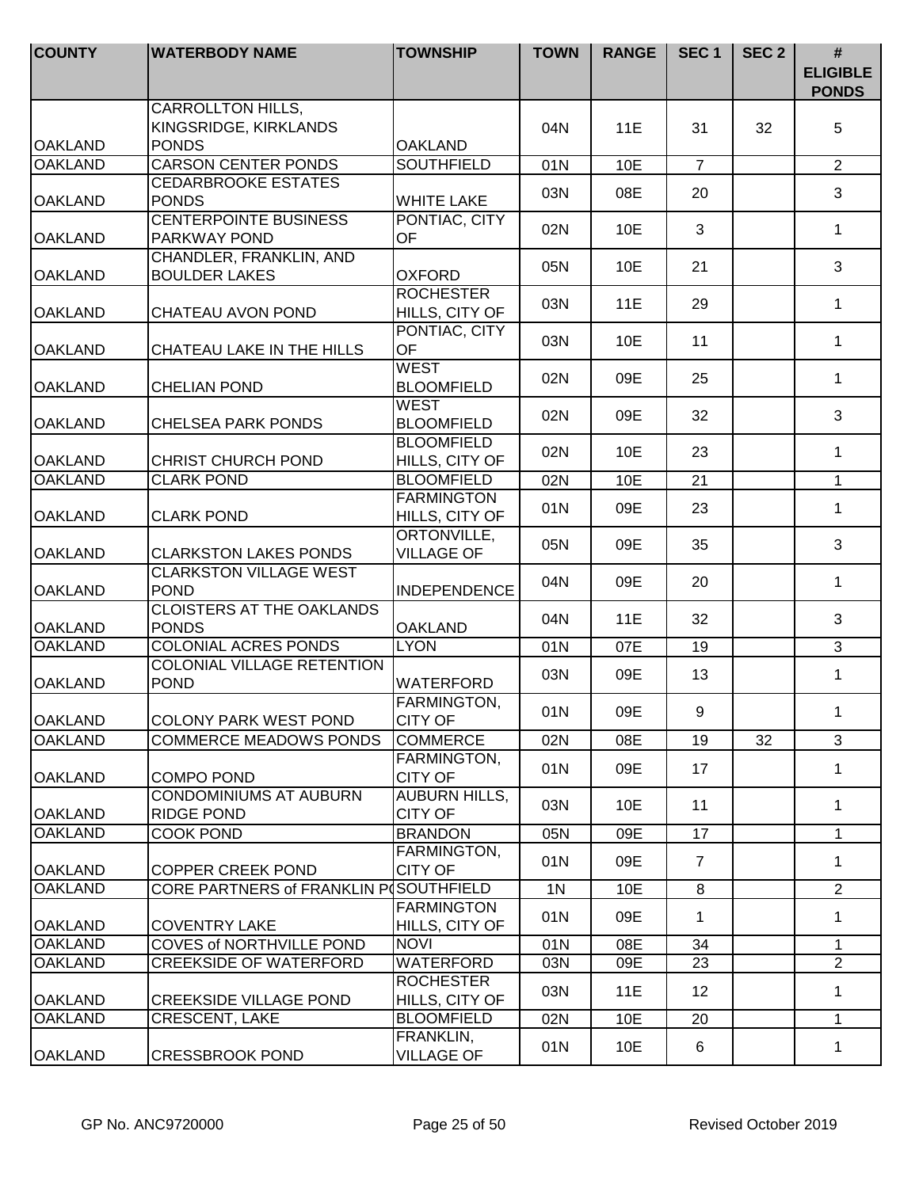| COUNTY | WATERBODY NAME | TOWNSHIP | TOWN | RANGE | SEC 1 | SEC 2 | # ELIGIBLE PONDS |
|---|---|---|---|---|---|---|---|
| OAKLAND | CARROLLTON HILLS, KINGSRIDGE, KIRKLANDS PONDS | OAKLAND | 04N | 11E | 31 | 32 | 5 |
| OAKLAND | CARSON CENTER PONDS | SOUTHFIELD | 01N | 10E | 7 | | 2 |
| OAKLAND | CEDARBROOKE ESTATES PONDS | WHITE LAKE | 03N | 08E | 20 | | 3 |
| OAKLAND | CENTERPOINTE BUSINESS PARKWAY POND | PONTIAC, CITY OF | 02N | 10E | 3 | | 1 |
| OAKLAND | CHANDLER, FRANKLIN, AND BOULDER LAKES | OXFORD | 05N | 10E | 21 | | 3 |
| OAKLAND | CHATEAU AVON POND | ROCHESTER HILLS, CITY OF | 03N | 11E | 29 | | 1 |
| OAKLAND | CHATEAU LAKE IN THE HILLS | PONTIAC, CITY OF | 03N | 10E | 11 | | 1 |
| OAKLAND | CHELIAN POND | WEST BLOOMFIELD | 02N | 09E | 25 | | 1 |
| OAKLAND | CHELSEA PARK PONDS | WEST BLOOMFIELD | 02N | 09E | 32 | | 3 |
| OAKLAND | CHRIST CHURCH POND | BLOOMFIELD HILLS, CITY OF | 02N | 10E | 23 | | 1 |
| OAKLAND | CLARK POND | BLOOMFIELD | 02N | 10E | 21 | | 1 |
| OAKLAND | CLARK POND | FARMINGTON HILLS, CITY OF | 01N | 09E | 23 | | 1 |
| OAKLAND | CLARKSTON LAKES PONDS | ORTONVILLE, VILLAGE OF | 05N | 09E | 35 | | 3 |
| OAKLAND | CLARKSTON VILLAGE WEST POND | INDEPENDENCE | 04N | 09E | 20 | | 1 |
| OAKLAND | CLOISTERS AT THE OAKLANDS PONDS | OAKLAND | 04N | 11E | 32 | | 3 |
| OAKLAND | COLONIAL ACRES PONDS | LYON | 01N | 07E | 19 | | 3 |
| OAKLAND | COLONIAL VILLAGE RETENTION POND | WATERFORD | 03N | 09E | 13 | | 1 |
| OAKLAND | COLONY PARK WEST POND | FARMINGTON, CITY OF | 01N | 09E | 9 | | 1 |
| OAKLAND | COMMERCE MEADOWS PONDS | COMMERCE | 02N | 08E | 19 | 32 | 3 |
| OAKLAND | COMPO POND | FARMINGTON, CITY OF | 01N | 09E | 17 | | 1 |
| OAKLAND | CONDOMINIUMS AT AUBURN RIDGE POND | AUBURN HILLS, CITY OF | 03N | 10E | 11 | | 1 |
| OAKLAND | COOK POND | BRANDON | 05N | 09E | 17 | | 1 |
| OAKLAND | COPPER CREEK POND | FARMINGTON, CITY OF | 01N | 09E | 7 | | 1 |
| OAKLAND | CORE PARTNERS of FRANKLIN PO | SOUTHFIELD | 1N | 10E | 8 | | 2 |
| OAKLAND | COVENTRY LAKE | FARMINGTON HILLS, CITY OF | 01N | 09E | 1 | | 1 |
| OAKLAND | COVES of NORTHVILLE POND | NOVI | 01N | 08E | 34 | | 1 |
| OAKLAND | CREEKSIDE OF WATERFORD | WATERFORD | 03N | 09E | 23 | | 2 |
| OAKLAND | CREEKSIDE VILLAGE POND | ROCHESTER HILLS, CITY OF | 03N | 11E | 12 | | 1 |
| OAKLAND | CRESCENT, LAKE | BLOOMFIELD | 02N | 10E | 20 | | 1 |
| OAKLAND | CRESSBROOK POND | FRANKLIN, VILLAGE OF | 01N | 10E | 6 | | 1 |

GP No. ANC9720000 Revised October 2019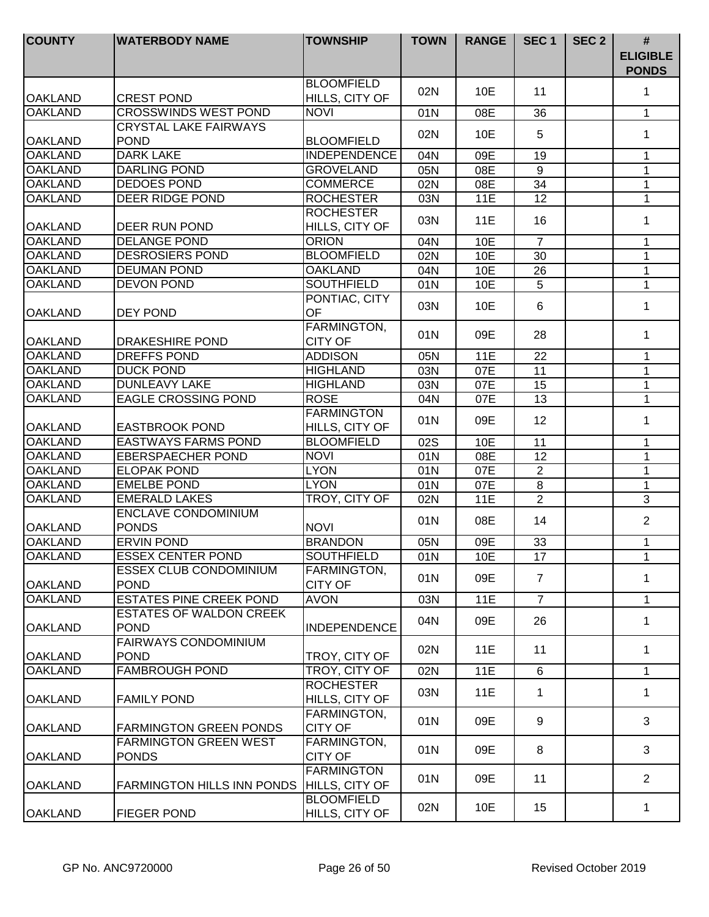| COUNTY | WATERBODY NAME | TOWNSHIP | TOWN | RANGE | SEC 1 | SEC 2 | # ELIGIBLE PONDS |
|---|---|---|---|---|---|---|---|
| OAKLAND | CREST POND | BLOOMFIELD HILLS, CITY OF | 02N | 10E | 11 | | 1 |
| OAKLAND | CROSSWINDS WEST POND | NOVI | 01N | 08E | 36 | | 1 |
| OAKLAND | CRYSTAL LAKE FAIRWAYS POND | BLOOMFIELD | 02N | 10E | 5 | | 1 |
| OAKLAND | DARK LAKE | INDEPENDENCE | 04N | 09E | 19 | | 1 |
| OAKLAND | DARLING POND | GROVELAND | 05N | 08E | 9 | | 1 |
| OAKLAND | DEDOES POND | COMMERCE | 02N | 08E | 34 | | 1 |
| OAKLAND | DEER RIDGE POND | ROCHESTER | 03N | 11E | 12 | | 1 |
| OAKLAND | DEER RUN POND | ROCHESTER HILLS, CITY OF | 03N | 11E | 16 | | 1 |
| OAKLAND | DELANGE POND | ORION | 04N | 10E | 7 | | 1 |
| OAKLAND | DESROSIERS POND | BLOOMFIELD | 02N | 10E | 30 | | 1 |
| OAKLAND | DEUMAN POND | OAKLAND | 04N | 10E | 26 | | 1 |
| OAKLAND | DEVON POND | SOUTHFIELD | 01N | 10E | 5 | | 1 |
| OAKLAND | DEY POND | PONTIAC, CITY OF | 03N | 10E | 6 | | 1 |
| OAKLAND | DRAKESHIRE POND | FARMINGTON, CITY OF | 01N | 09E | 28 | | 1 |
| OAKLAND | DREFFS POND | ADDISON | 05N | 11E | 22 | | 1 |
| OAKLAND | DUCK POND | HIGHLAND | 03N | 07E | 11 | | 1 |
| OAKLAND | DUNLEAVY LAKE | HIGHLAND | 03N | 07E | 15 | | 1 |
| OAKLAND | EAGLE CROSSING POND | ROSE | 04N | 07E | 13 | | 1 |
| OAKLAND | EASTBROOK POND | FARMINGTON HILLS, CITY OF | 01N | 09E | 12 | | 1 |
| OAKLAND | EASTWAYS FARMS POND | BLOOMFIELD | 02S | 10E | 11 | | 1 |
| OAKLAND | EBERSPAECHER POND | NOVI | 01N | 08E | 12 | | 1 |
| OAKLAND | ELOPAK POND | LYON | 01N | 07E | 2 | | 1 |
| OAKLAND | EMELBE POND | LYON | 01N | 07E | 8 | | 1 |
| OAKLAND | EMERALD LAKES | TROY, CITY OF | 02N | 11E | 2 | | 3 |
| OAKLAND | ENCLAVE CONDOMINIUM PONDS | NOVI | 01N | 08E | 14 | | 2 |
| OAKLAND | ERVIN POND | BRANDON | 05N | 09E | 33 | | 1 |
| OAKLAND | ESSEX CENTER POND | SOUTHFIELD | 01N | 10E | 17 | | 1 |
| OAKLAND | ESSEX CLUB CONDOMINIUM POND | FARMINGTON, CITY OF | 01N | 09E | 7 | | 1 |
| OAKLAND | ESTATES PINE CREEK POND | AVON | 03N | 11E | 7 | | 1 |
| OAKLAND | ESTATES OF WALDON CREEK POND | INDEPENDENCE | 04N | 09E | 26 | | 1 |
| OAKLAND | FAIRWAYS CONDOMINIUM POND | TROY, CITY OF | 02N | 11E | 11 | | 1 |
| OAKLAND | FAMBROUGH POND | TROY, CITY OF | 02N | 11E | 6 | | 1 |
| OAKLAND | FAMILY POND | ROCHESTER HILLS, CITY OF | 03N | 11E | 1 | | 1 |
| OAKLAND | FARMINGTON GREEN PONDS | FARMINGTON, CITY OF | 01N | 09E | 9 | | 3 |
| OAKLAND | FARMINGTON GREEN WEST PONDS | FARMINGTON, CITY OF | 01N | 09E | 8 | | 3 |
| OAKLAND | FARMINGTON HILLS INN PONDS | FARMINGTON HILLS, CITY OF | 01N | 09E | 11 | | 2 |
| OAKLAND | FIEGER POND | BLOOMFIELD HILLS, CITY OF | 02N | 10E | 15 | | 1 |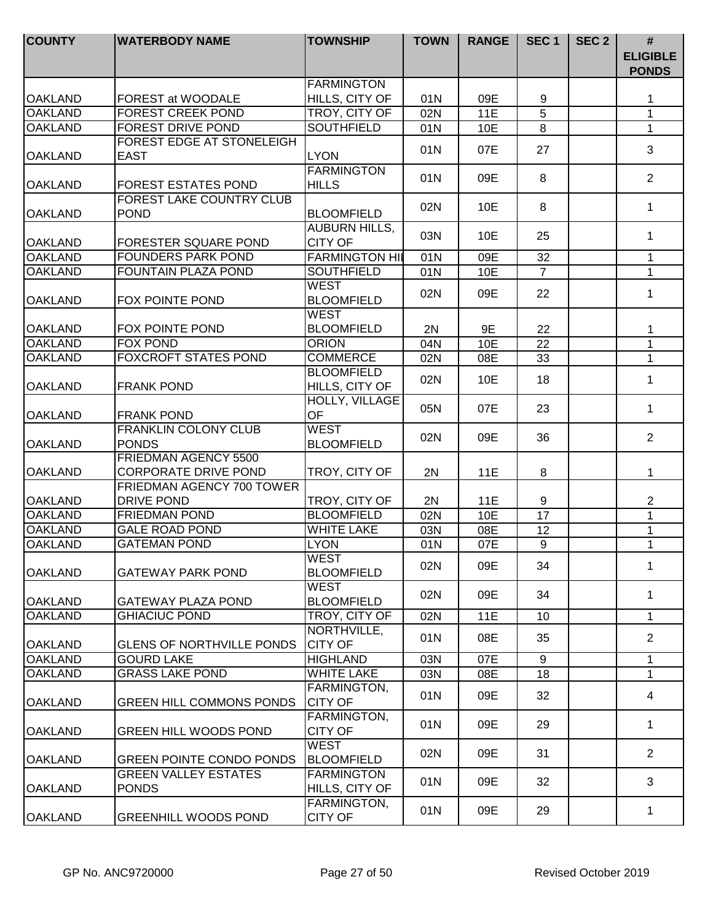| COUNTY | WATERBODY NAME | TOWNSHIP | TOWN | RANGE | SEC 1 | SEC 2 | # ELIGIBLE PONDS |
|---|---|---|---|---|---|---|---|
| OAKLAND | FOREST at WOODALE | FARMINGTON HILLS, CITY OF | 01N | 09E | 9 | | 1 |
| OAKLAND | FOREST CREEK POND | TROY, CITY OF | 02N | 11E | 5 | | 1 |
| OAKLAND | FOREST DRIVE POND | SOUTHFIELD | 01N | 10E | 8 | | 1 |
| OAKLAND | FOREST EDGE AT STONELEIGH EAST | LYON | 01N | 07E | 27 | | 3 |
| OAKLAND | FOREST ESTATES POND | FARMINGTON HILLS | 01N | 09E | 8 | | 2 |
| OAKLAND | FOREST LAKE COUNTRY CLUB POND | BLOOMFIELD | 02N | 10E | 8 | | 1 |
| OAKLAND | FORESTER SQUARE POND | AUBURN HILLS, CITY OF | 03N | 10E | 25 | | 1 |
| OAKLAND | FOUNDERS PARK POND | FARMINGTON HI | 01N | 09E | 32 | | 1 |
| OAKLAND | FOUNTAIN PLAZA POND | SOUTHFIELD | 01N | 10E | 7 | | 1 |
| OAKLAND | FOX POINTE POND | WEST BLOOMFIELD | 02N | 09E | 22 | | 1 |
| OAKLAND | FOX POINTE POND | WEST BLOOMFIELD | 2N | 9E | 22 | | 1 |
| OAKLAND | FOX POND | ORION | 04N | 10E | 22 | | 1 |
| OAKLAND | FOXCROFT STATES POND | COMMERCE | 02N | 08E | 33 | | 1 |
| OAKLAND | FRANK POND | BLOOMFIELD HILLS, CITY OF | 02N | 10E | 18 | | 1 |
| OAKLAND | FRANK POND | HOLLY, VILLAGE OF | 05N | 07E | 23 | | 1 |
| OAKLAND | FRANKLIN COLONY CLUB PONDS | WEST BLOOMFIELD | 02N | 09E | 36 | | 2 |
| OAKLAND | FRIEDMAN AGENCY 5500 CORPORATE DRIVE POND | TROY, CITY OF | 2N | 11E | 8 | | 1 |
| OAKLAND | FRIEDMAN AGENCY 700 TOWER DRIVE POND | TROY, CITY OF | 2N | 11E | 9 | | 2 |
| OAKLAND | FRIEDMAN POND | BLOOMFIELD | 02N | 10E | 17 | | 1 |
| OAKLAND | GALE ROAD POND | WHITE LAKE | 03N | 08E | 12 | | 1 |
| OAKLAND | GATEMAN POND | LYON | 01N | 07E | 9 | | 1 |
| OAKLAND | GATEWAY PARK POND | WEST BLOOMFIELD | 02N | 09E | 34 | | 1 |
| OAKLAND | GATEWAY PLAZA POND | WEST BLOOMFIELD | 02N | 09E | 34 | | 1 |
| OAKLAND | GHIACIUC POND | TROY, CITY OF | 02N | 11E | 10 | | 1 |
| OAKLAND | GLENS OF NORTHVILLE PONDS | NORTHVILLE, CITY OF | 01N | 08E | 35 | | 2 |
| OAKLAND | GOURD LAKE | HIGHLAND | 03N | 07E | 9 | | 1 |
| OAKLAND | GRASS LAKE POND | WHITE LAKE | 03N | 08E | 18 | | 1 |
| OAKLAND | GREEN HILL COMMONS PONDS | FARMINGTON, CITY OF | 01N | 09E | 32 | | 4 |
| OAKLAND | GREEN HILL WOODS POND | FARMINGTON, CITY OF | 01N | 09E | 29 | | 1 |
| OAKLAND | GREEN POINTE CONDO PONDS | WEST BLOOMFIELD | 02N | 09E | 31 | | 2 |
| OAKLAND | GREEN VALLEY ESTATES PONDS | FARMINGTON HILLS, CITY OF | 01N | 09E | 32 | | 3 |
| OAKLAND | GREENHILL WOODS POND | FARMINGTON, CITY OF | 01N | 09E | 29 | | 1 |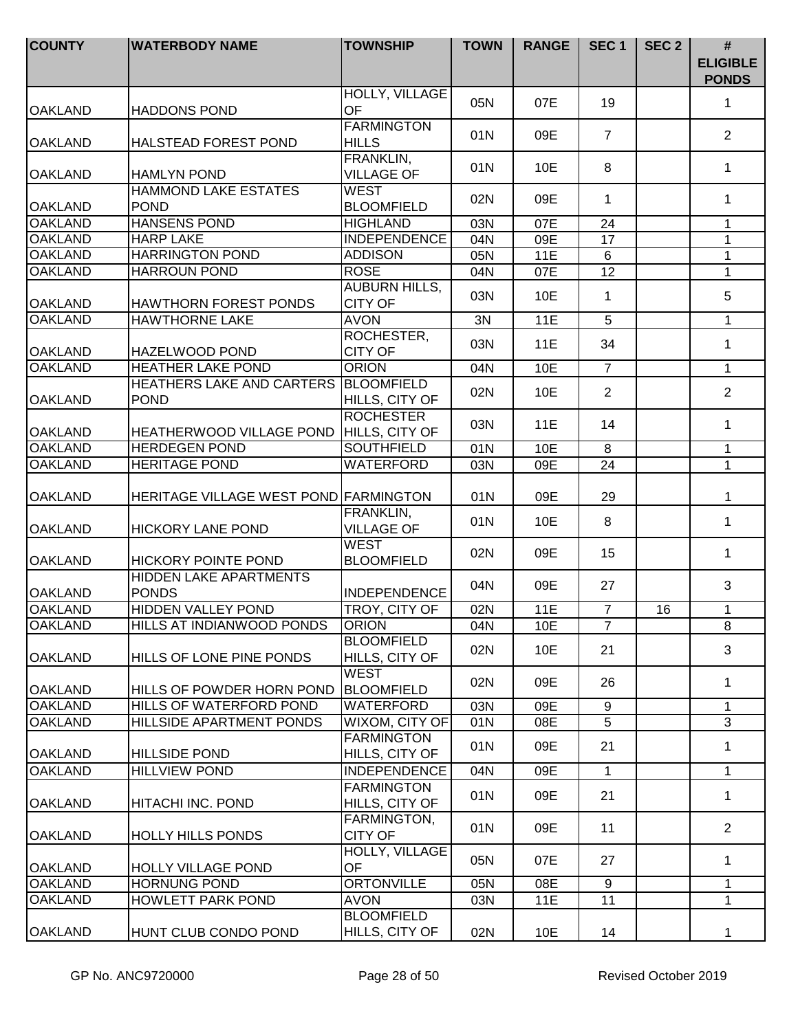| COUNTY | WATERBODY NAME | TOWNSHIP | TOWN | RANGE | SEC 1 | SEC 2 | # ELIGIBLE PONDS |
|---|---|---|---|---|---|---|---|
| OAKLAND | HADDONS POND | HOLLY, VILLAGE OF | 05N | 07E | 19 | | 1 |
| OAKLAND | HALSTEAD FOREST POND | FARMINGTON HILLS | 01N | 09E | 7 | | 2 |
| OAKLAND | HAMLYN POND | FRANKLIN, VILLAGE OF | 01N | 10E | 8 | | 1 |
| OAKLAND | HAMMOND LAKE ESTATES POND | WEST BLOOMFIELD | 02N | 09E | 1 | | 1 |
| OAKLAND | HANSENS POND | HIGHLAND | 03N | 07E | 24 | | 1 |
| OAKLAND | HARP LAKE | INDEPENDENCE | 04N | 09E | 17 | | 1 |
| OAKLAND | HARRINGTON POND | ADDISON | 05N | 11E | 6 | | 1 |
| OAKLAND | HARROUN POND | ROSE | 04N | 07E | 12 | | 1 |
| OAKLAND | HAWTHORN FOREST PONDS | AUBURN HILLS, CITY OF | 03N | 10E | 1 | | 5 |
| OAKLAND | HAWTHORNE LAKE | AVON | 3N | 11E | 5 | | 1 |
| OAKLAND | HAZELWOOD POND | ROCHESTER, CITY OF | 03N | 11E | 34 | | 1 |
| OAKLAND | HEATHER LAKE POND | ORION | 04N | 10E | 7 | | 1 |
| OAKLAND | HEATHERS LAKE AND CARTERS POND | BLOOMFIELD HILLS, CITY OF | 02N | 10E | 2 | | 2 |
| OAKLAND | HEATHERWOOD VILLAGE POND | ROCHESTER HILLS, CITY OF | 03N | 11E | 14 | | 1 |
| OAKLAND | HERDEGEN POND | SOUTHFIELD | 01N | 10E | 8 | | 1 |
| OAKLAND | HERITAGE POND | WATERFORD | 03N | 09E | 24 | | 1 |
| OAKLAND | HERITAGE VILLAGE WEST POND | FARMINGTON | 01N | 09E | 29 | | 1 |
| OAKLAND | HICKORY LANE POND | FRANKLIN, VILLAGE OF | 01N | 10E | 8 | | 1 |
| OAKLAND | HICKORY POINTE POND | WEST BLOOMFIELD | 02N | 09E | 15 | | 1 |
| OAKLAND | HIDDEN LAKE APARTMENTS PONDS | INDEPENDENCE | 04N | 09E | 27 | | 3 |
| OAKLAND | HIDDEN VALLEY POND | TROY, CITY OF | 02N | 11E | 7 | 16 | 1 |
| OAKLAND | HILLS AT INDIANWOOD PONDS | ORION | 04N | 10E | 7 | | 8 |
| OAKLAND | HILLS OF LONE PINE PONDS | BLOOMFIELD HILLS, CITY OF | 02N | 10E | 21 | | 3 |
| OAKLAND | HILLS OF POWDER HORN POND | WEST BLOOMFIELD | 02N | 09E | 26 | | 1 |
| OAKLAND | HILLS OF WATERFORD POND | WATERFORD | 03N | 09E | 9 | | 1 |
| OAKLAND | HILLSIDE APARTMENT PONDS | WIXOM, CITY OF | 01N | 08E | 5 | | 3 |
| OAKLAND | HILLSIDE POND | FARMINGTON HILLS, CITY OF | 01N | 09E | 21 | | 1 |
| OAKLAND | HILLVIEW POND | INDEPENDENCE | 04N | 09E | 1 | | 1 |
| OAKLAND | HITACHI INC. POND | FARMINGTON HILLS, CITY OF | 01N | 09E | 21 | | 1 |
| OAKLAND | HOLLY HILLS PONDS | FARMINGTON, CITY OF | 01N | 09E | 11 | | 2 |
| OAKLAND | HOLLY VILLAGE POND | HOLLY, VILLAGE OF | 05N | 07E | 27 | | 1 |
| OAKLAND | HORNUNG POND | ORTONVILLE | 05N | 08E | 9 | | 1 |
| OAKLAND | HOWLETT PARK POND | AVON | 03N | 11E | 11 | | 1 |
| OAKLAND | HUNT CLUB CONDO POND | BLOOMFIELD HILLS, CITY OF | 02N | 10E | 14 | | 1 |

GP No. ANC9720000 Revised October 2019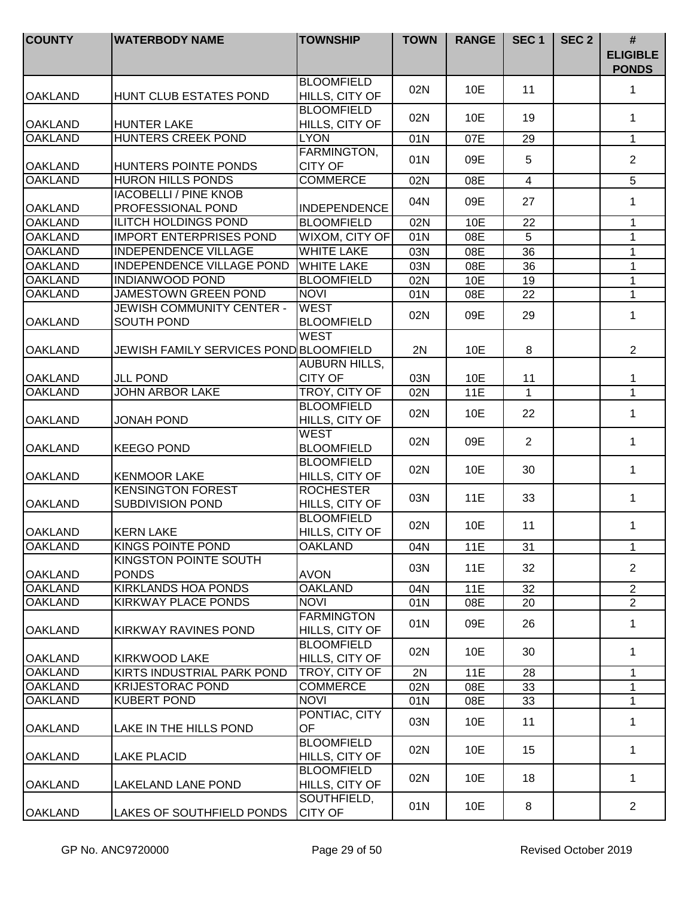| COUNTY | WATERBODY NAME | TOWNSHIP | TOWN | RANGE | SEC 1 | SEC 2 | # ELIGIBLE PONDS |
|---|---|---|---|---|---|---|---|
| OAKLAND | HUNT CLUB ESTATES POND | BLOOMFIELD HILLS, CITY OF | 02N | 10E | 11 | | 1 |
| OAKLAND | HUNTER LAKE | BLOOMFIELD HILLS, CITY OF | 02N | 10E | 19 | | 1 |
| OAKLAND | HUNTERS CREEK POND | LYON | 01N | 07E | 29 | | 1 |
| OAKLAND | HUNTERS POINTE PONDS | FARMINGTON, CITY OF | 01N | 09E | 5 | | 2 |
| OAKLAND | HURON HILLS PONDS | COMMERCE | 02N | 08E | 4 | | 5 |
| OAKLAND | IACOBELLI / PINE KNOB PROFESSIONAL POND | INDEPENDENCE | 04N | 09E | 27 | | 1 |
| OAKLAND | ILITCH HOLDINGS POND | BLOOMFIELD | 02N | 10E | 22 | | 1 |
| OAKLAND | IMPORT ENTERPRISES POND | WIXOM, CITY OF | 01N | 08E | 5 | | 1 |
| OAKLAND | INDEPENDENCE VILLAGE | WHITE LAKE | 03N | 08E | 36 | | 1 |
| OAKLAND | INDEPENDENCE VILLAGE POND | WHITE LAKE | 03N | 08E | 36 | | 1 |
| OAKLAND | INDIANWOOD POND | BLOOMFIELD | 02N | 10E | 19 | | 1 |
| OAKLAND | JAMESTOWN GREEN POND | NOVI | 01N | 08E | 22 | | 1 |
| OAKLAND | JEWISH COMMUNITY CENTER - SOUTH POND | WEST BLOOMFIELD | 02N | 09E | 29 | | 1 |
| OAKLAND | JEWISH FAMILY SERVICES POND | WEST BLOOMFIELD | 2N | 10E | 8 | | 2 |
| OAKLAND | JLL POND | AUBURN HILLS, CITY OF | 03N | 10E | 11 | | 1 |
| OAKLAND | JOHN ARBOR LAKE | TROY, CITY OF | 02N | 11E | 1 | | 1 |
| OAKLAND | JONAH POND | BLOOMFIELD HILLS, CITY OF | 02N | 10E | 22 | | 1 |
| OAKLAND | KEEGO POND | WEST BLOOMFIELD | 02N | 09E | 2 | | 1 |
| OAKLAND | KENMOOR LAKE | BLOOMFIELD HILLS, CITY OF | 02N | 10E | 30 | | 1 |
| OAKLAND | KENSINGTON FOREST SUBDIVISION POND | ROCHESTER HILLS, CITY OF | 03N | 11E | 33 | | 1 |
| OAKLAND | KERN LAKE | BLOOMFIELD HILLS, CITY OF | 02N | 10E | 11 | | 1 |
| OAKLAND | KINGS POINTE POND | OAKLAND | 04N | 11E | 31 | | 1 |
| OAKLAND | KINGSTON POINTE SOUTH PONDS | AVON | 03N | 11E | 32 | | 2 |
| OAKLAND | KIRKLANDS HOA PONDS | OAKLAND | 04N | 11E | 32 | | 2 |
| OAKLAND | KIRKWAY PLACE PONDS | NOVI | 01N | 08E | 20 | | 2 |
| OAKLAND | KIRKWAY RAVINES POND | FARMINGTON HILLS, CITY OF | 01N | 09E | 26 | | 1 |
| OAKLAND | KIRKWOOD LAKE | BLOOMFIELD HILLS, CITY OF | 02N | 10E | 30 | | 1 |
| OAKLAND | KIRTS INDUSTRIAL PARK POND | TROY, CITY OF | 2N | 11E | 28 | | 1 |
| OAKLAND | KRIJESTORAC POND | COMMERCE | 02N | 08E | 33 | | 1 |
| OAKLAND | KUBERT POND | NOVI | 01N | 08E | 33 | | 1 |
| OAKLAND | LAKE IN THE HILLS POND | PONTIAC, CITY OF | 03N | 10E | 11 | | 1 |
| OAKLAND | LAKE PLACID | BLOOMFIELD HILLS, CITY OF | 02N | 10E | 15 | | 1 |
| OAKLAND | LAKELAND LANE POND | BLOOMFIELD HILLS, CITY OF | 02N | 10E | 18 | | 1 |
| OAKLAND | LAKES OF SOUTHFIELD PONDS | SOUTHFIELD, CITY OF | 01N | 10E | 8 | | 2 |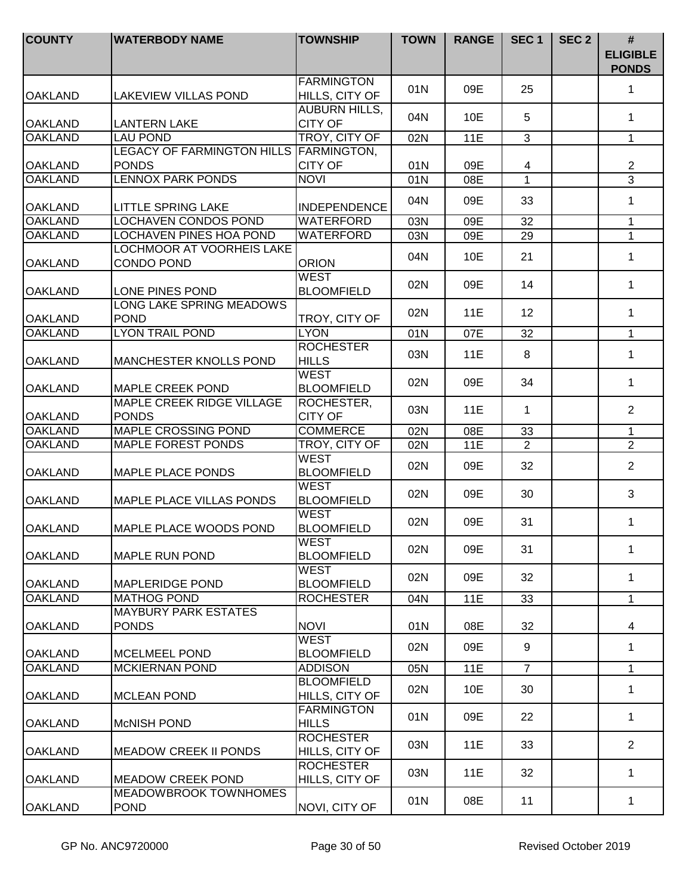| COUNTY | WATERBODY NAME | TOWNSHIP | TOWN | RANGE | SEC 1 | SEC 2 | # ELIGIBLE PONDS |
|---|---|---|---|---|---|---|---|
| OAKLAND | LAKEVIEW VILLAS POND | FARMINGTON HILLS, CITY OF | 01N | 09E | 25 | | 1 |
| OAKLAND | LANTERN LAKE | AUBURN HILLS, CITY OF | 04N | 10E | 5 | | 1 |
| OAKLAND | LAU POND | TROY, CITY OF | 02N | 11E | 3 | | 1 |
| OAKLAND | LEGACY OF FARMINGTON HILLS PONDS | FARMINGTON, CITY OF | 01N | 09E | 4 | | 2 |
| OAKLAND | LENNOX PARK PONDS | NOVI | 01N | 08E | 1 | | 3 |
| OAKLAND | LITTLE SPRING LAKE | INDEPENDENCE | 04N | 09E | 33 | | 1 |
| OAKLAND | LOCHAVEN CONDOS POND | WATERFORD | 03N | 09E | 32 | | 1 |
| OAKLAND | LOCHAVEN PINES HOA POND | WATERFORD | 03N | 09E | 29 | | 1 |
| OAKLAND | LOCHMOOR AT VOORHEIS LAKE CONDO POND | ORION | 04N | 10E | 21 | | 1 |
| OAKLAND | LONE PINES POND | WEST BLOOMFIELD | 02N | 09E | 14 | | 1 |
| OAKLAND | LONG LAKE SPRING MEADOWS POND | TROY, CITY OF | 02N | 11E | 12 | | 1 |
| OAKLAND | LYON TRAIL POND | LYON | 01N | 07E | 32 | | 1 |
| OAKLAND | MANCHESTER KNOLLS POND | ROCHESTER HILLS | 03N | 11E | 8 | | 1 |
| OAKLAND | MAPLE CREEK POND | WEST BLOOMFIELD | 02N | 09E | 34 | | 1 |
| OAKLAND | MAPLE CREEK RIDGE VILLAGE PONDS | ROCHESTER, CITY OF | 03N | 11E | 1 | | 2 |
| OAKLAND | MAPLE CROSSING POND | COMMERCE | 02N | 08E | 33 | | 1 |
| OAKLAND | MAPLE FOREST PONDS | TROY, CITY OF | 02N | 11E | 2 | | 2 |
| OAKLAND | MAPLE PLACE PONDS | WEST BLOOMFIELD | 02N | 09E | 32 | | 2 |
| OAKLAND | MAPLE PLACE VILLAS PONDS | WEST BLOOMFIELD | 02N | 09E | 30 | | 3 |
| OAKLAND | MAPLE PLACE WOODS POND | WEST BLOOMFIELD | 02N | 09E | 31 | | 1 |
| OAKLAND | MAPLE RUN POND | WEST BLOOMFIELD | 02N | 09E | 31 | | 1 |
| OAKLAND | MAPLERIDGE POND | WEST BLOOMFIELD | 02N | 09E | 32 | | 1 |
| OAKLAND | MATHOG POND | ROCHESTER | 04N | 11E | 33 | | 1 |
| OAKLAND | MAYBURY PARK ESTATES PONDS | NOVI | 01N | 08E | 32 | | 4 |
| OAKLAND | MCELMEEL POND | WEST BLOOMFIELD | 02N | 09E | 9 | | 1 |
| OAKLAND | MCKIERNAN POND | ADDISON | 05N | 11E | 7 | | 1 |
| OAKLAND | MCLEAN POND | BLOOMFIELD HILLS, CITY OF | 02N | 10E | 30 | | 1 |
| OAKLAND | McNISH POND | FARMINGTON HILLS | 01N | 09E | 22 | | 1 |
| OAKLAND | MEADOW CREEK II PONDS | ROCHESTER HILLS, CITY OF | 03N | 11E | 33 | | 2 |
| OAKLAND | MEADOW CREEK POND | ROCHESTER HILLS, CITY OF | 03N | 11E | 32 | | 1 |
| OAKLAND | MEADOWBROOK TOWNHOMES POND | NOVI, CITY OF | 01N | 08E | 11 | | 1 |

GP No. ANC9720000 Revised October 2019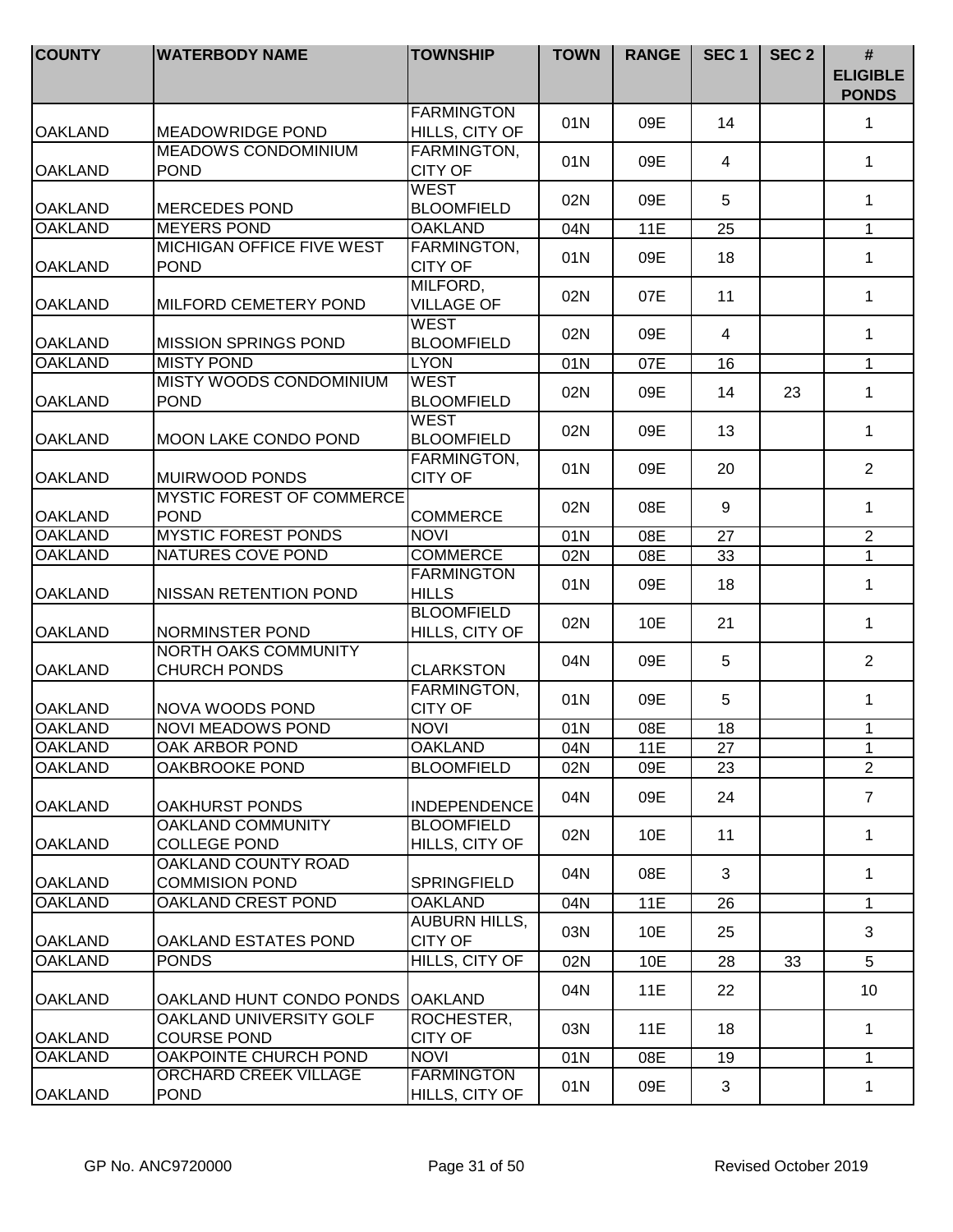| COUNTY | WATERBODY NAME | TOWNSHIP | TOWN | RANGE | SEC 1 | SEC 2 | # ELIGIBLE PONDS |
|---|---|---|---|---|---|---|---|
| OAKLAND | MEADOWRIDGE POND | FARMINGTON HILLS, CITY OF | 01N | 09E | 14 | | 1 |
| OAKLAND | MEADOWS CONDOMINIUM POND | FARMINGTON, CITY OF | 01N | 09E | 4 | | 1 |
| OAKLAND | MERCEDES POND | WEST BLOOMFIELD | 02N | 09E | 5 | | 1 |
| OAKLAND | MEYERS POND | OAKLAND | 04N | 11E | 25 | | 1 |
| OAKLAND | MICHIGAN OFFICE FIVE WEST POND | FARMINGTON, CITY OF | 01N | 09E | 18 | | 1 |
| OAKLAND | MILFORD CEMETERY POND | MILFORD, VILLAGE OF | 02N | 07E | 11 | | 1 |
| OAKLAND | MISSION SPRINGS POND | WEST BLOOMFIELD | 02N | 09E | 4 | | 1 |
| OAKLAND | MISTY POND | LYON | 01N | 07E | 16 | | 1 |
| OAKLAND | MISTY WOODS CONDOMINIUM POND | WEST BLOOMFIELD | 02N | 09E | 14 | 23 | 1 |
| OAKLAND | MOON LAKE CONDO POND | WEST BLOOMFIELD | 02N | 09E | 13 | | 1 |
| OAKLAND | MUIRWOOD PONDS | FARMINGTON, CITY OF | 01N | 09E | 20 | | 2 |
| OAKLAND | MYSTIC FOREST OF COMMERCE POND | COMMERCE | 02N | 08E | 9 | | 1 |
| OAKLAND | MYSTIC FOREST PONDS | NOVI | 01N | 08E | 27 | | 2 |
| OAKLAND | NATURES COVE POND | COMMERCE | 02N | 08E | 33 | | 1 |
| OAKLAND | NISSAN RETENTION POND | FARMINGTON HILLS | 01N | 09E | 18 | | 1 |
| OAKLAND | NORMINSTER POND | BLOOMFIELD HILLS, CITY OF | 02N | 10E | 21 | | 1 |
| OAKLAND | NORTH OAKS COMMUNITY CHURCH PONDS | CLARKSTON | 04N | 09E | 5 | | 2 |
| OAKLAND | NOVA WOODS POND | FARMINGTON, CITY OF | 01N | 09E | 5 | | 1 |
| OAKLAND | NOVI MEADOWS POND | NOVI | 01N | 08E | 18 | | 1 |
| OAKLAND | OAK ARBOR POND | OAKLAND | 04N | 11E | 27 | | 1 |
| OAKLAND | OAKBROOKE POND | BLOOMFIELD | 02N | 09E | 23 | | 2 |
| OAKLAND | OAKHURST PONDS | INDEPENDENCE | 04N | 09E | 24 | | 7 |
| OAKLAND | OAKLAND COMMUNITY COLLEGE POND | BLOOMFIELD HILLS, CITY OF | 02N | 10E | 11 | | 1 |
| OAKLAND | OAKLAND COUNTY ROAD COMMISION POND | SPRINGFIELD | 04N | 08E | 3 | | 1 |
| OAKLAND | OAKLAND CREST POND | OAKLAND | 04N | 11E | 26 | | 1 |
| OAKLAND | OAKLAND ESTATES POND | AUBURN HILLS, CITY OF | 03N | 10E | 25 | | 3 |
| OAKLAND | PONDS | HILLS, CITY OF | 02N | 10E | 28 | 33 | 5 |
| OAKLAND | OAKLAND HUNT CONDO PONDS | OAKLAND | 04N | 11E | 22 | | 10 |
| OAKLAND | OAKLAND UNIVERSITY GOLF COURSE POND | ROCHESTER, CITY OF | 03N | 11E | 18 | | 1 |
| OAKLAND | OAKPOINTE CHURCH POND | NOVI | 01N | 08E | 19 | | 1 |
| OAKLAND | ORCHARD CREEK VILLAGE POND | FARMINGTON HILLS, CITY OF | 01N | 09E | 3 | | 1 |

GP No. ANC9720000 Revised October 2019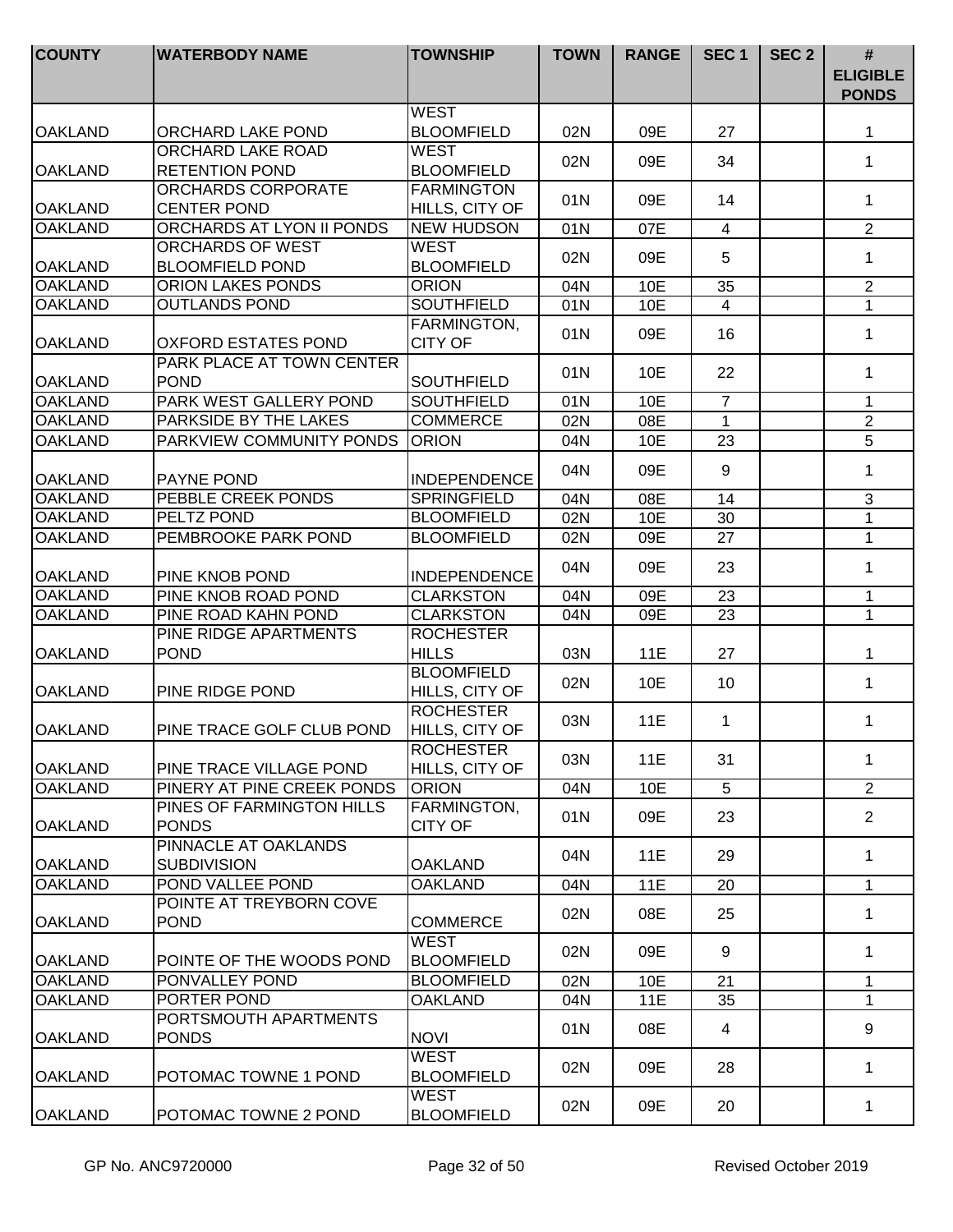| COUNTY | WATERBODY NAME | TOWNSHIP | TOWN | RANGE | SEC 1 | SEC 2 | # ELIGIBLE PONDS |
|---|---|---|---|---|---|---|---|
| OAKLAND | ORCHARD LAKE POND | WEST BLOOMFIELD | 02N | 09E | 27 | | 1 |
| OAKLAND | ORCHARD LAKE ROAD RETENTION POND | WEST BLOOMFIELD | 02N | 09E | 34 | | 1 |
| OAKLAND | ORCHARDS CORPORATE CENTER POND | FARMINGTON HILLS, CITY OF | 01N | 09E | 14 | | 1 |
| OAKLAND | ORCHARDS AT LYON II PONDS | NEW HUDSON | 01N | 07E | 4 | | 2 |
| OAKLAND | ORCHARDS OF WEST BLOOMFIELD POND | WEST BLOOMFIELD | 02N | 09E | 5 | | 1 |
| OAKLAND | ORION LAKES PONDS | ORION | 04N | 10E | 35 | | 2 |
| OAKLAND | OUTLANDS POND | SOUTHFIELD | 01N | 10E | 4 | | 1 |
| OAKLAND | OXFORD ESTATES POND | FARMINGTON, CITY OF | 01N | 09E | 16 | | 1 |
| OAKLAND | PARK PLACE AT TOWN CENTER POND | SOUTHFIELD | 01N | 10E | 22 | | 1 |
| OAKLAND | PARK WEST GALLERY POND | SOUTHFIELD | 01N | 10E | 7 | | 1 |
| OAKLAND | PARKSIDE BY THE LAKES | COMMERCE | 02N | 08E | 1 | | 2 |
| OAKLAND | PARKVIEW COMMUNITY PONDS | ORION | 04N | 10E | 23 | | 5 |
| OAKLAND | PAYNE POND | INDEPENDENCE | 04N | 09E | 9 | | 1 |
| OAKLAND | PEBBLE CREEK PONDS | SPRINGFIELD | 04N | 08E | 14 | | 3 |
| OAKLAND | PELTZ POND | BLOOMFIELD | 02N | 10E | 30 | | 1 |
| OAKLAND | PEMBROOKE PARK POND | BLOOMFIELD | 02N | 09E | 27 | | 1 |
| OAKLAND | PINE KNOB POND | INDEPENDENCE | 04N | 09E | 23 | | 1 |
| OAKLAND | PINE KNOB ROAD POND | CLARKSTON | 04N | 09E | 23 | | 1 |
| OAKLAND | PINE ROAD KAHN POND | CLARKSTON | 04N | 09E | 23 | | 1 |
| OAKLAND | PINE RIDGE APARTMENTS POND | ROCHESTER HILLS | 03N | 11E | 27 | | 1 |
| OAKLAND | PINE RIDGE POND | BLOOMFIELD HILLS, CITY OF | 02N | 10E | 10 | | 1 |
| OAKLAND | PINE TRACE GOLF CLUB POND | ROCHESTER HILLS, CITY OF | 03N | 11E | 1 | | 1 |
| OAKLAND | PINE TRACE VILLAGE POND | ROCHESTER HILLS, CITY OF | 03N | 11E | 31 | | 1 |
| OAKLAND | PINERY AT PINE CREEK PONDS | ORION | 04N | 10E | 5 | | 2 |
| OAKLAND | PINES OF FARMINGTON HILLS PONDS | FARMINGTON, CITY OF | 01N | 09E | 23 | | 2 |
| OAKLAND | PINNACLE AT OAKLANDS SUBDIVISION | OAKLAND | 04N | 11E | 29 | | 1 |
| OAKLAND | POND VALLEE POND | OAKLAND | 04N | 11E | 20 | | 1 |
| OAKLAND | POINTE AT TREYBORN COVE POND | COMMERCE | 02N | 08E | 25 | | 1 |
| OAKLAND | POINTE OF THE WOODS POND | WEST BLOOMFIELD | 02N | 09E | 9 | | 1 |
| OAKLAND | PONVALLEY POND | BLOOMFIELD | 02N | 10E | 21 | | 1 |
| OAKLAND | PORTER POND | OAKLAND | 04N | 11E | 35 | | 1 |
| OAKLAND | PORTSMOUTH APARTMENTS PONDS | NOVI | 01N | 08E | 4 | | 9 |
| OAKLAND | POTOMAC TOWNE 1 POND | WEST BLOOMFIELD | 02N | 09E | 28 | | 1 |
| OAKLAND | POTOMAC TOWNE 2 POND | WEST BLOOMFIELD | 02N | 09E | 20 | | 1 |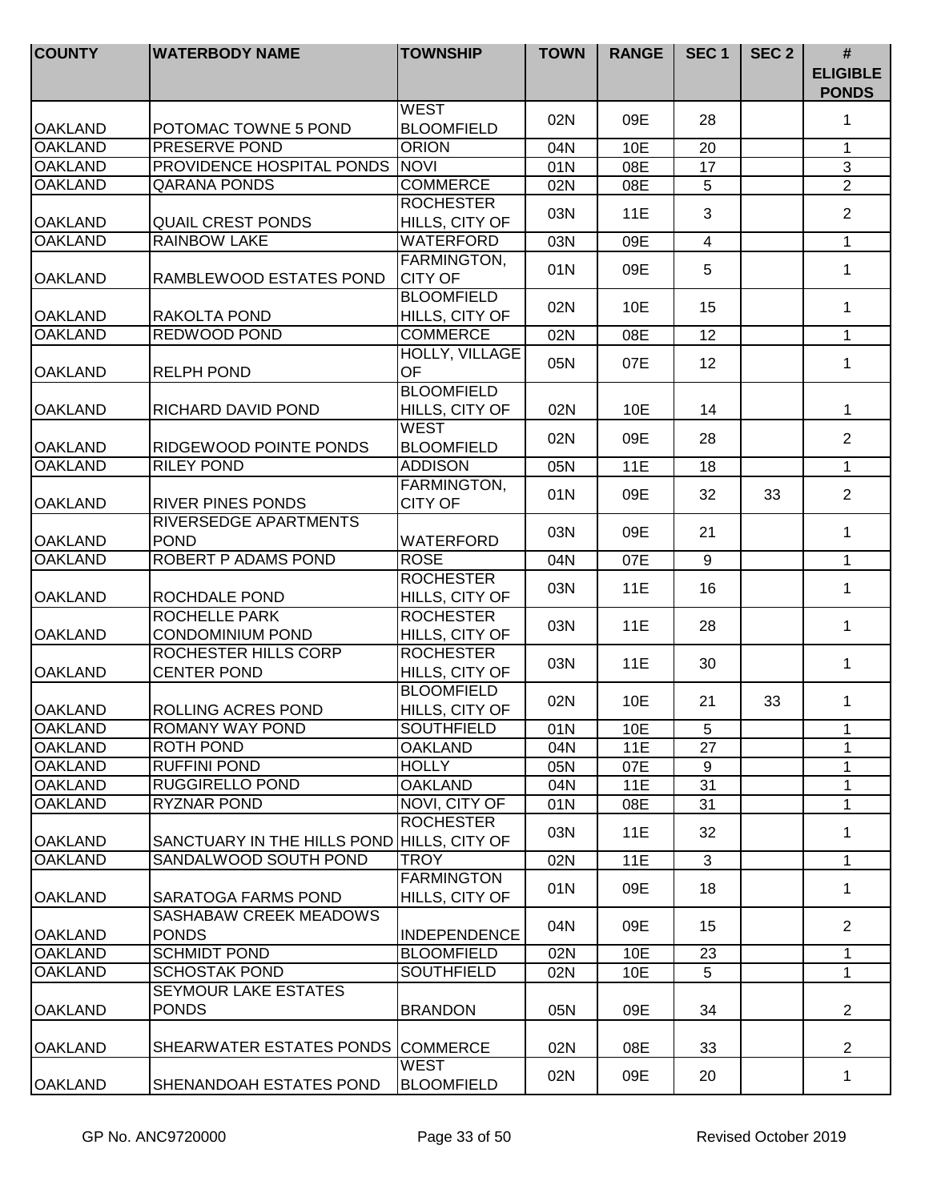| COUNTY | WATERBODY NAME | TOWNSHIP | TOWN | RANGE | SEC 1 | SEC 2 | # ELIGIBLE PONDS |
|---|---|---|---|---|---|---|---|
| OAKLAND | POTOMAC TOWNE 5 POND | WEST BLOOMFIELD | 02N | 09E | 28 | | 1 |
| OAKLAND | PRESERVE POND | ORION | 04N | 10E | 20 | | 1 |
| OAKLAND | PROVIDENCE HOSPITAL PONDS | NOVI | 01N | 08E | 17 | | 3 |
| OAKLAND | QARANA PONDS | COMMERCE | 02N | 08E | 5 | | 2 |
| OAKLAND | QUAIL CREST PONDS | ROCHESTER HILLS, CITY OF | 03N | 11E | 3 | | 2 |
| OAKLAND | RAINBOW LAKE | WATERFORD | 03N | 09E | 4 | | 1 |
| OAKLAND | RAMBLEWOOD ESTATES POND | FARMINGTON, CITY OF | 01N | 09E | 5 | | 1 |
| OAKLAND | RAKOLTA POND | BLOOMFIELD HILLS, CITY OF | 02N | 10E | 15 | | 1 |
| OAKLAND | REDWOOD POND | COMMERCE | 02N | 08E | 12 | | 1 |
| OAKLAND | RELPH POND | HOLLY, VILLAGE OF | 05N | 07E | 12 | | 1 |
| OAKLAND | RICHARD DAVID POND | BLOOMFIELD HILLS, CITY OF | 02N | 10E | 14 | | 1 |
| OAKLAND | RIDGEWOOD POINTE PONDS | WEST BLOOMFIELD | 02N | 09E | 28 | | 2 |
| OAKLAND | RILEY POND | ADDISON | 05N | 11E | 18 | | 1 |
| OAKLAND | RIVER PINES PONDS | FARMINGTON, CITY OF | 01N | 09E | 32 | 33 | 2 |
| OAKLAND | RIVERSEDGE APARTMENTS POND | WATERFORD | 03N | 09E | 21 | | 1 |
| OAKLAND | ROBERT P ADAMS POND | ROSE | 04N | 07E | 9 | | 1 |
| OAKLAND | ROCHDALE POND | ROCHESTER HILLS, CITY OF | 03N | 11E | 16 | | 1 |
| OAKLAND | ROCHELLE PARK CONDOMINIUM POND | ROCHESTER HILLS, CITY OF | 03N | 11E | 28 | | 1 |
| OAKLAND | ROCHESTER HILLS CORP CENTER POND | ROCHESTER HILLS, CITY OF | 03N | 11E | 30 | | 1 |
| OAKLAND | ROLLING ACRES POND | BLOOMFIELD HILLS, CITY OF | 02N | 10E | 21 | 33 | 1 |
| OAKLAND | ROMANY WAY POND | SOUTHFIELD | 01N | 10E | 5 | | 1 |
| OAKLAND | ROTH POND | OAKLAND | 04N | 11E | 27 | | 1 |
| OAKLAND | RUFFINI POND | HOLLY | 05N | 07E | 9 | | 1 |
| OAKLAND | RUGGIRELLO POND | OAKLAND | 04N | 11E | 31 | | 1 |
| OAKLAND | RYZNAR POND | NOVI, CITY OF | 01N | 08E | 31 | | 1 |
| OAKLAND | SANCTUARY IN THE HILLS POND | ROCHESTER HILLS, CITY OF | 03N | 11E | 32 | | 1 |
| OAKLAND | SANDALWOOD SOUTH POND | TROY | 02N | 11E | 3 | | 1 |
| OAKLAND | SARATOGA FARMS POND | FARMINGTON HILLS, CITY OF | 01N | 09E | 18 | | 1 |
| OAKLAND | SASHABAW CREEK MEADOWS PONDS | INDEPENDENCE | 04N | 09E | 15 | | 2 |
| OAKLAND | SCHMIDT POND | BLOOMFIELD | 02N | 10E | 23 | | 1 |
| OAKLAND | SCHOSTAK POND | SOUTHFIELD | 02N | 10E | 5 | | 1 |
| OAKLAND | SEYMOUR LAKE ESTATES PONDS | BRANDON | 05N | 09E | 34 | | 2 |
| OAKLAND | SHEARWATER ESTATES PONDS | COMMERCE | 02N | 08E | 33 | | 2 |
| OAKLAND | SHENANDOAH ESTATES POND | WEST BLOOMFIELD | 02N | 09E | 20 | | 1 |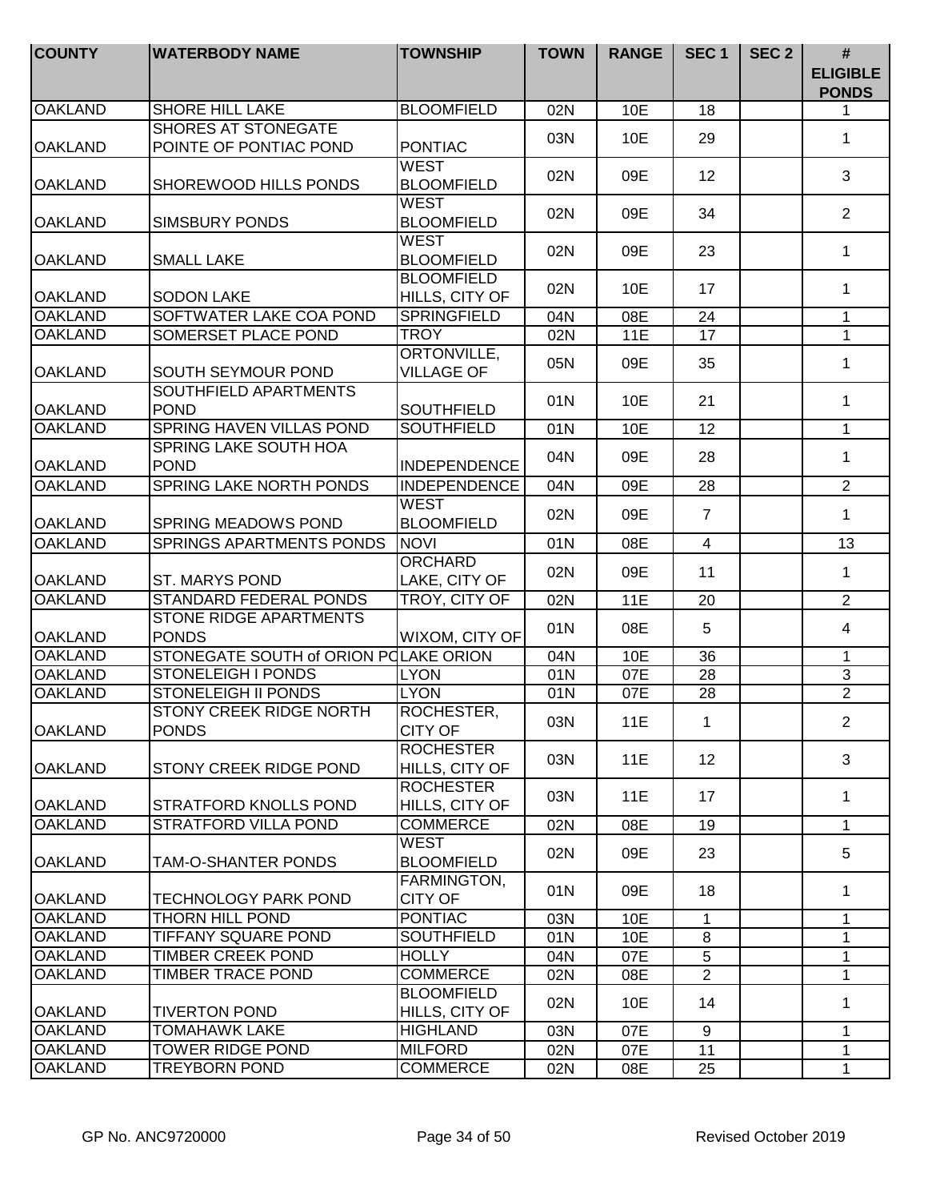| COUNTY | WATERBODY NAME | TOWNSHIP | TOWN | RANGE | SEC 1 | SEC 2 | # ELIGIBLE PONDS |
|---|---|---|---|---|---|---|---|
| OAKLAND | SHORE HILL LAKE | BLOOMFIELD | 02N | 10E | 18 | | 1 |
| OAKLAND | SHORES AT STONEGATE POINTE OF PONTIAC POND | PONTIAC | 03N | 10E | 29 | | 1 |
| OAKLAND | SHOREWOOD HILLS PONDS | WEST BLOOMFIELD | 02N | 09E | 12 | | 3 |
| OAKLAND | SIMSBURY PONDS | WEST BLOOMFIELD | 02N | 09E | 34 | | 2 |
| OAKLAND | SMALL LAKE | WEST BLOOMFIELD | 02N | 09E | 23 | | 1 |
| OAKLAND | SODON LAKE | BLOOMFIELD HILLS, CITY OF | 02N | 10E | 17 | | 1 |
| OAKLAND | SOFTWATER LAKE COA POND | SPRINGFIELD | 04N | 08E | 24 | | 1 |
| OAKLAND | SOMERSET PLACE POND | TROY | 02N | 11E | 17 | | 1 |
| OAKLAND | SOUTH SEYMOUR POND | ORTONVILLE, VILLAGE OF | 05N | 09E | 35 | | 1 |
| OAKLAND | SOUTHFIELD APARTMENTS POND | SOUTHFIELD | 01N | 10E | 21 | | 1 |
| OAKLAND | SPRING HAVEN VILLAS POND | SOUTHFIELD | 01N | 10E | 12 | | 1 |
| OAKLAND | SPRING LAKE SOUTH HOA POND | INDEPENDENCE | 04N | 09E | 28 | | 1 |
| OAKLAND | SPRING LAKE NORTH PONDS | INDEPENDENCE | 04N | 09E | 28 | | 2 |
| OAKLAND | SPRING MEADOWS POND | WEST BLOOMFIELD | 02N | 09E | 7 | | 1 |
| OAKLAND | SPRINGS APARTMENTS PONDS | NOVI | 01N | 08E | 4 | | 13 |
| OAKLAND | ST. MARYS POND | ORCHARD LAKE, CITY OF | 02N | 09E | 11 | | 1 |
| OAKLAND | STANDARD FEDERAL PONDS | TROY, CITY OF | 02N | 11E | 20 | | 2 |
| OAKLAND | STONE RIDGE APARTMENTS PONDS | WIXOM, CITY OF | 01N | 08E | 5 | | 4 |
| OAKLAND | STONEGATE SOUTH of ORION PO | LAKE ORION | 04N | 10E | 36 | | 1 |
| OAKLAND | STONELEIGH I PONDS | LYON | 01N | 07E | 28 | | 3 |
| OAKLAND | STONELEIGH II PONDS | LYON | 01N | 07E | 28 | | 2 |
| OAKLAND | STONY CREEK RIDGE NORTH PONDS | ROCHESTER, CITY OF | 03N | 11E | 1 | | 2 |
| OAKLAND | STONY CREEK RIDGE POND | ROCHESTER HILLS, CITY OF | 03N | 11E | 12 | | 3 |
| OAKLAND | STRATFORD KNOLLS POND | ROCHESTER HILLS, CITY OF | 03N | 11E | 17 | | 1 |
| OAKLAND | STRATFORD VILLA POND | COMMERCE | 02N | 08E | 19 | | 1 |
| OAKLAND | TAM-O-SHANTER PONDS | WEST BLOOMFIELD | 02N | 09E | 23 | | 5 |
| OAKLAND | TECHNOLOGY PARK POND | FARMINGTON, CITY OF | 01N | 09E | 18 | | 1 |
| OAKLAND | THORN HILL POND | PONTIAC | 03N | 10E | 1 | | 1 |
| OAKLAND | TIFFANY SQUARE POND | SOUTHFIELD | 01N | 10E | 8 | | 1 |
| OAKLAND | TIMBER CREEK POND | HOLLY | 04N | 07E | 5 | | 1 |
| OAKLAND | TIMBER TRACE POND | COMMERCE | 02N | 08E | 2 | | 1 |
| OAKLAND | TIVERTON POND | BLOOMFIELD HILLS, CITY OF | 02N | 10E | 14 | | 1 |
| OAKLAND | TOMAHAWK LAKE | HIGHLAND | 03N | 07E | 9 | | 1 |
| OAKLAND | TOWER RIDGE POND | MILFORD | 02N | 07E | 11 | | 1 |
| OAKLAND | TREYBORN POND | COMMERCE | 02N | 08E | 25 | | 1 |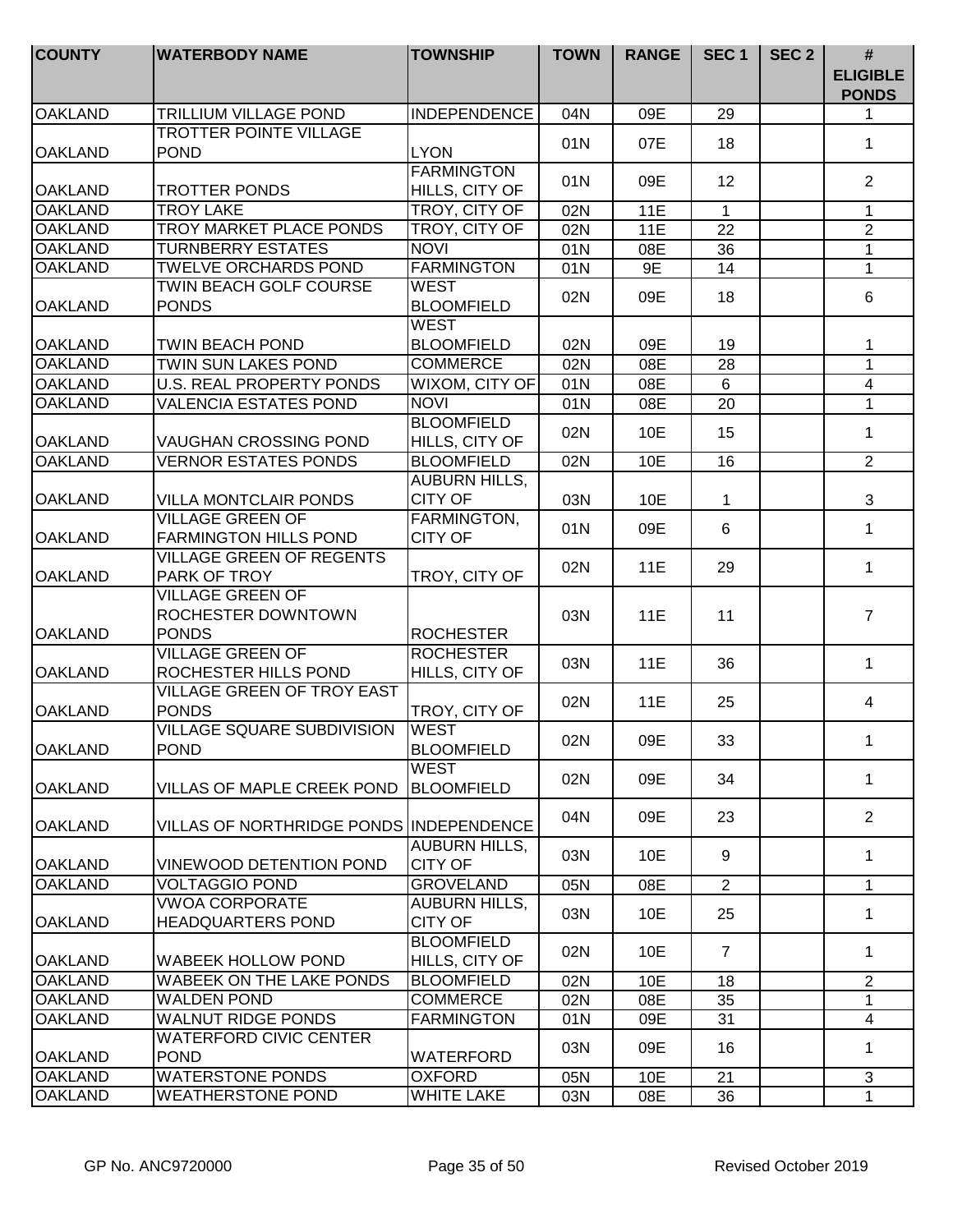| COUNTY | WATERBODY NAME | TOWNSHIP | TOWN | RANGE | SEC 1 | SEC 2 | # ELIGIBLE PONDS |
|---|---|---|---|---|---|---|---|
| OAKLAND | TRILLIUM VILLAGE POND | INDEPENDENCE | 04N | 09E | 29 | | 1 |
| OAKLAND | TROTTER POINTE VILLAGE POND | LYON | 01N | 07E | 18 | | 1 |
| OAKLAND | TROTTER PONDS | FARMINGTON HILLS, CITY OF | 01N | 09E | 12 | | 2 |
| OAKLAND | TROY LAKE | TROY, CITY OF | 02N | 11E | 1 | | 1 |
| OAKLAND | TROY MARKET PLACE PONDS | TROY, CITY OF | 02N | 11E | 22 | | 2 |
| OAKLAND | TURNBERRY ESTATES | NOVI | 01N | 08E | 36 | | 1 |
| OAKLAND | TWELVE ORCHARDS POND | FARMINGTON | 01N | 9E | 14 | | 1 |
| OAKLAND | TWIN BEACH GOLF COURSE PONDS | WEST BLOOMFIELD | 02N | 09E | 18 | | 6 |
| OAKLAND | TWIN BEACH POND | WEST BLOOMFIELD | 02N | 09E | 19 | | 1 |
| OAKLAND | TWIN SUN LAKES POND | COMMERCE | 02N | 08E | 28 | | 1 |
| OAKLAND | U.S. REAL PROPERTY PONDS | WIXOM, CITY OF | 01N | 08E | 6 | | 4 |
| OAKLAND | VALENCIA ESTATES POND | NOVI | 01N | 08E | 20 | | 1 |
| OAKLAND | VAUGHAN CROSSING POND | BLOOMFIELD HILLS, CITY OF | 02N | 10E | 15 | | 1 |
| OAKLAND | VERNOR ESTATES PONDS | BLOOMFIELD | 02N | 10E | 16 | | 2 |
| OAKLAND | VILLA MONTCLAIR PONDS | AUBURN HILLS, CITY OF | 03N | 10E | 1 | | 3 |
| OAKLAND | VILLAGE GREEN OF FARMINGTON HILLS POND | FARMINGTON, CITY OF | 01N | 09E | 6 | | 1 |
| OAKLAND | VILLAGE GREEN OF REGENTS PARK OF TROY | TROY, CITY OF | 02N | 11E | 29 | | 1 |
| OAKLAND | VILLAGE GREEN OF ROCHESTER DOWNTOWN PONDS | ROCHESTER | 03N | 11E | 11 | | 7 |
| OAKLAND | VILLAGE GREEN OF ROCHESTER HILLS POND | ROCHESTER HILLS, CITY OF | 03N | 11E | 36 | | 1 |
| OAKLAND | VILLAGE GREEN OF TROY EAST PONDS | TROY, CITY OF | 02N | 11E | 25 | | 4 |
| OAKLAND | VILLAGE SQUARE SUBDIVISION POND | WEST BLOOMFIELD | 02N | 09E | 33 | | 1 |
| OAKLAND | VILLAS OF MAPLE CREEK POND | WEST BLOOMFIELD | 02N | 09E | 34 | | 1 |
| OAKLAND | VILLAS OF NORTHRIDGE PONDS | INDEPENDENCE | 04N | 09E | 23 | | 2 |
| OAKLAND | VINEWOOD DETENTION POND | AUBURN HILLS, CITY OF | 03N | 10E | 9 | | 1 |
| OAKLAND | VOLTAGGIO POND | GROVELAND | 05N | 08E | 2 | | 1 |
| OAKLAND | VWOA CORPORATE HEADQUARTERS POND | AUBURN HILLS, CITY OF | 03N | 10E | 25 | | 1 |
| OAKLAND | WABEEK HOLLOW POND | BLOOMFIELD HILLS, CITY OF | 02N | 10E | 7 | | 1 |
| OAKLAND | WABEEK ON THE LAKE PONDS | BLOOMFIELD | 02N | 10E | 18 | | 2 |
| OAKLAND | WALDEN POND | COMMERCE | 02N | 08E | 35 | | 1 |
| OAKLAND | WALNUT RIDGE PONDS | FARMINGTON | 01N | 09E | 31 | | 4 |
| OAKLAND | WATERFORD CIVIC CENTER POND | WATERFORD | 03N | 09E | 16 | | 1 |
| OAKLAND | WATERSTONE PONDS | OXFORD | 05N | 10E | 21 | | 3 |
| OAKLAND | WEATHERSTONE POND | WHITE LAKE | 03N | 08E | 36 | | 1 |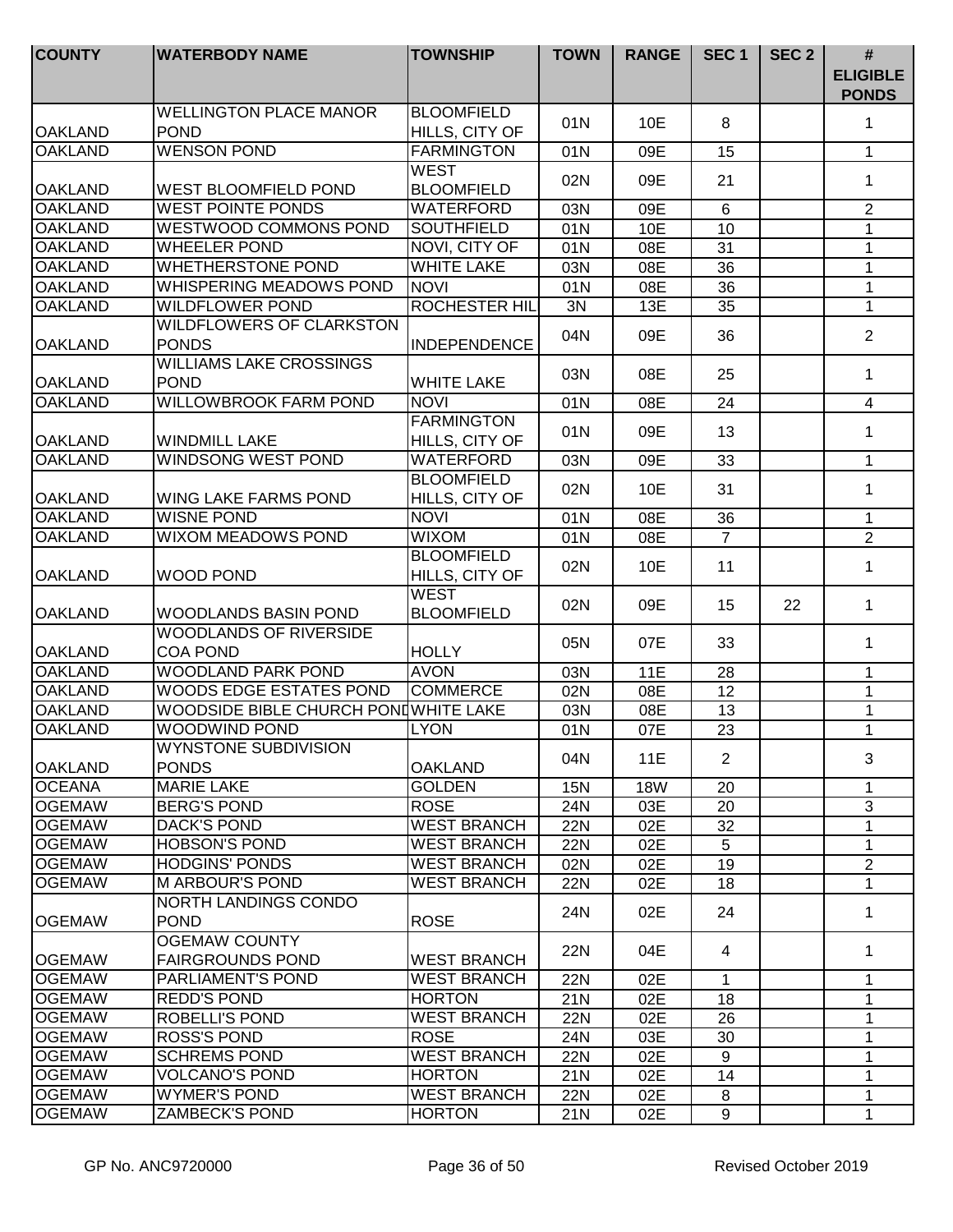| COUNTY | WATERBODY NAME | TOWNSHIP | TOWN | RANGE | SEC 1 | SEC 2 | # ELIGIBLE PONDS |
|---|---|---|---|---|---|---|---|
| OAKLAND | WELLINGTON PLACE MANOR POND | BLOOMFIELD HILLS, CITY OF | 01N | 10E | 8 | | 1 |
| OAKLAND | WENSON POND | FARMINGTON | 01N | 09E | 15 | | 1 |
| OAKLAND | WEST BLOOMFIELD POND | WEST BLOOMFIELD | 02N | 09E | 21 | | 1 |
| OAKLAND | WEST POINTE PONDS | WATERFORD | 03N | 09E | 6 | | 2 |
| OAKLAND | WESTWOOD COMMONS POND | SOUTHFIELD | 01N | 10E | 10 | | 1 |
| OAKLAND | WHEELER POND | NOVI, CITY OF | 01N | 08E | 31 | | 1 |
| OAKLAND | WHETHERSTONE POND | WHITE LAKE | 03N | 08E | 36 | | 1 |
| OAKLAND | WHISPERING MEADOWS POND | NOVI | 01N | 08E | 36 | | 1 |
| OAKLAND | WILDFLOWER POND | ROCHESTER HIL | 3N | 13E | 35 | | 1 |
| OAKLAND | WILDFLOWERS OF CLARKSTON PONDS | INDEPENDENCE | 04N | 09E | 36 | | 2 |
| OAKLAND | WILLIAMS LAKE CROSSINGS POND | WHITE LAKE | 03N | 08E | 25 | | 1 |
| OAKLAND | WILLOWBROOK FARM POND | NOVI | 01N | 08E | 24 | | 4 |
| OAKLAND | WINDMILL LAKE | FARMINGTON HILLS, CITY OF | 01N | 09E | 13 | | 1 |
| OAKLAND | WINDSONG WEST POND | WATERFORD | 03N | 09E | 33 | | 1 |
| OAKLAND | WING LAKE FARMS POND | BLOOMFIELD HILLS, CITY OF | 02N | 10E | 31 | | 1 |
| OAKLAND | WISNE POND | NOVI | 01N | 08E | 36 | | 1 |
| OAKLAND | WIXOM MEADOWS POND | WIXOM | 01N | 08E | 7 | | 2 |
| OAKLAND | WOOD POND | BLOOMFIELD HILLS, CITY OF | 02N | 10E | 11 | | 1 |
| OAKLAND | WOODLANDS BASIN POND | WEST BLOOMFIELD | 02N | 09E | 15 | 22 | 1 |
| OAKLAND | WOODLANDS OF RIVERSIDE COA POND | HOLLY | 05N | 07E | 33 | | 1 |
| OAKLAND | WOODLAND PARK POND | AVON | 03N | 11E | 28 | | 1 |
| OAKLAND | WOODS EDGE ESTATES POND | COMMERCE | 02N | 08E | 12 | | 1 |
| OAKLAND | WOODSIDE BIBLE CHURCH POND | WHITE LAKE | 03N | 08E | 13 | | 1 |
| OAKLAND | WOODWIND POND | LYON | 01N | 07E | 23 | | 1 |
| OAKLAND | WYNSTONE SUBDIVISION PONDS | OAKLAND | 04N | 11E | 2 | | 3 |
| OCEANA | MARIE LAKE | GOLDEN | 15N | 18W | 20 | | 1 |
| OGEMAW | BERG'S POND | ROSE | 24N | 03E | 20 | | 3 |
| OGEMAW | DACK'S POND | WEST BRANCH | 22N | 02E | 32 | | 1 |
| OGEMAW | HOBSON'S POND | WEST BRANCH | 22N | 02E | 5 | | 1 |
| OGEMAW | HODGINS' PONDS | WEST BRANCH | 02N | 02E | 19 | | 2 |
| OGEMAW | M ARBOUR'S POND | WEST BRANCH | 22N | 02E | 18 | | 1 |
| OGEMAW | NORTH LANDINGS CONDO POND | ROSE | 24N | 02E | 24 | | 1 |
| OGEMAW | OGEMAW COUNTY FAIRGROUNDS POND | WEST BRANCH | 22N | 04E | 4 | | 1 |
| OGEMAW | PARLIAMENT'S POND | WEST BRANCH | 22N | 02E | 1 | | 1 |
| OGEMAW | REDD'S POND | HORTON | 21N | 02E | 18 | | 1 |
| OGEMAW | ROBELLI'S POND | WEST BRANCH | 22N | 02E | 26 | | 1 |
| OGEMAW | ROSS'S POND | ROSE | 24N | 03E | 30 | | 1 |
| OGEMAW | SCHREMS POND | WEST BRANCH | 22N | 02E | 9 | | 1 |
| OGEMAW | VOLCANO'S POND | HORTON | 21N | 02E | 14 | | 1 |
| OGEMAW | WYMER'S POND | WEST BRANCH | 22N | 02E | 8 | | 1 |
| OGEMAW | ZAMBECK'S POND | HORTON | 21N | 02E | 9 | | 1 |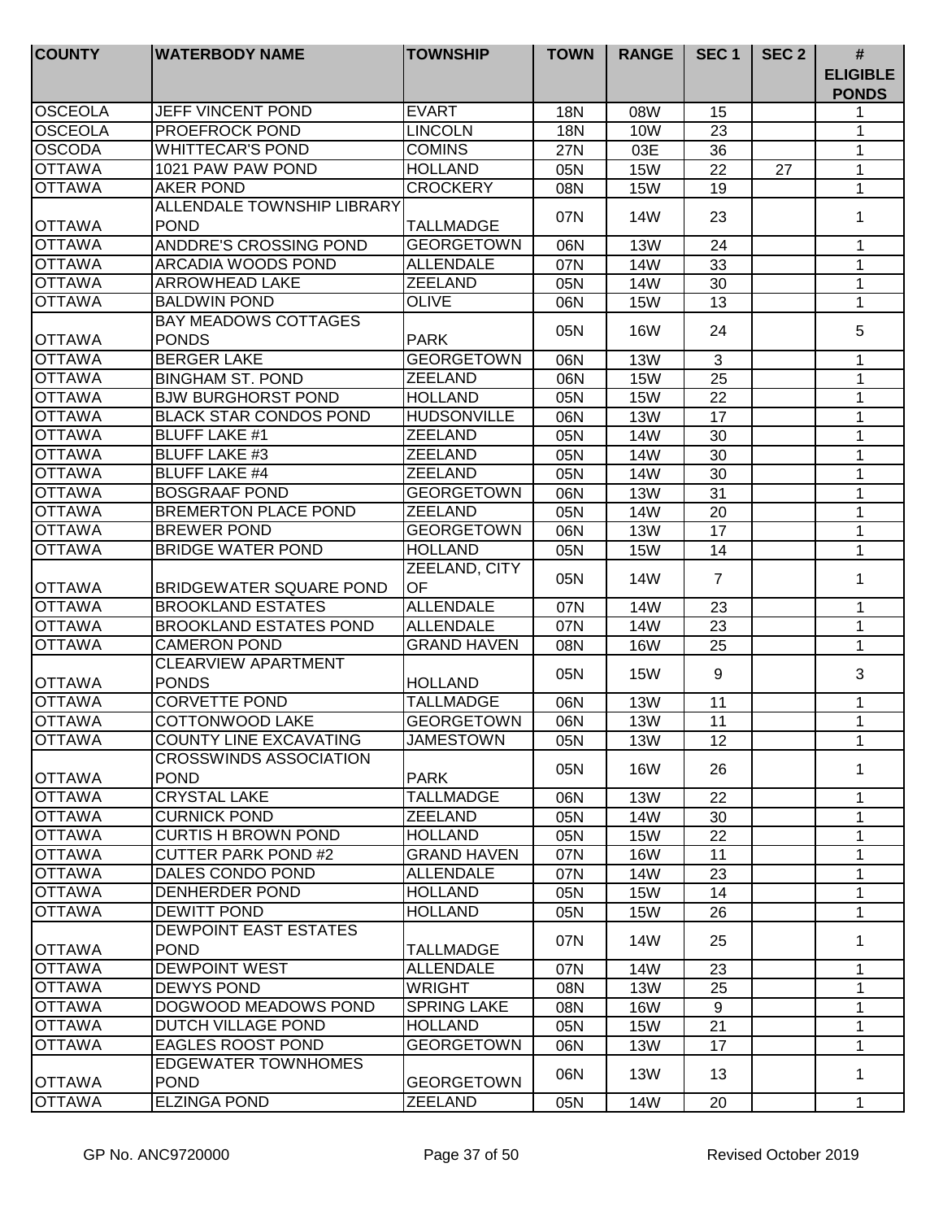| COUNTY | WATERBODY NAME | TOWNSHIP | TOWN | RANGE | SEC 1 | SEC 2 | # ELIGIBLE PONDS |
|---|---|---|---|---|---|---|---|
| OSCEOLA | JEFF VINCENT POND | EVART | 18N | 08W | 15 | | 1 |
| OSCEOLA | PROEFROCK POND | LINCOLN | 18N | 10W | 23 | | 1 |
| OSCODA | WHITTECAR'S POND | COMINS | 27N | 03E | 36 | | 1 |
| OTTAWA | 1021 PAW PAW POND | HOLLAND | 05N | 15W | 22 | 27 | 1 |
| OTTAWA | AKER POND | CROCKERY | 08N | 15W | 19 | | 1 |
| OTTAWA | ALLENDALE TOWNSHIP LIBRARY POND | TALLMADGE | 07N | 14W | 23 | | 1 |
| OTTAWA | ANDDRE'S CROSSING POND | GEORGETOWN | 06N | 13W | 24 | | 1 |
| OTTAWA | ARCADIA WOODS POND | ALLENDALE | 07N | 14W | 33 | | 1 |
| OTTAWA | ARROWHEAD LAKE | ZEELAND | 05N | 14W | 30 | | 1 |
| OTTAWA | BALDWIN POND | OLIVE | 06N | 15W | 13 | | 1 |
| OTTAWA | BAY MEADOWS COTTAGES PONDS | PARK | 05N | 16W | 24 | | 5 |
| OTTAWA | BERGER LAKE | GEORGETOWN | 06N | 13W | 3 | | 1 |
| OTTAWA | BINGHAM ST. POND | ZEELAND | 06N | 15W | 25 | | 1 |
| OTTAWA | BJW BURGHORST POND | HOLLAND | 05N | 15W | 22 | | 1 |
| OTTAWA | BLACK STAR CONDOS POND | HUDSONVILLE | 06N | 13W | 17 | | 1 |
| OTTAWA | BLUFF LAKE #1 | ZEELAND | 05N | 14W | 30 | | 1 |
| OTTAWA | BLUFF LAKE #3 | ZEELAND | 05N | 14W | 30 | | 1 |
| OTTAWA | BLUFF LAKE #4 | ZEELAND | 05N | 14W | 30 | | 1 |
| OTTAWA | BOSGRAAF POND | GEORGETOWN | 06N | 13W | 31 | | 1 |
| OTTAWA | BREMERTON PLACE POND | ZEELAND | 05N | 14W | 20 | | 1 |
| OTTAWA | BREWER POND | GEORGETOWN | 06N | 13W | 17 | | 1 |
| OTTAWA | BRIDGE WATER POND | HOLLAND | 05N | 15W | 14 | | 1 |
| OTTAWA | BRIDGEWATER SQUARE POND | ZEELAND, CITY OF | 05N | 14W | 7 | | 1 |
| OTTAWA | BROOKLAND ESTATES | ALLENDALE | 07N | 14W | 23 | | 1 |
| OTTAWA | BROOKLAND ESTATES POND | ALLENDALE | 07N | 14W | 23 | | 1 |
| OTTAWA | CAMERON POND | GRAND HAVEN | 08N | 16W | 25 | | 1 |
| OTTAWA | CLEARVIEW APARTMENT PONDS | HOLLAND | 05N | 15W | 9 | | 3 |
| OTTAWA | CORVETTE POND | TALLMADGE | 06N | 13W | 11 | | 1 |
| OTTAWA | COTTONWOOD LAKE | GEORGETOWN | 06N | 13W | 11 | | 1 |
| OTTAWA | COUNTY LINE EXCAVATING | JAMESTOWN | 05N | 13W | 12 | | 1 |
| OTTAWA | CROSSWINDS ASSOCIATION POND | PARK | 05N | 16W | 26 | | 1 |
| OTTAWA | CRYSTAL LAKE | TALLMADGE | 06N | 13W | 22 | | 1 |
| OTTAWA | CURNICK POND | ZEELAND | 05N | 14W | 30 | | 1 |
| OTTAWA | CURTIS H BROWN POND | HOLLAND | 05N | 15W | 22 | | 1 |
| OTTAWA | CUTTER PARK POND #2 | GRAND HAVEN | 07N | 16W | 11 | | 1 |
| OTTAWA | DALES CONDO POND | ALLENDALE | 07N | 14W | 23 | | 1 |
| OTTAWA | DENHERDER POND | HOLLAND | 05N | 15W | 14 | | 1 |
| OTTAWA | DEWITT POND | HOLLAND | 05N | 15W | 26 | | 1 |
| OTTAWA | DEWPOINT EAST ESTATES POND | TALLMADGE | 07N | 14W | 25 | | 1 |
| OTTAWA | DEWPOINT WEST | ALLENDALE | 07N | 14W | 23 | | 1 |
| OTTAWA | DEWYS POND | WRIGHT | 08N | 13W | 25 | | 1 |
| OTTAWA | DOGWOOD MEADOWS POND | SPRING LAKE | 08N | 16W | 9 | | 1 |
| OTTAWA | DUTCH VILLAGE POND | HOLLAND | 05N | 15W | 21 | | 1 |
| OTTAWA | EAGLES ROOST POND | GEORGETOWN | 06N | 13W | 17 | | 1 |
| OTTAWA | EDGEWATER TOWNHOMES POND | GEORGETOWN | 06N | 13W | 13 | | 1 |
| OTTAWA | ELZINGA POND | ZEELAND | 05N | 14W | 20 | | 1 |

GP No. ANC9720000 Revised October 2019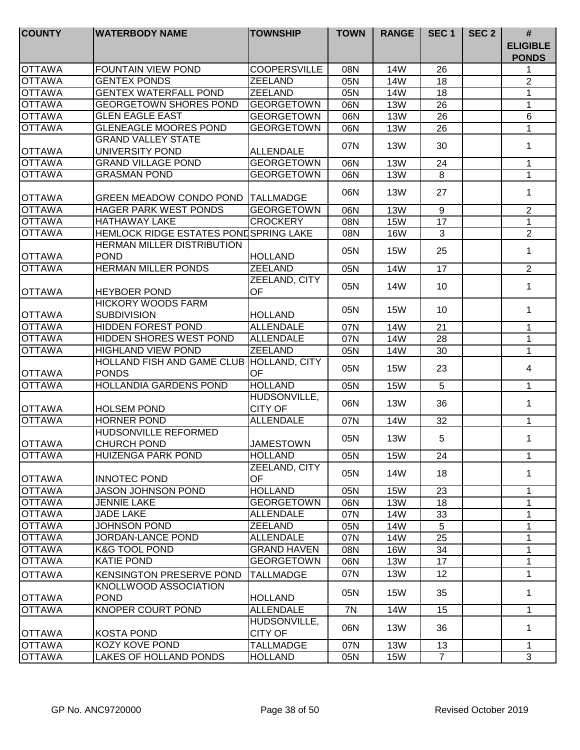| COUNTY | WATERBODY NAME | TOWNSHIP | TOWN | RANGE | SEC 1 | SEC 2 | # ELIGIBLE PONDS |
|---|---|---|---|---|---|---|---|
| OTTAWA | FOUNTAIN VIEW POND | COOPERSVILLE | 08N | 14W | 26 | | 1 |
| OTTAWA | GENTEX PONDS | ZEELAND | 05N | 14W | 18 | | 2 |
| OTTAWA | GENTEX WATERFALL POND | ZEELAND | 05N | 14W | 18 | | 1 |
| OTTAWA | GEORGETOWN SHORES POND | GEORGETOWN | 06N | 13W | 26 | | 1 |
| OTTAWA | GLEN EAGLE EAST | GEORGETOWN | 06N | 13W | 26 | | 6 |
| OTTAWA | GLENEAGLE MOORES POND | GEORGETOWN | 06N | 13W | 26 | | 1 |
| OTTAWA | GRAND VALLEY STATE UNIVERSITY POND | ALLENDALE | 07N | 13W | 30 | | 1 |
| OTTAWA | GRAND VILLAGE POND | GEORGETOWN | 06N | 13W | 24 | | 1 |
| OTTAWA | GRASMAN POND | GEORGETOWN | 06N | 13W | 8 | | 1 |
| OTTAWA | GREEN MEADOW CONDO POND | TALLMADGE | 06N | 13W | 27 | | 1 |
| OTTAWA | HAGER PARK WEST PONDS | GEORGETOWN | 06N | 13W | 9 | | 2 |
| OTTAWA | HATHAWAY LAKE | CROCKERY | 08N | 15W | 17 | | 1 |
| OTTAWA | HEMLOCK RIDGE ESTATES POND | SPRING LAKE | 08N | 16W | 3 | | 2 |
| OTTAWA | HERMAN MILLER DISTRIBUTION POND | HOLLAND | 05N | 15W | 25 | | 1 |
| OTTAWA | HERMAN MILLER PONDS | ZEELAND | 05N | 14W | 17 | | 2 |
| OTTAWA | HEYBOER POND | ZEELAND, CITY OF | 05N | 14W | 10 | | 1 |
| OTTAWA | HICKORY WOODS FARM SUBDIVISION | HOLLAND | 05N | 15W | 10 | | 1 |
| OTTAWA | HIDDEN FOREST POND | ALLENDALE | 07N | 14W | 21 | | 1 |
| OTTAWA | HIDDEN SHORES WEST POND | ALLENDALE | 07N | 14W | 28 | | 1 |
| OTTAWA | HIGHLAND VIEW POND | ZEELAND | 05N | 14W | 30 | | 1 |
| OTTAWA | HOLLAND FISH AND GAME CLUB PONDS | HOLLAND, CITY OF | 05N | 15W | 23 | | 4 |
| OTTAWA | HOLLANDIA GARDENS POND | HOLLAND | 05N | 15W | 5 | | 1 |
| OTTAWA | HOLSEM POND | HUDSONVILLE, CITY OF | 06N | 13W | 36 | | 1 |
| OTTAWA | HORNER POND | ALLENDALE | 07N | 14W | 32 | | 1 |
| OTTAWA | HUDSONVILLE REFORMED CHURCH POND | JAMESTOWN | 05N | 13W | 5 | | 1 |
| OTTAWA | HUIZENGA PARK POND | HOLLAND | 05N | 15W | 24 | | 1 |
| OTTAWA | INNOTEC POND | ZEELAND, CITY OF | 05N | 14W | 18 | | 1 |
| OTTAWA | JASON JOHNSON POND | HOLLAND | 05N | 15W | 23 | | 1 |
| OTTAWA | JENNIE LAKE | GEORGETOWN | 06N | 13W | 18 | | 1 |
| OTTAWA | JADE LAKE | ALLENDALE | 07N | 14W | 33 | | 1 |
| OTTAWA | JOHNSON POND | ZEELAND | 05N | 14W | 5 | | 1 |
| OTTAWA | JORDAN-LANCE POND | ALLENDALE | 07N | 14W | 25 | | 1 |
| OTTAWA | K&G TOOL POND | GRAND HAVEN | 08N | 16W | 34 | | 1 |
| OTTAWA | KATIE POND | GEORGETOWN | 06N | 13W | 17 | | 1 |
| OTTAWA | KENSINGTON PRESERVE POND | TALLMADGE | 07N | 13W | 12 | | 1 |
| OTTAWA | KNOLLWOOD ASSOCIATION POND | HOLLAND | 05N | 15W | 35 | | 1 |
| OTTAWA | KNOPER COURT POND | ALLENDALE | 7N | 14W | 15 | | 1 |
| OTTAWA | KOSTA POND | HUDSONVILLE, CITY OF | 06N | 13W | 36 | | 1 |
| OTTAWA | KOZY KOVE POND | TALLMADGE | 07N | 13W | 13 | | 1 |
| OTTAWA | LAKES OF HOLLAND PONDS | HOLLAND | 05N | 15W | 7 | | 3 |

GP No. ANC9720000 Revised October 2019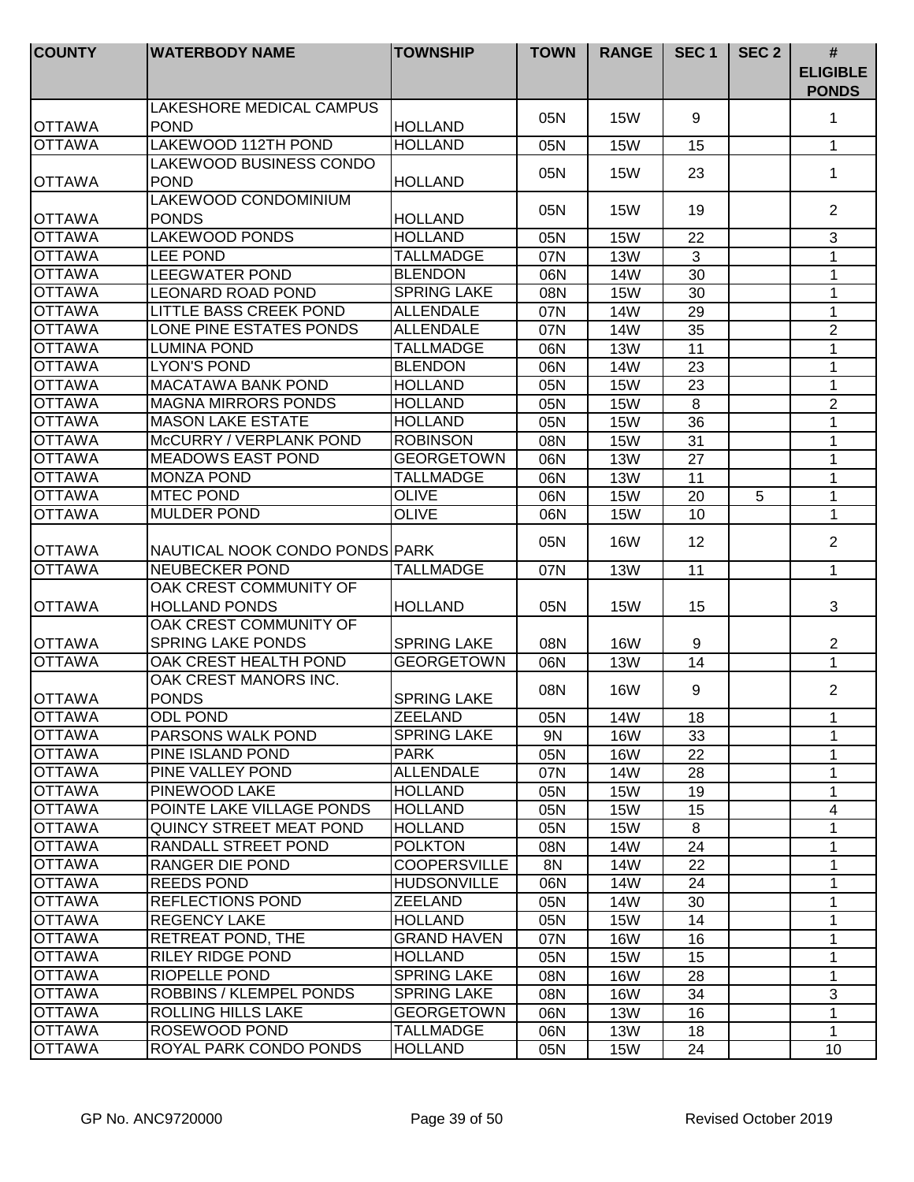| COUNTY | WATERBODY NAME | TOWNSHIP | TOWN | RANGE | SEC 1 | SEC 2 | # ELIGIBLE PONDS |
|---|---|---|---|---|---|---|---|
| OTTAWA | LAKESHORE MEDICAL CAMPUS POND | HOLLAND | 05N | 15W | 9 | | 1 |
| OTTAWA | LAKEWOOD 112TH POND | HOLLAND | 05N | 15W | 15 | | 1 |
| OTTAWA | LAKEWOOD BUSINESS CONDO POND | HOLLAND | 05N | 15W | 23 | | 1 |
| OTTAWA | LAKEWOOD CONDOMINIUM PONDS | HOLLAND | 05N | 15W | 19 | | 2 |
| OTTAWA | LAKEWOOD PONDS | HOLLAND | 05N | 15W | 22 | | 3 |
| OTTAWA | LEE POND | TALLMADGE | 07N | 13W | 3 | | 1 |
| OTTAWA | LEEGWATER POND | BLENDON | 06N | 14W | 30 | | 1 |
| OTTAWA | LEONARD ROAD POND | SPRING LAKE | 08N | 15W | 30 | | 1 |
| OTTAWA | LITTLE BASS CREEK POND | ALLENDALE | 07N | 14W | 29 | | 1 |
| OTTAWA | LONE PINE ESTATES PONDS | ALLENDALE | 07N | 14W | 35 | | 2 |
| OTTAWA | LUMINA POND | TALLMADGE | 06N | 13W | 11 | | 1 |
| OTTAWA | LYON'S POND | BLENDON | 06N | 14W | 23 | | 1 |
| OTTAWA | MACATAWA BANK POND | HOLLAND | 05N | 15W | 23 | | 1 |
| OTTAWA | MAGNA MIRRORS PONDS | HOLLAND | 05N | 15W | 8 | | 2 |
| OTTAWA | MASON LAKE ESTATE | HOLLAND | 05N | 15W | 36 | | 1 |
| OTTAWA | McCURRY / VERPLANK POND | ROBINSON | 08N | 15W | 31 | | 1 |
| OTTAWA | MEADOWS EAST POND | GEORGETOWN | 06N | 13W | 27 | | 1 |
| OTTAWA | MONZA POND | TALLMADGE | 06N | 13W | 11 | | 1 |
| OTTAWA | MTEC POND | OLIVE | 06N | 15W | 20 | 5 | 1 |
| OTTAWA | MULDER POND | OLIVE | 06N | 15W | 10 | | 1 |
| OTTAWA | NAUTICAL NOOK CONDO PONDS | PARK | 05N | 16W | 12 | | 2 |
| OTTAWA | NEUBECKER POND | TALLMADGE | 07N | 13W | 11 | | 1 |
| OTTAWA | OAK CREST COMMUNITY OF HOLLAND PONDS | HOLLAND | 05N | 15W | 15 | | 3 |
| OTTAWA | OAK CREST COMMUNITY OF SPRING LAKE PONDS | SPRING LAKE | 08N | 16W | 9 | | 2 |
| OTTAWA | OAK CREST HEALTH POND | GEORGETOWN | 06N | 13W | 14 | | 1 |
| OTTAWA | OAK CREST MANORS INC. PONDS | SPRING LAKE | 08N | 16W | 9 | | 2 |
| OTTAWA | ODL POND | ZEELAND | 05N | 14W | 18 | | 1 |
| OTTAWA | PARSONS WALK POND | SPRING LAKE | 9N | 16W | 33 | | 1 |
| OTTAWA | PINE ISLAND POND | PARK | 05N | 16W | 22 | | 1 |
| OTTAWA | PINE VALLEY POND | ALLENDALE | 07N | 14W | 28 | | 1 |
| OTTAWA | PINEWOOD LAKE | HOLLAND | 05N | 15W | 19 | | 1 |
| OTTAWA | POINTE LAKE VILLAGE PONDS | HOLLAND | 05N | 15W | 15 | | 4 |
| OTTAWA | QUINCY STREET MEAT POND | HOLLAND | 05N | 15W | 8 | | 1 |
| OTTAWA | RANDALL STREET POND | POLKTON | 08N | 14W | 24 | | 1 |
| OTTAWA | RANGER DIE POND | COOPERSVILLE | 8N | 14W | 22 | | 1 |
| OTTAWA | REEDS POND | HUDSONVILLE | 06N | 14W | 24 | | 1 |
| OTTAWA | REFLECTIONS POND | ZEELAND | 05N | 14W | 30 | | 1 |
| OTTAWA | REGENCY LAKE | HOLLAND | 05N | 15W | 14 | | 1 |
| OTTAWA | RETREAT POND, THE | GRAND HAVEN | 07N | 16W | 16 | | 1 |
| OTTAWA | RILEY RIDGE POND | HOLLAND | 05N | 15W | 15 | | 1 |
| OTTAWA | RIOPELLE POND | SPRING LAKE | 08N | 16W | 28 | | 1 |
| OTTAWA | ROBBINS / KLEMPEL PONDS | SPRING LAKE | 08N | 16W | 34 | | 3 |
| OTTAWA | ROLLING HILLS LAKE | GEORGETOWN | 06N | 13W | 16 | | 1 |
| OTTAWA | ROSEWOOD POND | TALLMADGE | 06N | 13W | 18 | | 1 |
| OTTAWA | ROYAL PARK CONDO PONDS | HOLLAND | 05N | 15W | 24 | | 10 |

GP No. ANC9720000 Revised October 2019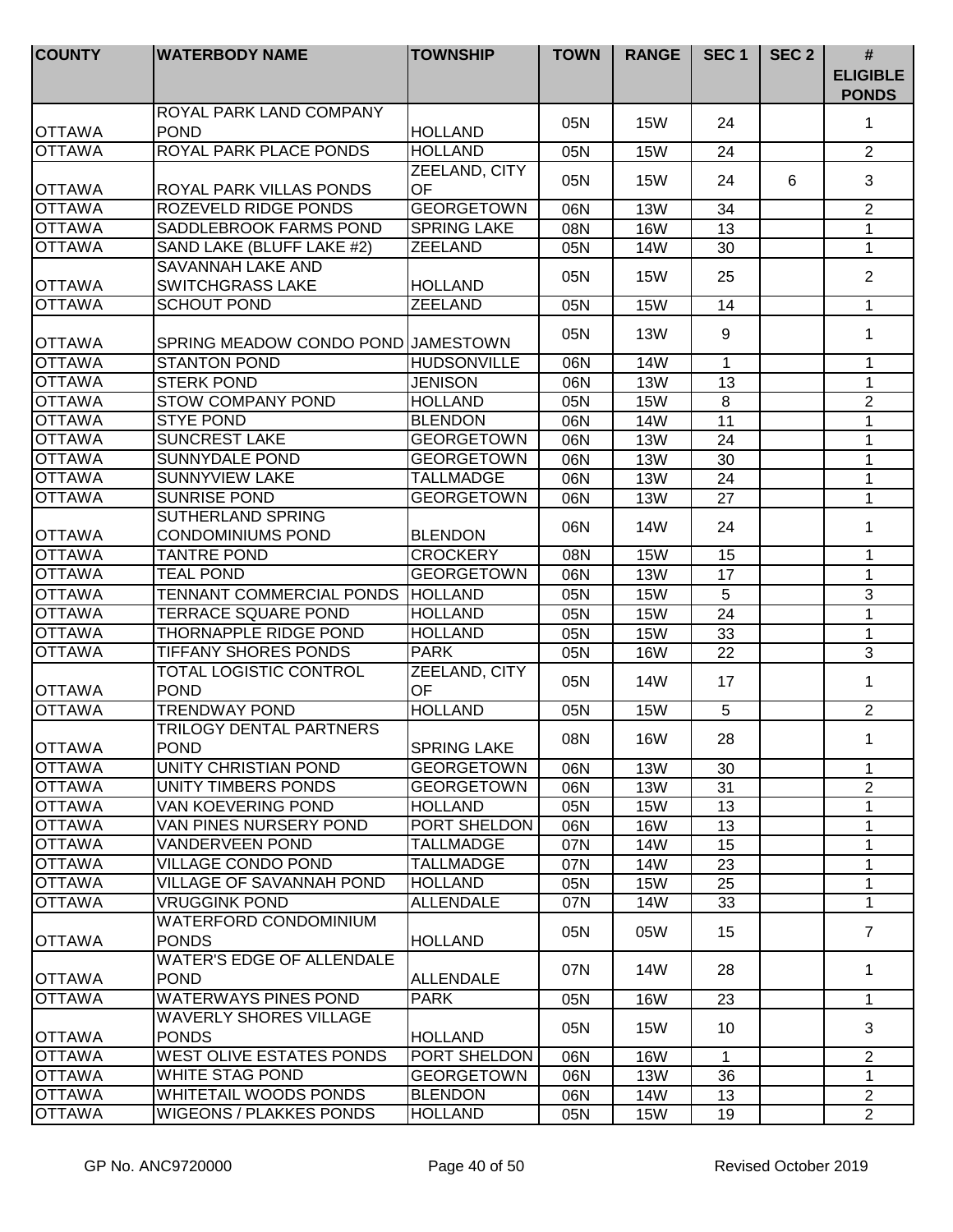| COUNTY | WATERBODY NAME | TOWNSHIP | TOWN | RANGE | SEC 1 | SEC 2 | # ELIGIBLE PONDS |
|---|---|---|---|---|---|---|---|
| OTTAWA | ROYAL PARK LAND COMPANY POND | HOLLAND | 05N | 15W | 24 | | 1 |
| OTTAWA | ROYAL PARK PLACE PONDS | HOLLAND | 05N | 15W | 24 | | 2 |
| OTTAWA | ROYAL PARK VILLAS PONDS | ZEELAND, CITY OF | 05N | 15W | 24 | 6 | 3 |
| OTTAWA | ROZEVELD RIDGE PONDS | GEORGETOWN | 06N | 13W | 34 | | 2 |
| OTTAWA | SADDLEBROOK FARMS POND | SPRING LAKE | 08N | 16W | 13 | | 1 |
| OTTAWA | SAND LAKE (BLUFF LAKE #2) | ZEELAND | 05N | 14W | 30 | | 1 |
| OTTAWA | SAVANNAH LAKE AND SWITCHGRASS LAKE | HOLLAND | 05N | 15W | 25 | | 2 |
| OTTAWA | SCHOUT POND | ZEELAND | 05N | 15W | 14 | | 1 |
| OTTAWA | SPRING MEADOW CONDO POND | JAMESTOWN | 05N | 13W | 9 | | 1 |
| OTTAWA | STANTON POND | HUDSONVILLE | 06N | 14W | 1 | | 1 |
| OTTAWA | STERK POND | JENISON | 06N | 13W | 13 | | 1 |
| OTTAWA | STOW COMPANY POND | HOLLAND | 05N | 15W | 8 | | 2 |
| OTTAWA | STYE POND | BLENDON | 06N | 14W | 11 | | 1 |
| OTTAWA | SUNCREST LAKE | GEORGETOWN | 06N | 13W | 24 | | 1 |
| OTTAWA | SUNNYDALE POND | GEORGETOWN | 06N | 13W | 30 | | 1 |
| OTTAWA | SUNNYVIEW LAKE | TALLMADGE | 06N | 13W | 24 | | 1 |
| OTTAWA | SUNRISE POND | GEORGETOWN | 06N | 13W | 27 | | 1 |
| OTTAWA | SUTHERLAND SPRING CONDOMINIUMS POND | BLENDON | 06N | 14W | 24 | | 1 |
| OTTAWA | TANTRE POND | CROCKERY | 08N | 15W | 15 | | 1 |
| OTTAWA | TEAL POND | GEORGETOWN | 06N | 13W | 17 | | 1 |
| OTTAWA | TENNANT COMMERCIAL PONDS | HOLLAND | 05N | 15W | 5 | | 3 |
| OTTAWA | TERRACE SQUARE POND | HOLLAND | 05N | 15W | 24 | | 1 |
| OTTAWA | THORNAPPLE RIDGE POND | HOLLAND | 05N | 15W | 33 | | 1 |
| OTTAWA | TIFFANY SHORES PONDS | PARK | 05N | 16W | 22 | | 3 |
| OTTAWA | TOTAL LOGISTIC CONTROL POND | ZEELAND, CITY OF | 05N | 14W | 17 | | 1 |
| OTTAWA | TRENDWAY POND | HOLLAND | 05N | 15W | 5 | | 2 |
| OTTAWA | TRILOGY DENTAL PARTNERS POND | SPRING LAKE | 08N | 16W | 28 | | 1 |
| OTTAWA | UNITY CHRISTIAN POND | GEORGETOWN | 06N | 13W | 30 | | 1 |
| OTTAWA | UNITY TIMBERS PONDS | GEORGETOWN | 06N | 13W | 31 | | 2 |
| OTTAWA | VAN KOEVERING POND | HOLLAND | 05N | 15W | 13 | | 1 |
| OTTAWA | VAN PINES NURSERY POND | PORT SHELDON | 06N | 16W | 13 | | 1 |
| OTTAWA | VANDERVEEN POND | TALLMADGE | 07N | 14W | 15 | | 1 |
| OTTAWA | VILLAGE CONDO POND | TALLMADGE | 07N | 14W | 23 | | 1 |
| OTTAWA | VILLAGE OF SAVANNAH POND | HOLLAND | 05N | 15W | 25 | | 1 |
| OTTAWA | VRUGGINK POND | ALLENDALE | 07N | 14W | 33 | | 1 |
| OTTAWA | WATERFORD CONDOMINIUM PONDS | HOLLAND | 05N | 05W | 15 | | 7 |
| OTTAWA | WATER'S EDGE OF ALLENDALE POND | ALLENDALE | 07N | 14W | 28 | | 1 |
| OTTAWA | WATERWAYS PINES POND | PARK | 05N | 16W | 23 | | 1 |
| OTTAWA | WAVERLY SHORES VILLAGE PONDS | HOLLAND | 05N | 15W | 10 | | 3 |
| OTTAWA | WEST OLIVE ESTATES PONDS | PORT SHELDON | 06N | 16W | 1 | | 2 |
| OTTAWA | WHITE STAG POND | GEORGETOWN | 06N | 13W | 36 | | 1 |
| OTTAWA | WHITETAIL WOODS PONDS | BLENDON | 06N | 14W | 13 | | 2 |
| OTTAWA | WIGEONS / PLAKKES PONDS | HOLLAND | 05N | 15W | 19 | | 2 |

GP No. ANC9720000 Revised October 2019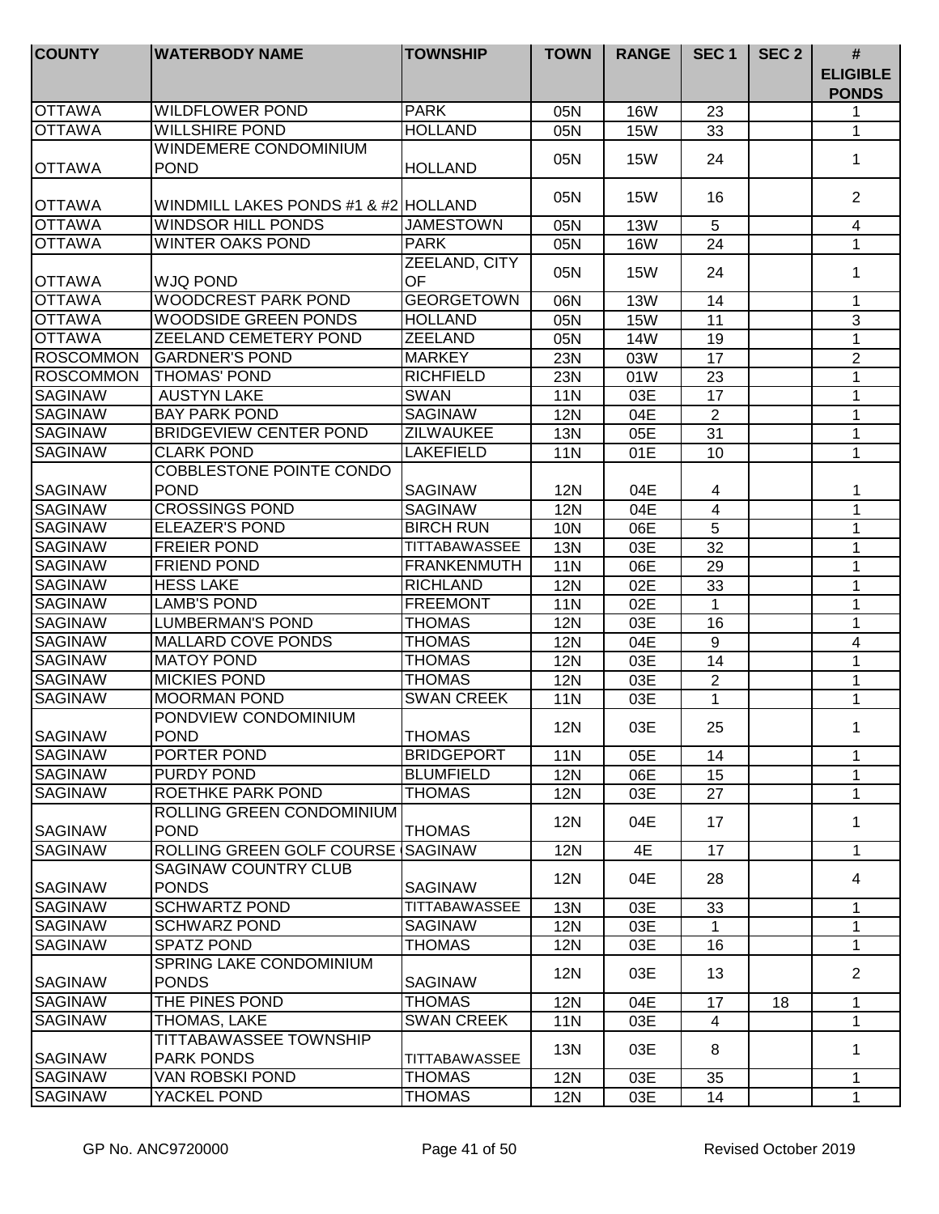| COUNTY | WATERBODY NAME | TOWNSHIP | TOWN | RANGE | SEC 1 | SEC 2 | # ELIGIBLE PONDS |
|---|---|---|---|---|---|---|---|
| OTTAWA | WILDFLOWER POND | PARK | 05N | 16W | 23 | | 1 |
| OTTAWA | WILLSHIRE POND | HOLLAND | 05N | 15W | 33 | | 1 |
| OTTAWA | WINDEMERE CONDOMINIUM POND | HOLLAND | 05N | 15W | 24 | | 1 |
| OTTAWA | WINDMILL LAKES PONDS #1 & #2 | HOLLAND | 05N | 15W | 16 | | 2 |
| OTTAWA | WINDSOR HILL PONDS | JAMESTOWN | 05N | 13W | 5 | | 4 |
| OTTAWA | WINTER OAKS POND | PARK | 05N | 16W | 24 | | 1 |
| OTTAWA | WJQ POND | ZEELAND, CITY OF | 05N | 15W | 24 | | 1 |
| OTTAWA | WOODCREST PARK POND | GEORGETOWN | 06N | 13W | 14 | | 1 |
| OTTAWA | WOODSIDE GREEN PONDS | HOLLAND | 05N | 15W | 11 | | 3 |
| OTTAWA | ZEELAND CEMETERY POND | ZEELAND | 05N | 14W | 19 | | 1 |
| ROSCOMMON | GARDNER'S POND | MARKEY | 23N | 03W | 17 | | 2 |
| ROSCOMMON | THOMAS' POND | RICHFIELD | 23N | 01W | 23 | | 1 |
| SAGINAW | AUSTYN LAKE | SWAN | 11N | 03E | 17 | | 1 |
| SAGINAW | BAY PARK POND | SAGINAW | 12N | 04E | 2 | | 1 |
| SAGINAW | BRIDGEVIEW CENTER POND | ZILWAUKEE | 13N | 05E | 31 | | 1 |
| SAGINAW | CLARK POND | LAKEFIELD | 11N | 01E | 10 | | 1 |
| SAGINAW | COBBLESTONE POINTE CONDO POND | SAGINAW | 12N | 04E | 4 | | 1 |
| SAGINAW | CROSSINGS POND | SAGINAW | 12N | 04E | 4 | | 1 |
| SAGINAW | ELEAZER'S POND | BIRCH RUN | 10N | 06E | 5 | | 1 |
| SAGINAW | FREIER POND | TITTABAWASSEE | 13N | 03E | 32 | | 1 |
| SAGINAW | FRIEND POND | FRANKENMUTH | 11N | 06E | 29 | | 1 |
| SAGINAW | HESS LAKE | RICHLAND | 12N | 02E | 33 | | 1 |
| SAGINAW | LAMB'S POND | FREEMONT | 11N | 02E | 1 | | 1 |
| SAGINAW | LUMBERMAN'S POND | THOMAS | 12N | 03E | 16 | | 1 |
| SAGINAW | MALLARD COVE PONDS | THOMAS | 12N | 04E | 9 | | 4 |
| SAGINAW | MATOY POND | THOMAS | 12N | 03E | 14 | | 1 |
| SAGINAW | MICKIES POND | THOMAS | 12N | 03E | 2 | | 1 |
| SAGINAW | MOORMAN POND | SWAN CREEK | 11N | 03E | 1 | | 1 |
| SAGINAW | PONDVIEW CONDOMINIUM POND | THOMAS | 12N | 03E | 25 | | 1 |
| SAGINAW | PORTER POND | BRIDGEPORT | 11N | 05E | 14 | | 1 |
| SAGINAW | PURDY POND | BLUMFIELD | 12N | 06E | 15 | | 1 |
| SAGINAW | ROETHKE PARK POND | THOMAS | 12N | 03E | 27 | | 1 |
| SAGINAW | ROLLING GREEN CONDOMINIUM POND | THOMAS | 12N | 04E | 17 | | 1 |
| SAGINAW | ROLLING GREEN GOLF COURSE ( | SAGINAW | 12N | 4E | 17 | | 1 |
| SAGINAW | SAGINAW COUNTRY CLUB PONDS | SAGINAW | 12N | 04E | 28 | | 4 |
| SAGINAW | SCHWARTZ POND | TITTABAWASSEE | 13N | 03E | 33 | | 1 |
| SAGINAW | SCHWARZ POND | SAGINAW | 12N | 03E | 1 | | 1 |
| SAGINAW | SPATZ POND | THOMAS | 12N | 03E | 16 | | 1 |
| SAGINAW | SPRING LAKE CONDOMINIUM PONDS | SAGINAW | 12N | 03E | 13 | | 2 |
| SAGINAW | THE PINES POND | THOMAS | 12N | 04E | 17 | 18 | 1 |
| SAGINAW | THOMAS, LAKE | SWAN CREEK | 11N | 03E | 4 | | 1 |
| SAGINAW | TITTABAWASSEE TOWNSHIP PARK PONDS | TITTABAWASSEE | 13N | 03E | 8 | | 1 |
| SAGINAW | VAN ROBSKI POND | THOMAS | 12N | 03E | 35 | | 1 |
| SAGINAW | YACKEL POND | THOMAS | 12N | 03E | 14 | | 1 |

GP No. ANC9720000 Revised October 2019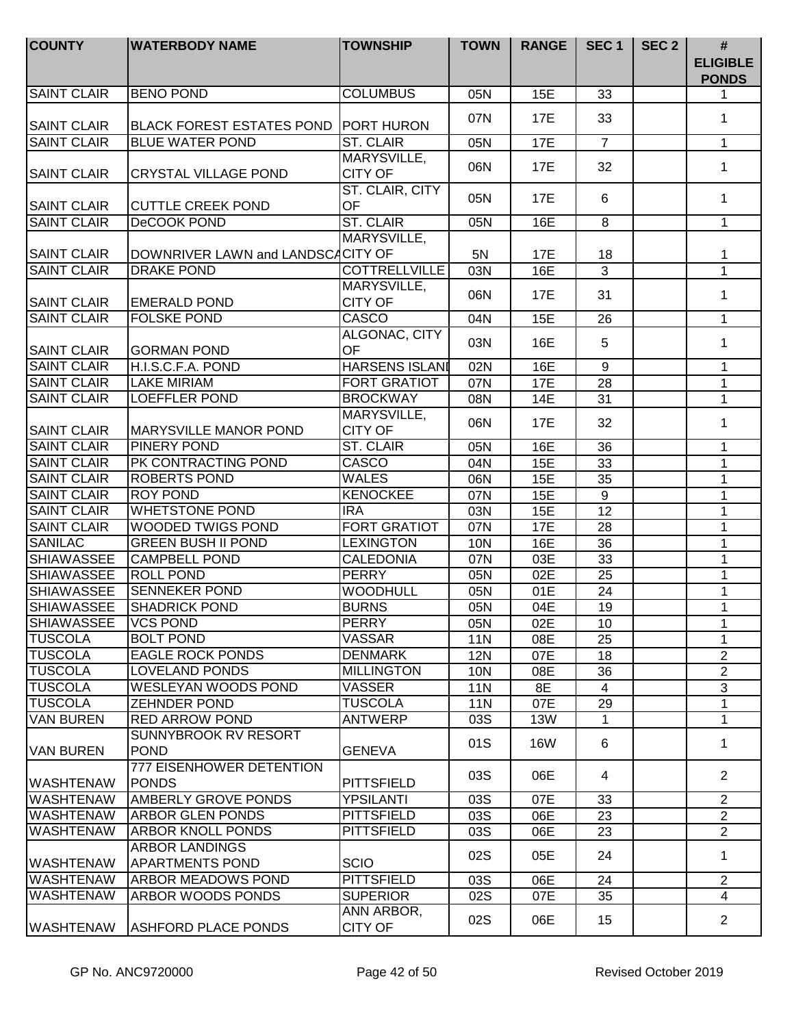| COUNTY | WATERBODY NAME | TOWNSHIP | TOWN | RANGE | SEC 1 | SEC 2 | # ELIGIBLE PONDS |
|---|---|---|---|---|---|---|---|
| SAINT CLAIR | BENO POND | COLUMBUS | 05N | 15E | 33 | | 1 |
| SAINT CLAIR | BLACK FOREST ESTATES POND | PORT HURON | 07N | 17E | 33 | | 1 |
| SAINT CLAIR | BLUE WATER POND | ST. CLAIR | 05N | 17E | 7 | | 1 |
| SAINT CLAIR | CRYSTAL VILLAGE POND | MARYSVILLE, CITY OF | 06N | 17E | 32 | | 1 |
| SAINT CLAIR | CUTTLE CREEK POND | ST. CLAIR, CITY OF | 05N | 17E | 6 | | 1 |
| SAINT CLAIR | DeCOOK POND | ST. CLAIR | 05N | 16E | 8 | | 1 |
| SAINT CLAIR | DOWNRIVER LAWN and LANDSCA | MARYSVILLE, CITY OF | 5N | 17E | 18 | | 1 |
| SAINT CLAIR | DRAKE POND | COTTRELLVILLE | 03N | 16E | 3 | | 1 |
| SAINT CLAIR | EMERALD POND | MARYSVILLE, CITY OF | 06N | 17E | 31 | | 1 |
| SAINT CLAIR | FOLSKE POND | CASCO | 04N | 15E | 26 | | 1 |
| SAINT CLAIR | GORMAN POND | ALGONAC, CITY OF | 03N | 16E | 5 | | 1 |
| SAINT CLAIR | H.I.S.C.F.A. POND | HARSENS ISLANI | 02N | 16E | 9 | | 1 |
| SAINT CLAIR | LAKE MIRIAM | FORT GRATIOT | 07N | 17E | 28 | | 1 |
| SAINT CLAIR | LOEFFLER POND | BROCKWAY | 08N | 14E | 31 | | 1 |
| SAINT CLAIR | MARYSVILLE MANOR POND | MARYSVILLE, CITY OF | 06N | 17E | 32 | | 1 |
| SAINT CLAIR | PINERY POND | ST. CLAIR | 05N | 16E | 36 | | 1 |
| SAINT CLAIR | PK CONTRACTING POND | CASCO | 04N | 15E | 33 | | 1 |
| SAINT CLAIR | ROBERTS POND | WALES | 06N | 15E | 35 | | 1 |
| SAINT CLAIR | ROY POND | KENOCKEE | 07N | 15E | 9 | | 1 |
| SAINT CLAIR | WHETSTONE POND | IRA | 03N | 15E | 12 | | 1 |
| SAINT CLAIR | WOODED TWIGS POND | FORT GRATIOT | 07N | 17E | 28 | | 1 |
| SANILAC | GREEN BUSH II POND | LEXINGTON | 10N | 16E | 36 | | 1 |
| SHIAWASSEE | CAMPBELL POND | CALEDONIA | 07N | 03E | 33 | | 1 |
| SHIAWASSEE | ROLL POND | PERRY | 05N | 02E | 25 | | 1 |
| SHIAWASSEE | SENNEKER POND | WOODHULL | 05N | 01E | 24 | | 1 |
| SHIAWASSEE | SHADRICK POND | BURNS | 05N | 04E | 19 | | 1 |
| SHIAWASSEE | VCS POND | PERRY | 05N | 02E | 10 | | 1 |
| TUSCOLA | BOLT POND | VASSAR | 11N | 08E | 25 | | 1 |
| TUSCOLA | EAGLE ROCK PONDS | DENMARK | 12N | 07E | 18 | | 2 |
| TUSCOLA | LOVELAND PONDS | MILLINGTON | 10N | 08E | 36 | | 2 |
| TUSCOLA | WESLEYAN WOODS POND | VASSER | 11N | 8E | 4 | | 3 |
| TUSCOLA | ZEHNDER POND | TUSCOLA | 11N | 07E | 29 | | 1 |
| VAN BUREN | RED ARROW POND | ANTWERP | 03S | 13W | 1 | | 1 |
| VAN BUREN | SUNNYBROOK RV RESORT POND | GENEVA | 01S | 16W | 6 | | 1 |
| WASHTENAW | 777 EISENHOWER DETENTION PONDS | PITTSFIELD | 03S | 06E | 4 | | 2 |
| WASHTENAW | AMBERLY GROVE PONDS | YPSILANTI | 03S | 07E | 33 | | 2 |
| WASHTENAW | ARBOR GLEN PONDS | PITTSFIELD | 03S | 06E | 23 | | 2 |
| WASHTENAW | ARBOR KNOLL PONDS | PITTSFIELD | 03S | 06E | 23 | | 2 |
| WASHTENAW | ARBOR LANDINGS APARTMENTS POND | SCIO | 02S | 05E | 24 | | 1 |
| WASHTENAW | ARBOR MEADOWS POND | PITTSFIELD | 03S | 06E | 24 | | 2 |
| WASHTENAW | ARBOR WOODS PONDS | SUPERIOR | 02S | 07E | 35 | | 4 |
| WASHTENAW | ASHFORD PLACE PONDS | ANN ARBOR, CITY OF | 02S | 06E | 15 | | 2 |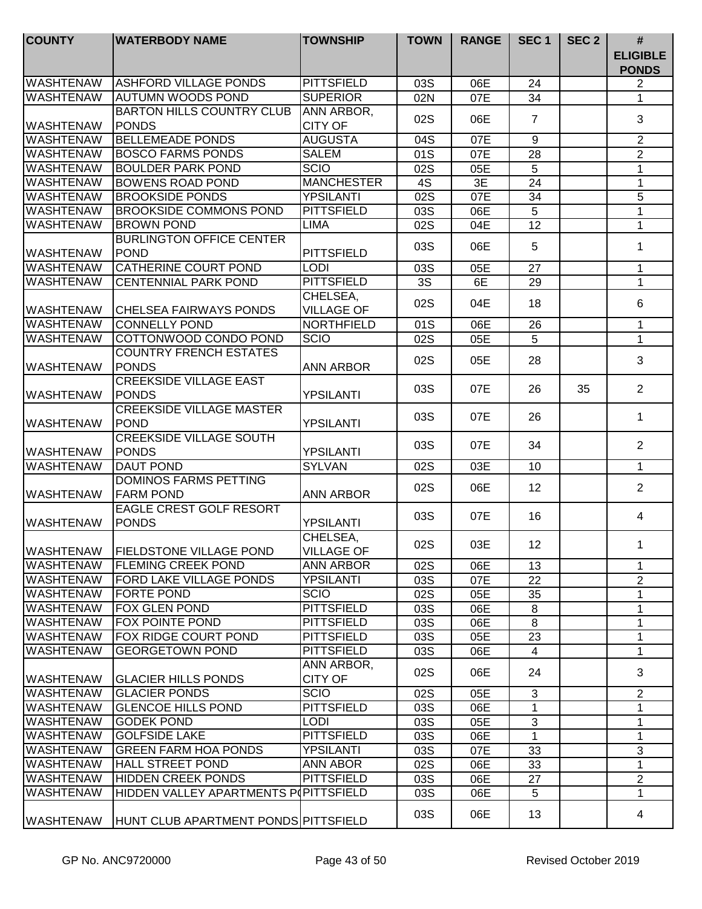| COUNTY | WATERBODY NAME | TOWNSHIP | TOWN | RANGE | SEC 1 | SEC 2 | # ELIGIBLE PONDS |
|---|---|---|---|---|---|---|---|
| WASHTENAW | ASHFORD VILLAGE PONDS | PITTSFIELD | 03S | 06E | 24 | | 2 |
| WASHTENAW | AUTUMN WOODS POND | SUPERIOR | 02N | 07E | 34 | | 1 |
| WASHTENAW | BARTON HILLS COUNTRY CLUB PONDS | ANN ARBOR, CITY OF | 02S | 06E | 7 | | 3 |
| WASHTENAW | BELLEMEADE PONDS | AUGUSTA | 04S | 07E | 9 | | 2 |
| WASHTENAW | BOSCO FARMS PONDS | SALEM | 01S | 07E | 28 | | 2 |
| WASHTENAW | BOULDER PARK POND | SCIO | 02S | 05E | 5 | | 1 |
| WASHTENAW | BOWENS ROAD POND | MANCHESTER | 4S | 3E | 24 | | 1 |
| WASHTENAW | BROOKSIDE PONDS | YPSILANTI | 02S | 07E | 34 | | 5 |
| WASHTENAW | BROOKSIDE COMMONS POND | PITTSFIELD | 03S | 06E | 5 | | 1 |
| WASHTENAW | BROWN POND | LIMA | 02S | 04E | 12 | | 1 |
| WASHTENAW | BURLINGTON OFFICE CENTER POND | PITTSFIELD | 03S | 06E | 5 | | 1 |
| WASHTENAW | CATHERINE COURT POND | LODI | 03S | 05E | 27 | | 1 |
| WASHTENAW | CENTENNIAL PARK POND | PITTSFIELD | 3S | 6E | 29 | | 1 |
| WASHTENAW | CHELSEA FAIRWAYS PONDS | CHELSEA, VILLAGE OF | 02S | 04E | 18 | | 6 |
| WASHTENAW | CONNELLY POND | NORTHFIELD | 01S | 06E | 26 | | 1 |
| WASHTENAW | COTTONWOOD CONDO POND | SCIO | 02S | 05E | 5 | | 1 |
| WASHTENAW | COUNTRY FRENCH ESTATES PONDS | ANN ARBOR | 02S | 05E | 28 | | 3 |
| WASHTENAW | CREEKSIDE VILLAGE EAST PONDS | YPSILANTI | 03S | 07E | 26 | 35 | 2 |
| WASHTENAW | CREEKSIDE VILLAGE MASTER POND | YPSILANTI | 03S | 07E | 26 | | 1 |
| WASHTENAW | CREEKSIDE VILLAGE SOUTH PONDS | YPSILANTI | 03S | 07E | 34 | | 2 |
| WASHTENAW | DAUT POND | SYLVAN | 02S | 03E | 10 | | 1 |
| WASHTENAW | DOMINOS FARMS PETTING FARM POND | ANN ARBOR | 02S | 06E | 12 | | 2 |
| WASHTENAW | EAGLE CREST GOLF RESORT PONDS | YPSILANTI | 03S | 07E | 16 | | 4 |
| WASHTENAW | FIELDSTONE VILLAGE POND | CHELSEA, VILLAGE OF | 02S | 03E | 12 | | 1 |
| WASHTENAW | FLEMING CREEK POND | ANN ARBOR | 02S | 06E | 13 | | 1 |
| WASHTENAW | FORD LAKE VILLAGE PONDS | YPSILANTI | 03S | 07E | 22 | | 2 |
| WASHTENAW | FORTE POND | SCIO | 02S | 05E | 35 | | 1 |
| WASHTENAW | FOX GLEN POND | PITTSFIELD | 03S | 06E | 8 | | 1 |
| WASHTENAW | FOX POINTE POND | PITTSFIELD | 03S | 06E | 8 | | 1 |
| WASHTENAW | FOX RIDGE COURT POND | PITTSFIELD | 03S | 05E | 23 | | 1 |
| WASHTENAW | GEORGETOWN POND | PITTSFIELD | 03S | 06E | 4 | | 1 |
| WASHTENAW | GLACIER HILLS PONDS | ANN ARBOR, CITY OF | 02S | 06E | 24 | | 3 |
| WASHTENAW | GLACIER PONDS | SCIO | 02S | 05E | 3 | | 2 |
| WASHTENAW | GLENCOE HILLS POND | PITTSFIELD | 03S | 06E | 1 | | 1 |
| WASHTENAW | GODEK POND | LODI | 03S | 05E | 3 | | 1 |
| WASHTENAW | GOLFSIDE LAKE | PITTSFIELD | 03S | 06E | 1 | | 1 |
| WASHTENAW | GREEN FARM HOA PONDS | YPSILANTI | 03S | 07E | 33 | | 3 |
| WASHTENAW | HALL STREET POND | ANN ABOR | 02S | 06E | 33 | | 1 |
| WASHTENAW | HIDDEN CREEK PONDS | PITTSFIELD | 03S | 06E | 27 | | 2 |
| WASHTENAW | HIDDEN VALLEY APARTMENTS P( | PITTSFIELD | 03S | 06E | 5 | | 1 |
| WASHTENAW | HUNT CLUB APARTMENT PONDS | PITTSFIELD | 03S | 06E | 13 | | 4 |

GP No. ANC9720000 | Revised October 2019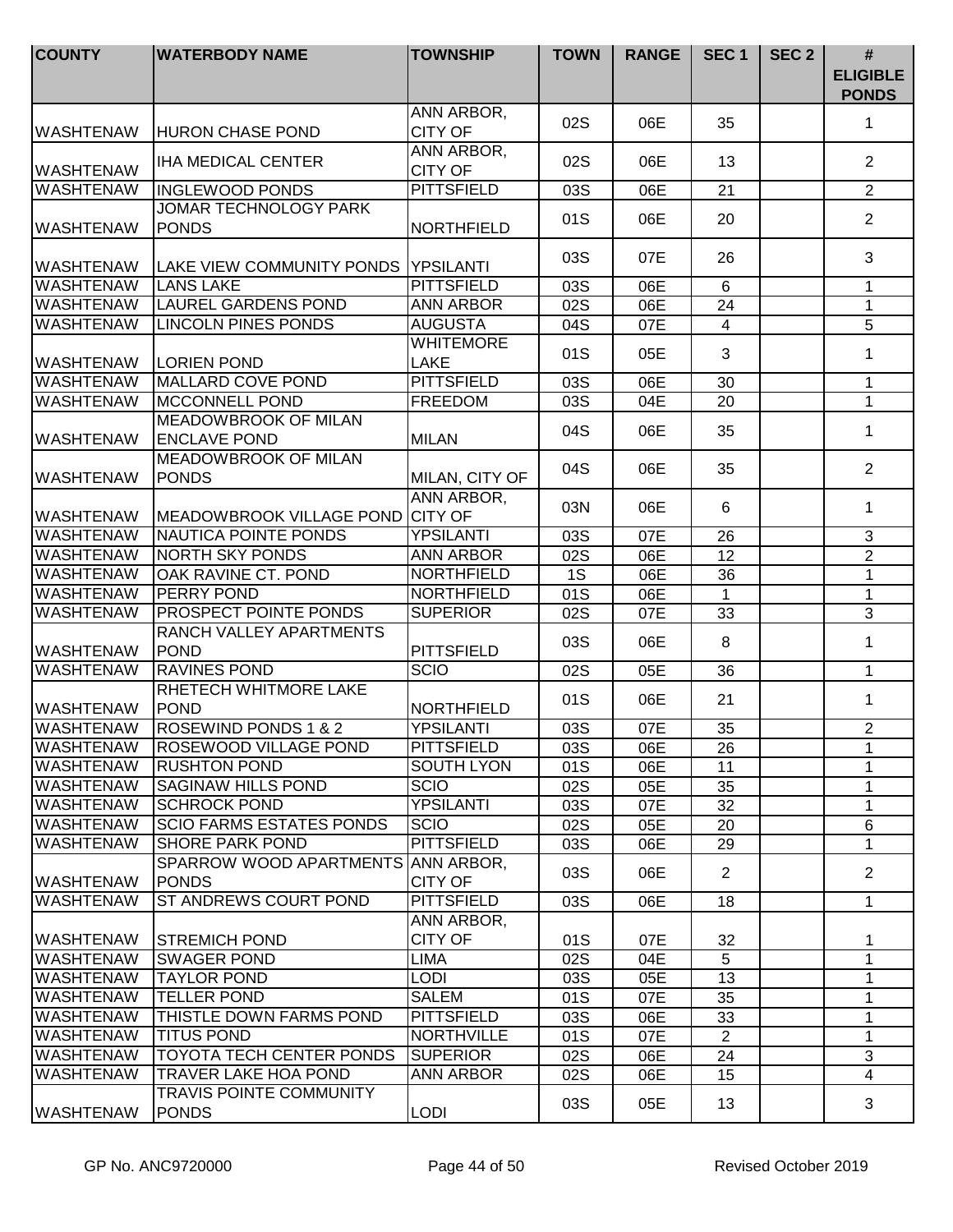| COUNTY | WATERBODY NAME | TOWNSHIP | TOWN | RANGE | SEC 1 | SEC 2 | # ELIGIBLE PONDS |
|---|---|---|---|---|---|---|---|
| WASHTENAW | HURON CHASE POND | ANN ARBOR, CITY OF | 02S | 06E | 35 | | 1 |
| WASHTENAW | IHA MEDICAL CENTER | ANN ARBOR, CITY OF | 02S | 06E | 13 | | 2 |
| WASHTENAW | INGLEWOOD PONDS | PITTSFIELD | 03S | 06E | 21 | | 2 |
| WASHTENAW | JOMAR TECHNOLOGY PARK PONDS | NORTHFIELD | 01S | 06E | 20 | | 2 |
| WASHTENAW | LAKE VIEW COMMUNITY PONDS | YPSILANTI | 03S | 07E | 26 | | 3 |
| WASHTENAW | LANS LAKE | PITTSFIELD | 03S | 06E | 6 | | 1 |
| WASHTENAW | LAUREL GARDENS POND | ANN ARBOR | 02S | 06E | 24 | | 1 |
| WASHTENAW | LINCOLN PINES PONDS | AUGUSTA | 04S | 07E | 4 | | 5 |
| WASHTENAW | LORIEN POND | WHITEMORE LAKE | 01S | 05E | 3 | | 1 |
| WASHTENAW | MALLARD COVE POND | PITTSFIELD | 03S | 06E | 30 | | 1 |
| WASHTENAW | MCCONNELL POND | FREEDOM | 03S | 04E | 20 | | 1 |
| WASHTENAW | MEADOWBROOK OF MILAN ENCLAVE POND | MILAN | 04S | 06E | 35 | | 1 |
| WASHTENAW | MEADOWBROOK OF MILAN PONDS | MILAN, CITY OF | 04S | 06E | 35 | | 2 |
| WASHTENAW | MEADOWBROOK VILLAGE POND | ANN ARBOR, CITY OF | 03N | 06E | 6 | | 1 |
| WASHTENAW | NAUTICA POINTE PONDS | YPSILANTI | 03S | 07E | 26 | | 3 |
| WASHTENAW | NORTH SKY PONDS | ANN ARBOR | 02S | 06E | 12 | | 2 |
| WASHTENAW | OAK RAVINE CT. POND | NORTHFIELD | 1S | 06E | 36 | | 1 |
| WASHTENAW | PERRY POND | NORTHFIELD | 01S | 06E | 1 | | 1 |
| WASHTENAW | PROSPECT POINTE PONDS | SUPERIOR | 02S | 07E | 33 | | 3 |
| WASHTENAW | RANCH VALLEY APARTMENTS POND | PITTSFIELD | 03S | 06E | 8 | | 1 |
| WASHTENAW | RAVINES POND | SCIO | 02S | 05E | 36 | | 1 |
| WASHTENAW | RHETECH WHITMORE LAKE POND | NORTHFIELD | 01S | 06E | 21 | | 1 |
| WASHTENAW | ROSEWIND PONDS 1 & 2 | YPSILANTI | 03S | 07E | 35 | | 2 |
| WASHTENAW | ROSEWOOD VILLAGE POND | PITTSFIELD | 03S | 06E | 26 | | 1 |
| WASHTENAW | RUSHTON POND | SOUTH LYON | 01S | 06E | 11 | | 1 |
| WASHTENAW | SAGINAW HILLS POND | SCIO | 02S | 05E | 35 | | 1 |
| WASHTENAW | SCHROCK POND | YPSILANTI | 03S | 07E | 32 | | 1 |
| WASHTENAW | SCIO FARMS ESTATES PONDS | SCIO | 02S | 05E | 20 | | 6 |
| WASHTENAW | SHORE PARK POND | PITTSFIELD | 03S | 06E | 29 | | 1 |
| WASHTENAW | SPARROW WOOD APARTMENTS PONDS | ANN ARBOR, CITY OF | 03S | 06E | 2 | | 2 |
| WASHTENAW | ST ANDREWS COURT POND | PITTSFIELD | 03S | 06E | 18 | | 1 |
| WASHTENAW | STREMICH POND | ANN ARBOR, CITY OF | 01S | 07E | 32 | | 1 |
| WASHTENAW | SWAGER POND | LIMA | 02S | 04E | 5 | | 1 |
| WASHTENAW | TAYLOR POND | LODI | 03S | 05E | 13 | | 1 |
| WASHTENAW | TELLER POND | SALEM | 01S | 07E | 35 | | 1 |
| WASHTENAW | THISTLE DOWN FARMS POND | PITTSFIELD | 03S | 06E | 33 | | 1 |
| WASHTENAW | TITUS POND | NORTHVILLE | 01S | 07E | 2 | | 1 |
| WASHTENAW | TOYOTA TECH CENTER PONDS | SUPERIOR | 02S | 06E | 24 | | 3 |
| WASHTENAW | TRAVER LAKE HOA POND | ANN ARBOR | 02S | 06E | 15 | | 4 |
| WASHTENAW | TRAVIS POINTE COMMUNITY PONDS | LODI | 03S | 05E | 13 | | 3 |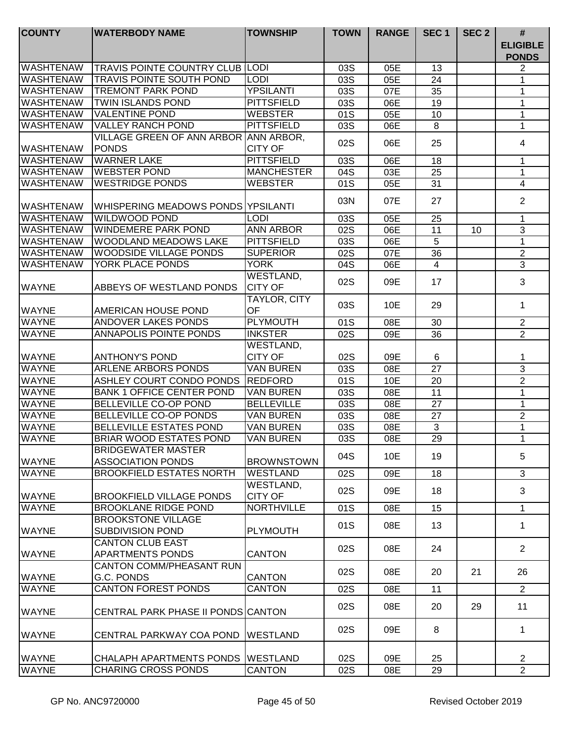| COUNTY | WATERBODY NAME | TOWNSHIP | TOWN | RANGE | SEC 1 | SEC 2 | # ELIGIBLE PONDS |
|---|---|---|---|---|---|---|---|
| WASHTENAW | TRAVIS POINTE COUNTRY CLUB | LODI | 03S | 05E | 13 | | 2 |
| WASHTENAW | TRAVIS POINTE SOUTH POND | LODI | 03S | 05E | 24 | | 1 |
| WASHTENAW | TREMONT PARK POND | YPSILANTI | 03S | 07E | 35 | | 1 |
| WASHTENAW | TWIN ISLANDS POND | PITTSFIELD | 03S | 06E | 19 | | 1 |
| WASHTENAW | VALENTINE POND | WEBSTER | 01S | 05E | 10 | | 1 |
| WASHTENAW | VALLEY RANCH POND | PITTSFIELD | 03S | 06E | 8 | | 1 |
| WASHTENAW | VILLAGE GREEN OF ANN ARBOR PONDS | ANN ARBOR, CITY OF | 02S | 06E | 25 | | 4 |
| WASHTENAW | WARNER LAKE | PITTSFIELD | 03S | 06E | 18 | | 1 |
| WASHTENAW | WEBSTER POND | MANCHESTER | 04S | 03E | 25 | | 1 |
| WASHTENAW | WESTRIDGE PONDS | WEBSTER | 01S | 05E | 31 | | 4 |
| WASHTENAW | WHISPERING MEADOWS PONDS | YPSILANTI | 03N | 07E | 27 | | 2 |
| WASHTENAW | WILDWOOD POND | LODI | 03S | 05E | 25 | | 1 |
| WASHTENAW | WINDEMERE PARK POND | ANN ARBOR | 02S | 06E | 11 | 10 | 3 |
| WASHTENAW | WOODLAND MEADOWS LAKE | PITTSFIELD | 03S | 06E | 5 | | 1 |
| WASHTENAW | WOODSIDE VILLAGE PONDS | SUPERIOR | 02S | 07E | 36 | | 2 |
| WASHTENAW | YORK PLACE PONDS | YORK | 04S | 06E | 4 | | 3 |
| WAYNE | ABBEYS OF WESTLAND PONDS | WESTLAND, CITY OF | 02S | 09E | 17 | | 3 |
| WAYNE | AMERICAN HOUSE POND | TAYLOR, CITY OF | 03S | 10E | 29 | | 1 |
| WAYNE | ANDOVER LAKES PONDS | PLYMOUTH | 01S | 08E | 30 | | 2 |
| WAYNE | ANNAPOLIS POINTE PONDS | INKSTER | 02S | 09E | 36 | | 2 |
| WAYNE | ANTHONY'S POND | WESTLAND, CITY OF | 02S | 09E | 6 | | 1 |
| WAYNE | ARLENE ARBORS PONDS | VAN BUREN | 03S | 08E | 27 | | 3 |
| WAYNE | ASHLEY COURT CONDO PONDS | REDFORD | 01S | 10E | 20 | | 2 |
| WAYNE | BANK 1 OFFICE CENTER POND | VAN BUREN | 03S | 08E | 11 | | 1 |
| WAYNE | BELLEVILLE CO-OP POND | BELLEVILLE | 03S | 08E | 27 | | 1 |
| WAYNE | BELLEVILLE CO-OP PONDS | VAN BUREN | 03S | 08E | 27 | | 2 |
| WAYNE | BELLEVILLE ESTATES POND | VAN BUREN | 03S | 08E | 3 | | 1 |
| WAYNE | BRIAR WOOD ESTATES POND | VAN BUREN | 03S | 08E | 29 | | 1 |
| WAYNE | BRIDGEWATER MASTER ASSOCIATION PONDS | BROWNSTOWN | 04S | 10E | 19 | | 5 |
| WAYNE | BROOKFIELD ESTATES NORTH | WESTLAND | 02S | 09E | 18 | | 3 |
| WAYNE | BROOKFIELD VILLAGE PONDS | WESTLAND, CITY OF | 02S | 09E | 18 | | 3 |
| WAYNE | BROOKLANE RIDGE POND | NORTHVILLE | 01S | 08E | 15 | | 1 |
| WAYNE | BROOKSTONE VILLAGE SUBDIVISION POND | PLYMOUTH | 01S | 08E | 13 | | 1 |
| WAYNE | CANTON CLUB EAST APARTMENTS PONDS | CANTON | 02S | 08E | 24 | | 2 |
| WAYNE | CANTON COMM/PHEASANT RUN G.C. PONDS | CANTON | 02S | 08E | 20 | 21 | 26 |
| WAYNE | CANTON FOREST PONDS | CANTON | 02S | 08E | 11 | | 2 |
| WAYNE | CENTRAL PARK PHASE II PONDS | CANTON | 02S | 08E | 20 | 29 | 11 |
| WAYNE | CENTRAL PARKWAY COA POND | WESTLAND | 02S | 09E | 8 | | 1 |
| WAYNE | CHALAPH APARTMENTS PONDS | WESTLAND | 02S | 09E | 25 | | 2 |
| WAYNE | CHARING CROSS PONDS | CANTON | 02S | 08E | 29 | | 2 |

GP No. ANC9720000 Revised October 2019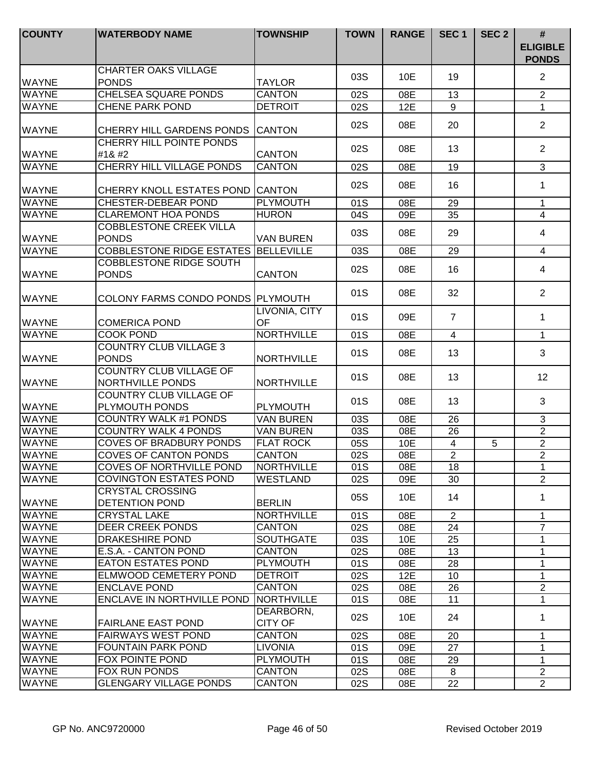| COUNTY | WATERBODY NAME | TOWNSHIP | TOWN | RANGE | SEC 1 | SEC 2 | # ELIGIBLE PONDS |
|---|---|---|---|---|---|---|---|
| WAYNE | CHARTER OAKS VILLAGE PONDS | TAYLOR | 03S | 10E | 19 | | 2 |
| WAYNE | CHELSEA SQUARE PONDS | CANTON | 02S | 08E | 13 | | 2 |
| WAYNE | CHENE PARK POND | DETROIT | 02S | 12E | 9 | | 1 |
| WAYNE | CHERRY HILL GARDENS PONDS | CANTON | 02S | 08E | 20 | | 2 |
| WAYNE | CHERRY HILL POINTE PONDS #1& #2 | CANTON | 02S | 08E | 13 | | 2 |
| WAYNE | CHERRY HILL VILLAGE PONDS | CANTON | 02S | 08E | 19 | | 3 |
| WAYNE | CHERRY KNOLL ESTATES POND | CANTON | 02S | 08E | 16 | | 1 |
| WAYNE | CHESTER-DEBEAR POND | PLYMOUTH | 01S | 08E | 29 | | 1 |
| WAYNE | CLAREMONT HOA PONDS | HURON | 04S | 09E | 35 | | 4 |
| WAYNE | COBBLESTONE CREEK VILLA PONDS | VAN BUREN | 03S | 08E | 29 | | 4 |
| WAYNE | COBBLESTONE RIDGE ESTATES | BELLEVILLE | 03S | 08E | 29 | | 4 |
| WAYNE | COBBLESTONE RIDGE SOUTH PONDS | CANTON | 02S | 08E | 16 | | 4 |
| WAYNE | COLONY FARMS CONDO PONDS | PLYMOUTH | 01S | 08E | 32 | | 2 |
| WAYNE | COMERICA POND | LIVONIA, CITY OF | 01S | 09E | 7 | | 1 |
| WAYNE | COOK POND | NORTHVILLE | 01S | 08E | 4 | | 1 |
| WAYNE | COUNTRY CLUB VILLAGE 3 PONDS | NORTHVILLE | 01S | 08E | 13 | | 3 |
| WAYNE | COUNTRY CLUB VILLAGE OF NORTHVILLE PONDS | NORTHVILLE | 01S | 08E | 13 | | 12 |
| WAYNE | COUNTRY CLUB VILLAGE OF PLYMOUTH PONDS | PLYMOUTH | 01S | 08E | 13 | | 3 |
| WAYNE | COUNTRY WALK #1 PONDS | VAN BUREN | 03S | 08E | 26 | | 3 |
| WAYNE | COUNTRY WALK 4 PONDS | VAN BUREN | 03S | 08E | 26 | | 2 |
| WAYNE | COVES OF BRADBURY PONDS | FLAT ROCK | 05S | 10E | 4 | 5 | 2 |
| WAYNE | COVES OF CANTON PONDS | CANTON | 02S | 08E | 2 | | 2 |
| WAYNE | COVES OF NORTHVILLE POND | NORTHVILLE | 01S | 08E | 18 | | 1 |
| WAYNE | COVINGTON ESTATES POND | WESTLAND | 02S | 09E | 30 | | 2 |
| WAYNE | CRYSTAL CROSSING DETENTION POND | BERLIN | 05S | 10E | 14 | | 1 |
| WAYNE | CRYSTAL LAKE | NORTHVILLE | 01S | 08E | 2 | | 1 |
| WAYNE | DEER CREEK PONDS | CANTON | 02S | 08E | 24 | | 7 |
| WAYNE | DRAKESHIRE POND | SOUTHGATE | 03S | 10E | 25 | | 1 |
| WAYNE | E.S.A. - CANTON POND | CANTON | 02S | 08E | 13 | | 1 |
| WAYNE | EATON ESTATES POND | PLYMOUTH | 01S | 08E | 28 | | 1 |
| WAYNE | ELMWOOD CEMETERY POND | DETROIT | 02S | 12E | 10 | | 1 |
| WAYNE | ENCLAVE POND | CANTON | 02S | 08E | 26 | | 2 |
| WAYNE | ENCLAVE IN NORTHVILLE POND | NORTHVILLE | 01S | 08E | 11 | | 1 |
| WAYNE | FAIRLANE EAST POND | DEARBORN, CITY OF | 02S | 10E | 24 | | 1 |
| WAYNE | FAIRWAYS WEST POND | CANTON | 02S | 08E | 20 | | 1 |
| WAYNE | FOUNTAIN PARK POND | LIVONIA | 01S | 09E | 27 | | 1 |
| WAYNE | FOX POINTE POND | PLYMOUTH | 01S | 08E | 29 | | 1 |
| WAYNE | FOX RUN PONDS | CANTON | 02S | 08E | 8 | | 2 |
| WAYNE | GLENGARY VILLAGE PONDS | CANTON | 02S | 08E | 22 | | 2 |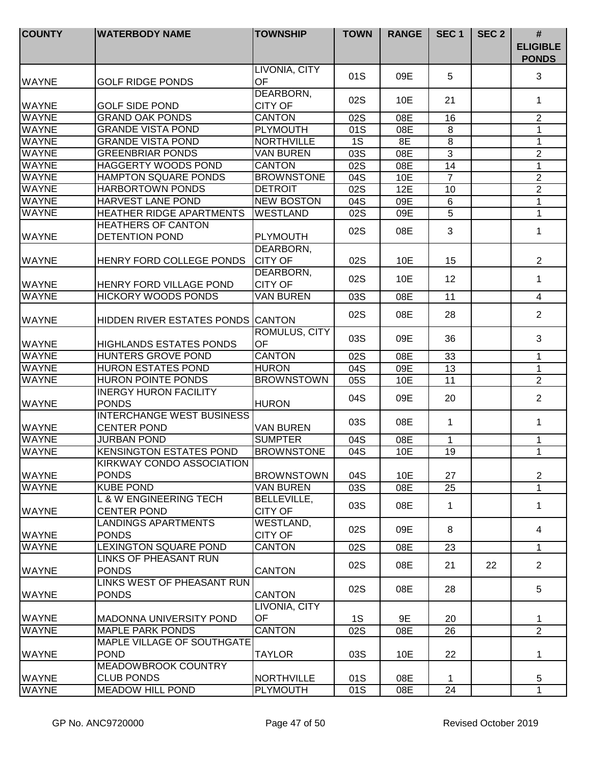| COUNTY | WATERBODY NAME | TOWNSHIP | TOWN | RANGE | SEC 1 | SEC 2 | # ELIGIBLE PONDS |
|---|---|---|---|---|---|---|---|
| WAYNE | GOLF RIDGE PONDS | LIVONIA, CITY OF | 01S | 09E | 5 | | 3 |
| WAYNE | GOLF SIDE POND | DEARBORN, CITY OF | 02S | 10E | 21 | | 1 |
| WAYNE | GRAND OAK PONDS | CANTON | 02S | 08E | 16 | | 2 |
| WAYNE | GRANDE VISTA POND | PLYMOUTH | 01S | 08E | 8 | | 1 |
| WAYNE | GRANDE VISTA POND | NORTHVILLE | 1S | 8E | 8 | | 1 |
| WAYNE | GREENBRIAR PONDS | VAN BUREN | 03S | 08E | 3 | | 2 |
| WAYNE | HAGGERTY WOODS POND | CANTON | 02S | 08E | 14 | | 1 |
| WAYNE | HAMPTON SQUARE PONDS | BROWNSTONE | 04S | 10E | 7 | | 2 |
| WAYNE | HARBORTOWN PONDS | DETROIT | 02S | 12E | 10 | | 2 |
| WAYNE | HARVEST LANE POND | NEW BOSTON | 04S | 09E | 6 | | 1 |
| WAYNE | HEATHER RIDGE APARTMENTS | WESTLAND | 02S | 09E | 5 | | 1 |
| WAYNE | HEATHERS OF CANTON DETENTION POND | PLYMOUTH | 02S | 08E | 3 | | 1 |
| WAYNE | HENRY FORD COLLEGE PONDS | DEARBORN, CITY OF | 02S | 10E | 15 | | 2 |
| WAYNE | HENRY FORD VILLAGE POND | DEARBORN, CITY OF | 02S | 10E | 12 | | 1 |
| WAYNE | HICKORY WOODS PONDS | VAN BUREN | 03S | 08E | 11 | | 4 |
| WAYNE | HIDDEN RIVER ESTATES PONDS | CANTON | 02S | 08E | 28 | | 2 |
| WAYNE | HIGHLANDS ESTATES PONDS | ROMULUS, CITY OF | 03S | 09E | 36 | | 3 |
| WAYNE | HUNTERS GROVE POND | CANTON | 02S | 08E | 33 | | 1 |
| WAYNE | HURON ESTATES POND | HURON | 04S | 09E | 13 | | 1 |
| WAYNE | HURON POINTE PONDS | BROWNSTOWN | 05S | 10E | 11 | | 2 |
| WAYNE | INERGY HURON FACILITY PONDS | HURON | 04S | 09E | 20 | | 2 |
| WAYNE | INTERCHANGE WEST BUSINESS CENTER POND | VAN BUREN | 03S | 08E | 1 | | 1 |
| WAYNE | JURBAN POND | SUMPTER | 04S | 08E | 1 | | 1 |
| WAYNE | KENSINGTON ESTATES POND | BROWNSTONE | 04S | 10E | 19 | | 1 |
| WAYNE | KIRKWAY CONDO ASSOCIATION PONDS | BROWNSTOWN | 04S | 10E | 27 | | 2 |
| WAYNE | KUBE POND | VAN BUREN | 03S | 08E | 25 | | 1 |
| WAYNE | L & W ENGINEERING TECH CENTER POND | BELLEVILLE, CITY OF | 03S | 08E | 1 | | 1 |
| WAYNE | LANDINGS APARTMENTS PONDS | WESTLAND, CITY OF | 02S | 09E | 8 | | 4 |
| WAYNE | LEXINGTON SQUARE POND | CANTON | 02S | 08E | 23 | | 1 |
| WAYNE | LINKS OF PHEASANT RUN PONDS | CANTON | 02S | 08E | 21 | 22 | 2 |
| WAYNE | LINKS WEST OF PHEASANT RUN PONDS | CANTON | 02S | 08E | 28 | | 5 |
| WAYNE | MADONNA UNIVERSITY POND | LIVONIA, CITY OF | 1S | 9E | 20 | | 1 |
| WAYNE | MAPLE PARK PONDS | CANTON | 02S | 08E | 26 | | 2 |
| WAYNE | MAPLE VILLAGE OF SOUTHGATE POND | TAYLOR | 03S | 10E | 22 | | 1 |
| WAYNE | MEADOWBROOK COUNTRY CLUB PONDS | NORTHVILLE | 01S | 08E | 1 | | 5 |
| WAYNE | MEADOW HILL POND | PLYMOUTH | 01S | 08E | 24 | | 1 |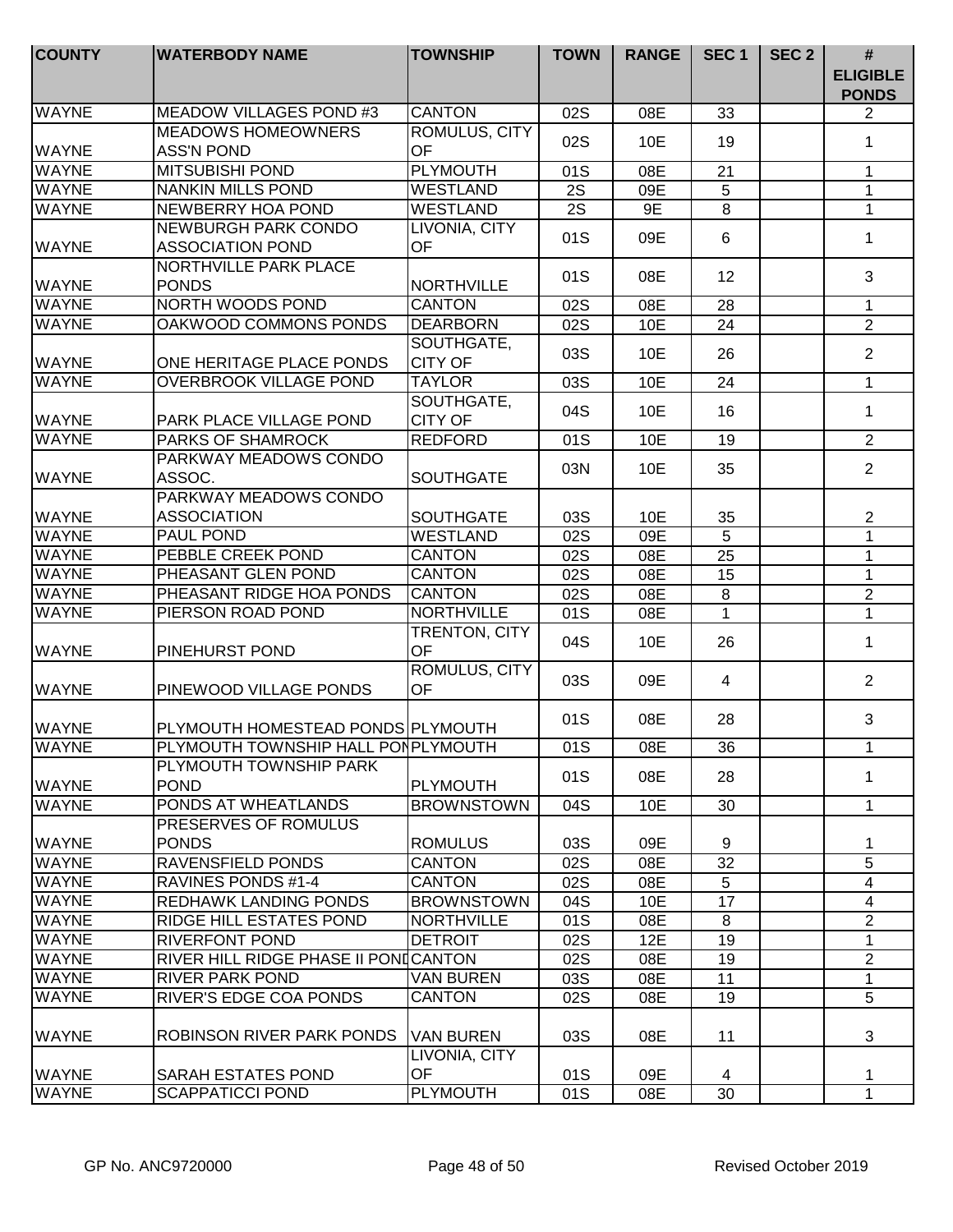| COUNTY | WATERBODY NAME | TOWNSHIP | TOWN | RANGE | SEC 1 | SEC 2 | # ELIGIBLE PONDS |
|---|---|---|---|---|---|---|---|
| WAYNE | MEADOW VILLAGES POND #3 | CANTON | 02S | 08E | 33 | | 2 |
| WAYNE | MEADOWS HOMEOWNERS ASS'N POND | ROMULUS, CITY OF | 02S | 10E | 19 | | 1 |
| WAYNE | MITSUBISHI POND | PLYMOUTH | 01S | 08E | 21 | | 1 |
| WAYNE | NANKIN MILLS POND | WESTLAND | 2S | 09E | 5 | | 1 |
| WAYNE | NEWBERRY HOA POND | WESTLAND | 2S | 9E | 8 | | 1 |
| WAYNE | NEWBURGH PARK CONDO ASSOCIATION POND | LIVONIA, CITY OF | 01S | 09E | 6 | | 1 |
| WAYNE | NORTHVILLE PARK PLACE PONDS | NORTHVILLE | 01S | 08E | 12 | | 3 |
| WAYNE | NORTH WOODS POND | CANTON | 02S | 08E | 28 | | 1 |
| WAYNE | OAKWOOD COMMONS PONDS | DEARBORN | 02S | 10E | 24 | | 2 |
| WAYNE | ONE HERITAGE PLACE PONDS | SOUTHGATE, CITY OF | 03S | 10E | 26 | | 2 |
| WAYNE | OVERBROOK VILLAGE POND | TAYLOR | 03S | 10E | 24 | | 1 |
| WAYNE | PARK PLACE VILLAGE POND | SOUTHGATE, CITY OF | 04S | 10E | 16 | | 1 |
| WAYNE | PARKS OF SHAMROCK | REDFORD | 01S | 10E | 19 | | 2 |
| WAYNE | PARKWAY MEADOWS CONDO ASSOC. | SOUTHGATE | 03N | 10E | 35 | | 2 |
| WAYNE | PARKWAY MEADOWS CONDO ASSOCIATION | SOUTHGATE | 03S | 10E | 35 | | 2 |
| WAYNE | PAUL POND | WESTLAND | 02S | 09E | 5 | | 1 |
| WAYNE | PEBBLE CREEK POND | CANTON | 02S | 08E | 25 | | 1 |
| WAYNE | PHEASANT GLEN POND | CANTON | 02S | 08E | 15 | | 1 |
| WAYNE | PHEASANT RIDGE HOA PONDS | CANTON | 02S | 08E | 8 | | 2 |
| WAYNE | PIERSON ROAD POND | NORTHVILLE | 01S | 08E | 1 | | 1 |
| WAYNE | PINEHURST POND | TRENTON, CITY OF | 04S | 10E | 26 | | 1 |
| WAYNE | PINEWOOD VILLAGE PONDS | ROMULUS, CITY OF | 03S | 09E | 4 | | 2 |
| WAYNE | PLYMOUTH HOMESTEAD PONDS | PLYMOUTH | 01S | 08E | 28 | | 3 |
| WAYNE | PLYMOUTH TOWNSHIP HALL PON | PLYMOUTH | 01S | 08E | 36 | | 1 |
| WAYNE | PLYMOUTH TOWNSHIP PARK POND | PLYMOUTH | 01S | 08E | 28 | | 1 |
| WAYNE | PONDS AT WHEATLANDS | BROWNSTOWN | 04S | 10E | 30 | | 1 |
| WAYNE | PRESERVES OF ROMULUS PONDS | ROMULUS | 03S | 09E | 9 | | 1 |
| WAYNE | RAVENSFIELD PONDS | CANTON | 02S | 08E | 32 | | 5 |
| WAYNE | RAVINES PONDS #1-4 | CANTON | 02S | 08E | 5 | | 4 |
| WAYNE | REDHAWK LANDING PONDS | BROWNSTOWN | 04S | 10E | 17 | | 4 |
| WAYNE | RIDGE HILL ESTATES POND | NORTHVILLE | 01S | 08E | 8 | | 2 |
| WAYNE | RIVERFONT POND | DETROIT | 02S | 12E | 19 | | 1 |
| WAYNE | RIVER HILL RIDGE PHASE II POND | CANTON | 02S | 08E | 19 | | 2 |
| WAYNE | RIVER PARK POND | VAN BUREN | 03S | 08E | 11 | | 1 |
| WAYNE | RIVER'S EDGE COA PONDS | CANTON | 02S | 08E | 19 | | 5 |
| WAYNE | ROBINSON RIVER PARK PONDS | VAN BUREN | 03S | 08E | 11 | | 3 |
| WAYNE | SARAH ESTATES POND | LIVONIA, CITY OF | 01S | 09E | 4 | | 1 |
| WAYNE | SCAPPATICCI POND | PLYMOUTH | 01S | 08E | 30 | | 1 |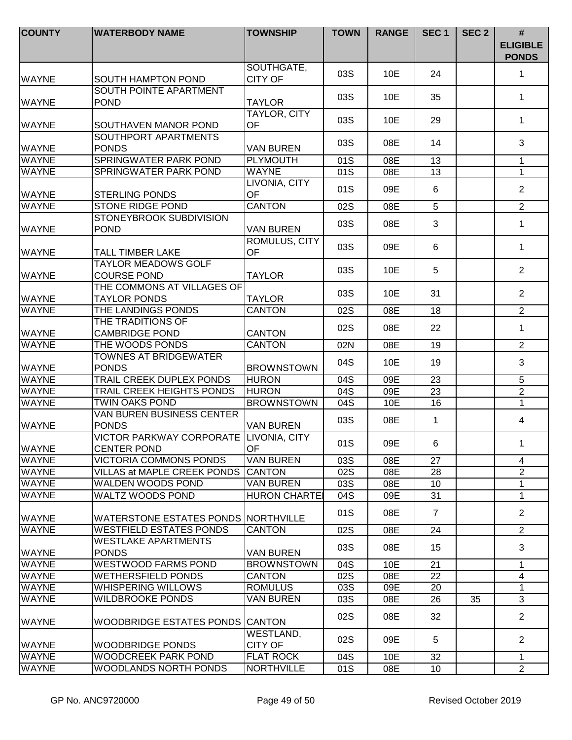| COUNTY | WATERBODY NAME | TOWNSHIP | TOWN | RANGE | SEC 1 | SEC 2 | # ELIGIBLE PONDS |
|---|---|---|---|---|---|---|---|
| WAYNE | SOUTH HAMPTON POND | SOUTHGATE, CITY OF | 03S | 10E | 24 | | 1 |
| WAYNE | SOUTH POINTE APARTMENT POND | TAYLOR | 03S | 10E | 35 | | 1 |
| WAYNE | SOUTHAVEN MANOR POND | TAYLOR, CITY OF | 03S | 10E | 29 | | 1 |
| WAYNE | SOUTHPORT APARTMENTS PONDS | VAN BUREN | 03S | 08E | 14 | | 3 |
| WAYNE | SPRINGWATER PARK POND | PLYMOUTH | 01S | 08E | 13 | | 1 |
| WAYNE | SPRINGWATER PARK POND | WAYNE | 01S | 08E | 13 | | 1 |
| WAYNE | STERLING PONDS | LIVONIA, CITY OF | 01S | 09E | 6 | | 2 |
| WAYNE | STONE RIDGE POND | CANTON | 02S | 08E | 5 | | 2 |
| WAYNE | STONEYBROOK SUBDIVISION POND | VAN BUREN | 03S | 08E | 3 | | 1 |
| WAYNE | TALL TIMBER LAKE | ROMULUS, CITY OF | 03S | 09E | 6 | | 1 |
| WAYNE | TAYLOR MEADOWS GOLF COURSE POND | TAYLOR | 03S | 10E | 5 | | 2 |
| WAYNE | THE COMMONS AT VILLAGES OF TAYLOR PONDS | TAYLOR | 03S | 10E | 31 | | 2 |
| WAYNE | THE LANDINGS PONDS | CANTON | 02S | 08E | 18 | | 2 |
| WAYNE | THE TRADITIONS OF CAMBRIDGE POND | CANTON | 02S | 08E | 22 | | 1 |
| WAYNE | THE WOODS PONDS | CANTON | 02N | 08E | 19 | | 2 |
| WAYNE | TOWNES AT BRIDGEWATER PONDS | BROWNSTOWN | 04S | 10E | 19 | | 3 |
| WAYNE | TRAIL CREEK DUPLEX PONDS | HURON | 04S | 09E | 23 | | 5 |
| WAYNE | TRAIL CREEK HEIGHTS PONDS | HURON | 04S | 09E | 23 | | 2 |
| WAYNE | TWIN OAKS POND | BROWNSTOWN | 04S | 10E | 16 | | 1 |
| WAYNE | VAN BUREN BUSINESS CENTER PONDS | VAN BUREN | 03S | 08E | 1 | | 4 |
| WAYNE | VICTOR PARKWAY CORPORATE CENTER POND | LIVONIA, CITY OF | 01S | 09E | 6 | | 1 |
| WAYNE | VICTORIA COMMONS PONDS | VAN BUREN | 03S | 08E | 27 | | 4 |
| WAYNE | VILLAS at MAPLE CREEK PONDS | CANTON | 02S | 08E | 28 | | 2 |
| WAYNE | WALDEN WOODS POND | VAN BUREN | 03S | 08E | 10 | | 1 |
| WAYNE | WALTZ WOODS POND | HURON CHARTE | 04S | 09E | 31 | | 1 |
| WAYNE | WATERSTONE ESTATES PONDS | NORTHVILLE | 01S | 08E | 7 | | 2 |
| WAYNE | WESTFIELD ESTATES PONDS | CANTON | 02S | 08E | 24 | | 2 |
| WAYNE | WESTLAKE APARTMENTS PONDS | VAN BUREN | 03S | 08E | 15 | | 3 |
| WAYNE | WESTWOOD FARMS POND | BROWNSTOWN | 04S | 10E | 21 | | 1 |
| WAYNE | WETHERSFIELD PONDS | CANTON | 02S | 08E | 22 | | 4 |
| WAYNE | WHISPERING WILLOWS | ROMULUS | 03S | 09E | 20 | | 1 |
| WAYNE | WILDBROOKE PONDS | VAN BUREN | 03S | 08E | 26 | 35 | 3 |
| WAYNE | WOODBRIDGE ESTATES PONDS | CANTON | 02S | 08E | 32 | | 2 |
| WAYNE | WOODBRIDGE PONDS | WESTLAND, CITY OF | 02S | 09E | 5 | | 2 |
| WAYNE | WOODCREEK PARK POND | FLAT ROCK | 04S | 10E | 32 | | 1 |
| WAYNE | WOODLANDS NORTH PONDS | NORTHVILLE | 01S | 08E | 10 | | 2 |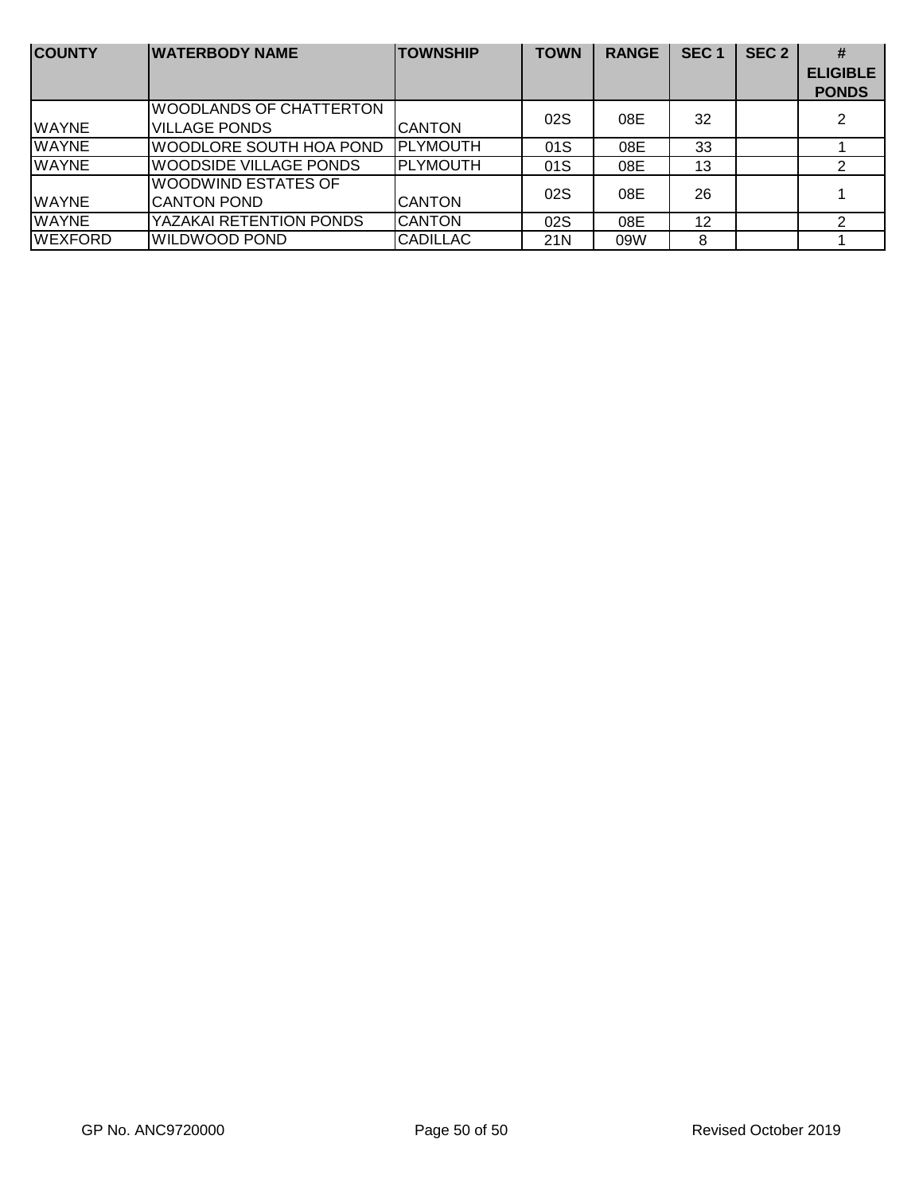| COUNTY | WATERBODY NAME | TOWNSHIP | TOWN | RANGE | SEC 1 | SEC 2 | # ELIGIBLE PONDS |
|---|---|---|---|---|---|---|---|
| WAYNE | WOODLANDS OF CHATTERTON VILLAGE PONDS | CANTON | 02S | 08E | 32 | | 2 |
| WAYNE | WOODLORE SOUTH HOA POND | PLYMOUTH | 01S | 08E | 33 | | 1 |
| WAYNE | WOODSIDE VILLAGE PONDS | PLYMOUTH | 01S | 08E | 13 | | 2 |
| WAYNE | WOODWIND ESTATES OF CANTON POND | CANTON | 02S | 08E | 26 | | 1 |
| WAYNE | YAZAKAI RETENTION PONDS | CANTON | 02S | 08E | 12 | | 2 |
| WEXFORD | WILDWOOD POND | CADILLAC | 21N | 09W | 8 | | 1 |